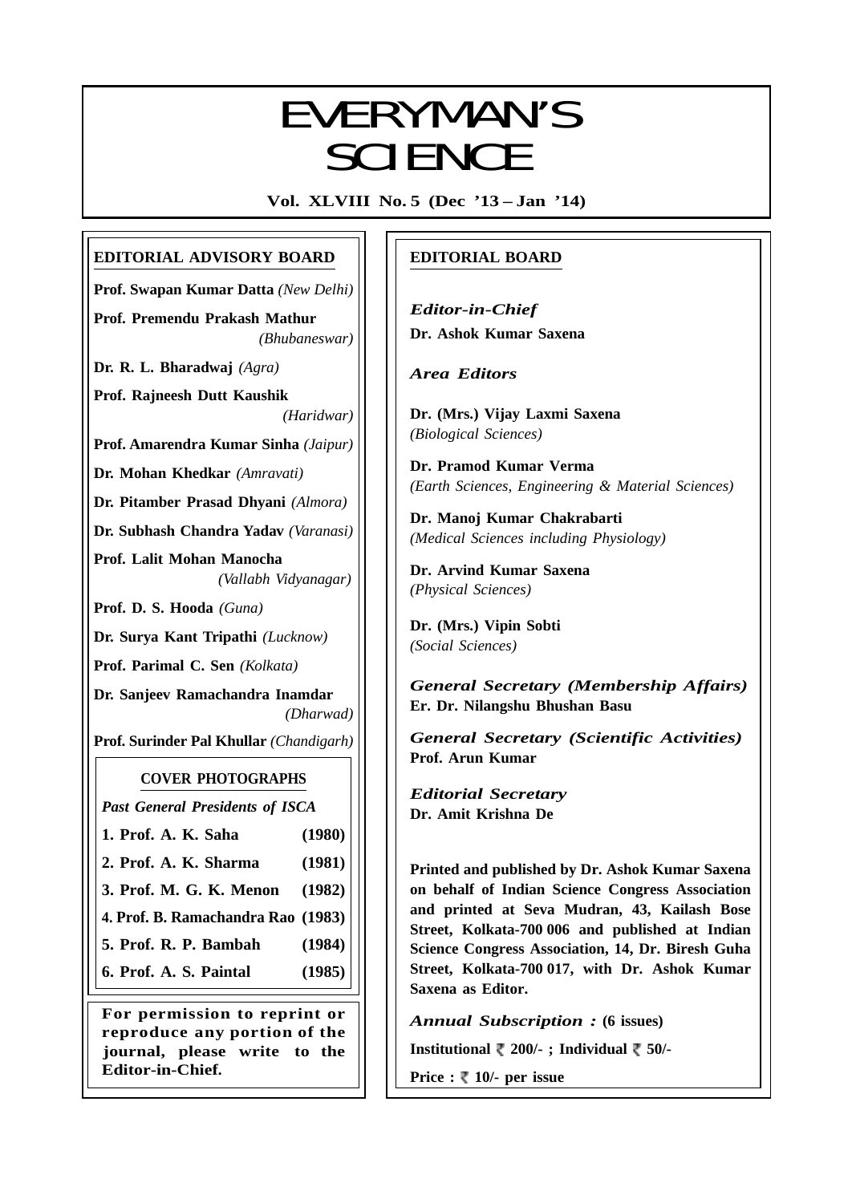# EVERYMAN'S SCIENCE

**Vol. XLVIII No. 5 (Dec '13 – Jan '14)**

## EDITORIAL ADVISORY BOARD

**Prof. Swapan Kumar Datta** *(New Delhi)*

**Prof. Premendu Prakash Mathur** *(Bhubaneswar)*

**Dr. R. L. Bharadwaj** *(Agra)*

**Prof. Rajneesh Dutt Kaushik** *(Haridwar)*

**Prof. Amarendra Kumar Sinha** *(Jaipur)*

**Dr. Mohan Khedkar** *(Amravati)*

**Dr. Pitamber Prasad Dhyani** *(Almora)*

**Dr. Subhash Chandra Yadav** *(Varanasi)*

**Prof. Lalit Mohan Manocha** *(Vallabh Vidyanagar)*

**Prof. D. S. Hooda** *(Guna)*

**Dr. Surya Kant Tripathi** *(Lucknow)*

**Prof. Parimal C. Sen** *(Kolkata)*

**Dr. Sanjeev Ramachandra Inamdar** *(Dharwad)*

**Prof. Surinder Pal Khullar** *(Chandigarh)*

### COVER PHOTOGRAPHS

*Past General Presidents of ISCA*

| | |
|---|---|
| **1. Prof. A. K. Saha** | **(1980)** |
| **2. Prof. A. K. Sharma** | **(1981)** |
| **3. Prof. M. G. K. Menon** | **(1982)** |
| **4. Prof. B. Ramachandra Rao** | **(1983)** |
| **5. Prof. R. P. Bambah** | **(1984)** |
| **6. Prof. A. S. Paintal** | **(1985)** |

**For permission to reprint or reproduce any portion of the journal, please write to the Editor-in-Chief.**

## EDITORIAL BOARD

*Editor-in-Chief*
**Dr. Ashok Kumar Saxena**

*Area Editors*

**Dr. (Mrs.) Vijay Laxmi Saxena**
*(Biological Sciences)*

**Dr. Pramod Kumar Verma**
*(Earth Sciences, Engineering & Material Sciences)*

**Dr. Manoj Kumar Chakrabarti**
*(Medical Sciences including Physiology)*

**Dr. Arvind Kumar Saxena**
*(Physical Sciences)*

**Dr. (Mrs.) Vipin Sobti**
*(Social Sciences)*

*General Secretary (Membership Affairs)*
**Er. Dr. Nilangshu Bhushan Basu**

*General Secretary (Scientific Activities)*
**Prof. Arun Kumar**

*Editorial Secretary*
**Dr. Amit Krishna De**

**Printed and published by Dr. Ashok Kumar Saxena on behalf of Indian Science Congress Association and printed at Seva Mudran, 43, Kailash Bose Street, Kolkata-700 006 and published at Indian Science Congress Association, 14, Dr. Biresh Guha Street, Kolkata-700 017, with Dr. Ashok Kumar Saxena as Editor.**

*Annual Subscription :* **(6 issues)**

**Institutional ₹ 200/- ; Individual ₹ 50/-**

**Price : ₹ 10/- per issue**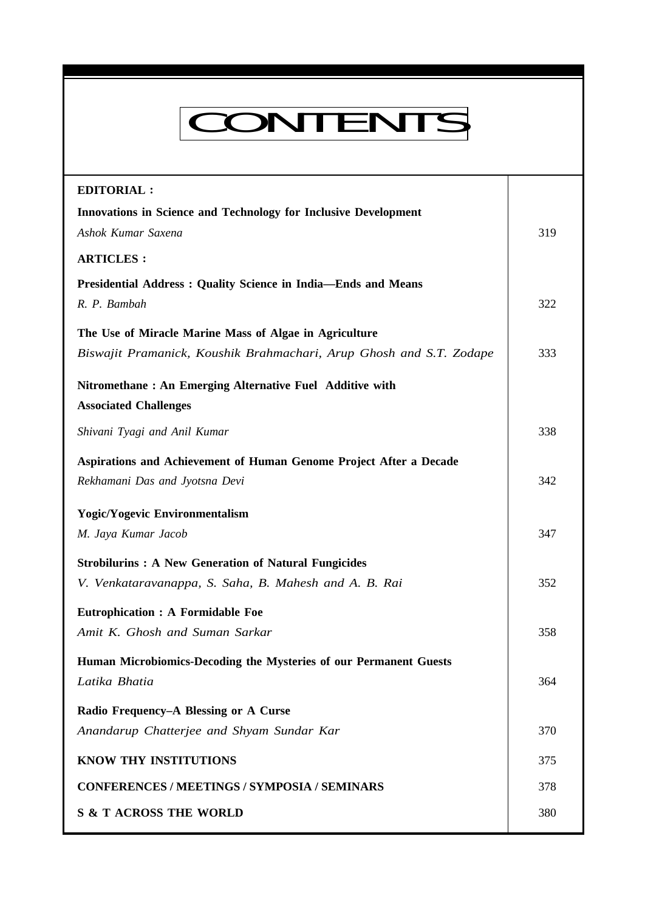# CONTENTS

| | |
|---|---|
| **EDITORIAL :** | |
| **Innovations in Science and Technology for Inclusive Development** | |
| *Ashok Kumar Saxena* | 319 |
| **ARTICLES :** | |
| **Presidential Address : Quality Science in India—Ends and Means** | |
| *R. P. Bambah* | 322 |
| **The Use of Miracle Marine Mass of Algae in Agriculture** | |
| *Biswajit Pramanick, Koushik Brahmachari, Arup Ghosh and S.T. Zodape* | 333 |
| **Nitromethane : An Emerging Alternative Fuel Additive with Associated Challenges** | |
| *Shivani Tyagi and Anil Kumar* | 338 |
| **Aspirations and Achievement of Human Genome Project After a Decade** | |
| *Rekhamani Das and Jyotsna Devi* | 342 |
| **Yogic/Yogevic Environmentalism** | |
| *M. Jaya Kumar Jacob* | 347 |
| **Strobilurins : A New Generation of Natural Fungicides** | |
| *V. Venkataravanappa, S. Saha, B. Mahesh and A. B. Rai* | 352 |
| **Eutrophication : A Formidable Foe** | |
| *Amit K. Ghosh and Suman Sarkar* | 358 |
| **Human Microbiomics-Decoding the Mysteries of our Permanent Guests** | |
| *Latika Bhatia* | 364 |
| **Radio Frequency–A Blessing or A Curse** | |
| *Anandarup Chatterjee and Shyam Sundar Kar* | 370 |
| **KNOW THY INSTITUTIONS** | 375 |
| **CONFERENCES / MEETINGS / SYMPOSIA / SEMINARS** | 378 |
| **S & T ACROSS THE WORLD** | 380 |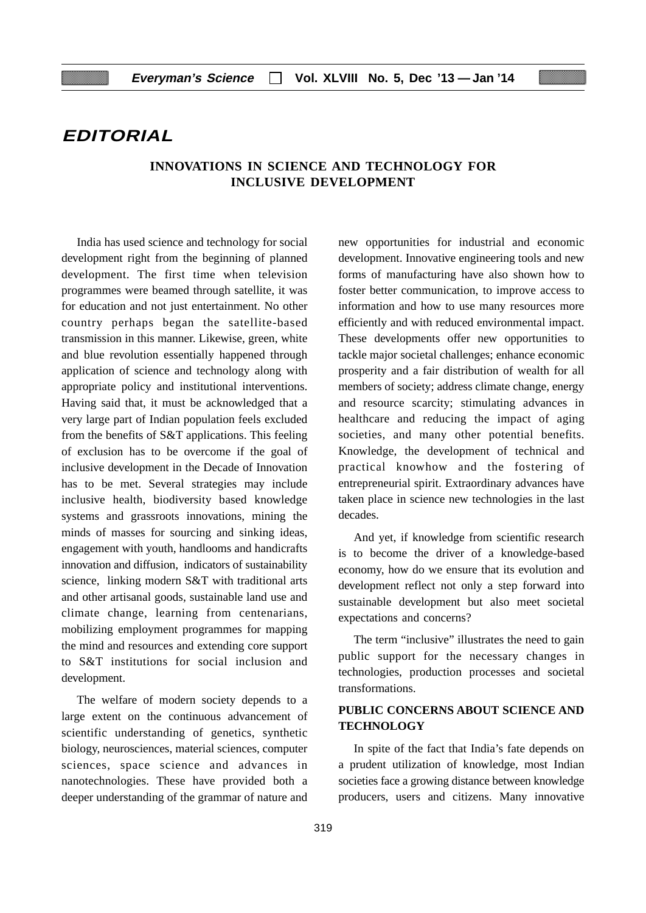# EDITORIAL

## INNOVATIONS IN SCIENCE AND TECHNOLOGY FOR INCLUSIVE DEVELOPMENT

India has used science and technology for social development right from the beginning of planned development. The first time when television programmes were beamed through satellite, it was for education and not just entertainment. No other country perhaps began the satellite-based transmission in this manner. Likewise, green, white and blue revolution essentially happened through application of science and technology along with appropriate policy and institutional interventions. Having said that, it must be acknowledged that a very large part of Indian population feels excluded from the benefits of S&T applications. This feeling of exclusion has to be overcome if the goal of inclusive development in the Decade of Innovation has to be met. Several strategies may include inclusive health, biodiversity based knowledge systems and grassroots innovations, mining the minds of masses for sourcing and sinking ideas, engagement with youth, handlooms and handicrafts innovation and diffusion, indicators of sustainability science, linking modern S&T with traditional arts and other artisanal goods, sustainable land use and climate change, learning from centenarians, mobilizing employment programmes for mapping the mind and resources and extending core support to S&T institutions for social inclusion and development.

The welfare of modern society depends to a large extent on the continuous advancement of scientific understanding of genetics, synthetic biology, neurosciences, material sciences, computer sciences, space science and advances in nanotechnologies. These have provided both a deeper understanding of the grammar of nature and new opportunities for industrial and economic development. Innovative engineering tools and new forms of manufacturing have also shown how to foster better communication, to improve access to information and how to use many resources more efficiently and with reduced environmental impact. These developments offer new opportunities to tackle major societal challenges; enhance economic prosperity and a fair distribution of wealth for all members of society; address climate change, energy and resource scarcity; stimulating advances in healthcare and reducing the impact of aging societies, and many other potential benefits. Knowledge, the development of technical and practical knowhow and the fostering of entrepreneurial spirit. Extraordinary advances have taken place in science new technologies in the last decades.

And yet, if knowledge from scientific research is to become the driver of a knowledge-based economy, how do we ensure that its evolution and development reflect not only a step forward into sustainable development but also meet societal expectations and concerns?

The term "inclusive" illustrates the need to gain public support for the necessary changes in technologies, production processes and societal transformations.

### PUBLIC CONCERNS ABOUT SCIENCE AND TECHNOLOGY

In spite of the fact that India's fate depends on a prudent utilization of knowledge, most Indian societies face a growing distance between knowledge producers, users and citizens. Many innovative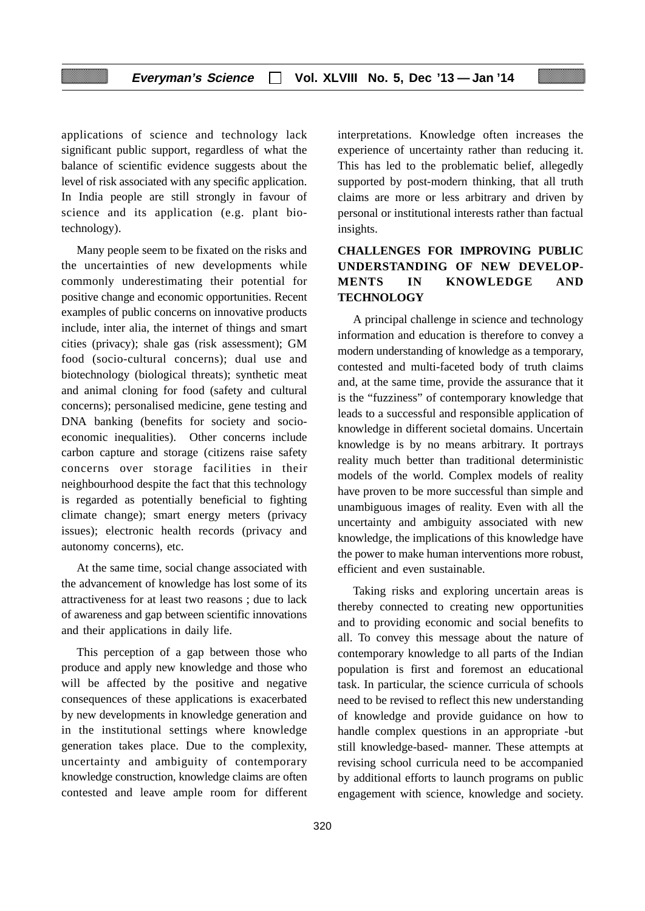applications of science and technology lack significant public support, regardless of what the balance of scientific evidence suggests about the level of risk associated with any specific application. In India people are still strongly in favour of science and its application (e.g. plant bio-technology).

Many people seem to be fixated on the risks and the uncertainties of new developments while commonly underestimating their potential for positive change and economic opportunities. Recent examples of public concerns on innovative products include, inter alia, the internet of things and smart cities (privacy); shale gas (risk assessment); GM food (socio-cultural concerns); dual use and biotechnology (biological threats); synthetic meat and animal cloning for food (safety and cultural concerns); personalised medicine, gene testing and DNA banking (benefits for society and socio-economic inequalities). Other concerns include carbon capture and storage (citizens raise safety concerns over storage facilities in their neighbourhood despite the fact that this technology is regarded as potentially beneficial to fighting climate change); smart energy meters (privacy issues); electronic health records (privacy and autonomy concerns), etc.

At the same time, social change associated with the advancement of knowledge has lost some of its attractiveness for at least two reasons ; due to lack of awareness and gap between scientific innovations and their applications in daily life.

This perception of a gap between those who produce and apply new knowledge and those who will be affected by the positive and negative consequences of these applications is exacerbated by new developments in knowledge generation and in the institutional settings where knowledge generation takes place. Due to the complexity, uncertainty and ambiguity of contemporary knowledge construction, knowledge claims are often contested and leave ample room for different interpretations. Knowledge often increases the experience of uncertainty rather than reducing it. This has led to the problematic belief, allegedly supported by post-modern thinking, that all truth claims are more or less arbitrary and driven by personal or institutional interests rather than factual insights.

## CHALLENGES FOR IMPROVING PUBLIC UNDERSTANDING OF NEW DEVELOPMENTS IN KNOWLEDGE AND TECHNOLOGY

A principal challenge in science and technology information and education is therefore to convey a modern understanding of knowledge as a temporary, contested and multi-faceted body of truth claims and, at the same time, provide the assurance that it is the "fuzziness" of contemporary knowledge that leads to a successful and responsible application of knowledge in different societal domains. Uncertain knowledge is by no means arbitrary. It portrays reality much better than traditional deterministic models of the world. Complex models of reality have proven to be more successful than simple and unambiguous images of reality. Even with all the uncertainty and ambiguity associated with new knowledge, the implications of this knowledge have the power to make human interventions more robust, efficient and even sustainable.

Taking risks and exploring uncertain areas is thereby connected to creating new opportunities and to providing economic and social benefits to all. To convey this message about the nature of contemporary knowledge to all parts of the Indian population is first and foremost an educational task. In particular, the science curricula of schools need to be revised to reflect this new understanding of knowledge and provide guidance on how to handle complex questions in an appropriate -but still knowledge-based- manner. These attempts at revising school curricula need to be accompanied by additional efforts to launch programs on public engagement with science, knowledge and society.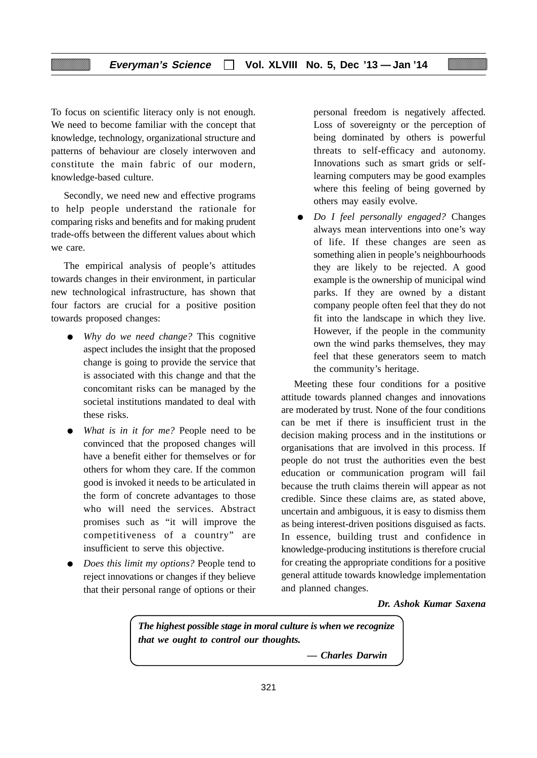To focus on scientific literacy only is not enough. We need to become familiar with the concept that knowledge, technology, organizational structure and patterns of behaviour are closely interwoven and constitute the main fabric of our modern, knowledge-based culture.

Secondly, we need new and effective programs to help people understand the rationale for comparing risks and benefits and for making prudent trade-offs between the different values about which we care.

The empirical analysis of people's attitudes towards changes in their environment, in particular new technological infrastructure, has shown that four factors are crucial for a positive position towards proposed changes:

- *Why do we need change?* This cognitive aspect includes the insight that the proposed change is going to provide the service that is associated with this change and that the concomitant risks can be managed by the societal institutions mandated to deal with these risks.
- *What is in it for me?* People need to be convinced that the proposed changes will have a benefit either for themselves or for others for whom they care. If the common good is invoked it needs to be articulated in the form of concrete advantages to those who will need the services. Abstract promises such as "it will improve the competitiveness of a country" are insufficient to serve this objective.
- *Does this limit my options?* People tend to reject innovations or changes if they believe that their personal range of options or their personal freedom is negatively affected. Loss of sovereignty or the perception of being dominated by others is powerful threats to self-efficacy and autonomy. Innovations such as smart grids or self-learning computers may be good examples where this feeling of being governed by others may easily evolve.
- *Do I feel personally engaged?* Changes always mean interventions into one's way of life. If these changes are seen as something alien in people's neighbourhoods they are likely to be rejected. A good example is the ownership of municipal wind parks. If they are owned by a distant company people often feel that they do not fit into the landscape in which they live. However, if the people in the community own the wind parks themselves, they may feel that these generators seem to match the community's heritage.

Meeting these four conditions for a positive attitude towards planned changes and innovations are moderated by trust. None of the four conditions can be met if there is insufficient trust in the decision making process and in the institutions or organisations that are involved in this process. If people do not trust the authorities even the best education or communication program will fail because the truth claims therein will appear as not credible. Since these claims are, as stated above, uncertain and ambiguous, it is easy to dismiss them as being interest-driven positions disguised as facts. In essence, building trust and confidence in knowledge-producing institutions is therefore crucial for creating the appropriate conditions for a positive general attitude towards knowledge implementation and planned changes.

***Dr. Ashok Kumar Saxena***

> ***The highest possible stage in moral culture is when we recognize that we ought to control our thoughts.***
>
> ***— Charles Darwin***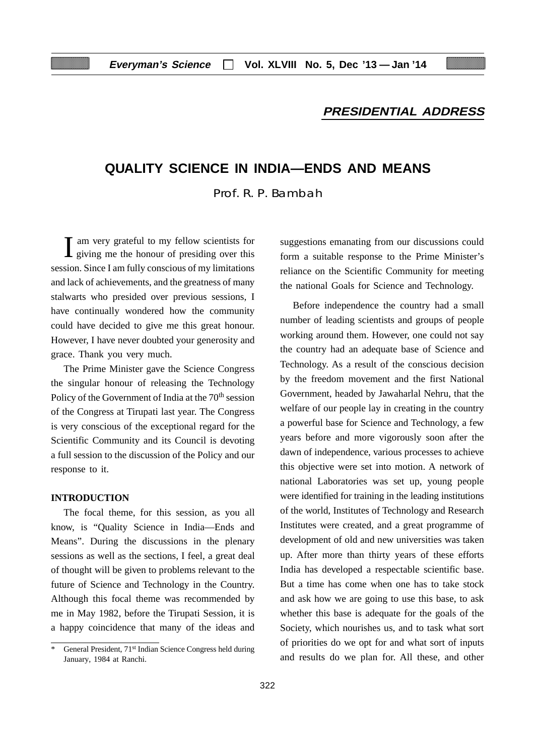**PRESIDENTIAL ADDRESS**

# QUALITY SCIENCE IN INDIA—ENDS AND MEANS

Prof. R. P. Bambah

I am very grateful to my fellow scientists for giving me the honour of presiding over this session. Since I am fully conscious of my limitations and lack of achievements, and the greatness of many stalwarts who presided over previous sessions, I have continually wondered how the community could have decided to give me this great honour. However, I have never doubted your generosity and grace. Thank you very much.

The Prime Minister gave the Science Congress the singular honour of releasing the Technology Policy of the Government of India at the 70th session of the Congress at Tirupati last year. The Congress is very conscious of the exceptional regard for the Scientific Community and its Council is devoting a full session to the discussion of the Policy and our response to it.

## INTRODUCTION

The focal theme, for this session, as you all know, is "Quality Science in India—Ends and Means". During the discussions in the plenary sessions as well as the sections, I feel, a great deal of thought will be given to problems relevant to the future of Science and Technology in the Country. Although this focal theme was recommended by me in May 1982, before the Tirupati Session, it is a happy coincidence that many of the ideas and suggestions emanating from our discussions could form a suitable response to the Prime Minister's reliance on the Scientific Community for meeting the national Goals for Science and Technology.

Before independence the country had a small number of leading scientists and groups of people working around them. However, one could not say the country had an adequate base of Science and Technology. As a result of the conscious decision by the freedom movement and the first National Government, headed by Jawaharlal Nehru, that the welfare of our people lay in creating in the country a powerful base for Science and Technology, a few years before and more vigorously soon after the dawn of independence, various processes to achieve this objective were set into motion. A network of national Laboratories was set up, young people were identified for training in the leading institutions of the world, Institutes of Technology and Research Institutes were created, and a great programme of development of old and new universities was taken up. After more than thirty years of these efforts India has developed a respectable scientific base. But a time has come when one has to take stock and ask how we are going to use this base, to ask whether this base is adequate for the goals of the Society, which nourishes us, and to task what sort of priorities do we opt for and what sort of inputs and results do we plan for. All these, and other

---

* General President, 71st Indian Science Congress held during January, 1984 at Ranchi.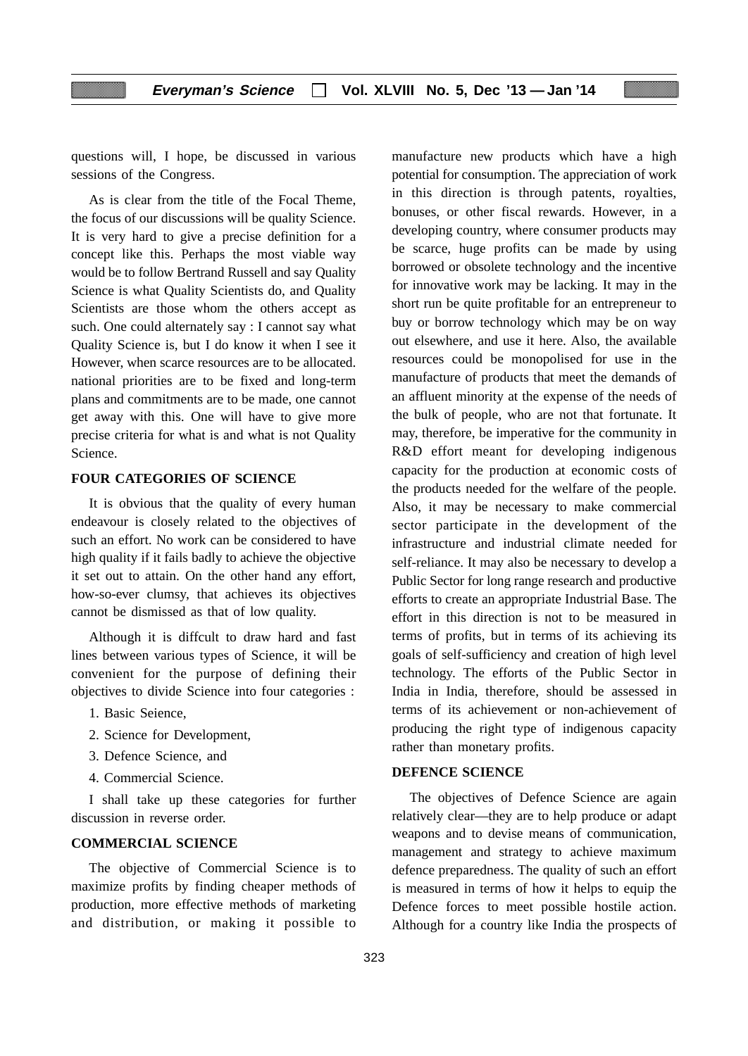questions will, I hope, be discussed in various sessions of the Congress.

As is clear from the title of the Focal Theme, the focus of our discussions will be quality Science. It is very hard to give a precise definition for a concept like this. Perhaps the most viable way would be to follow Bertrand Russell and say Quality Science is what Quality Scientists do, and Quality Scientists are those whom the others accept as such. One could alternately say : I cannot say what Quality Science is, but I do know it when I see it However, when scarce resources are to be allocated. national priorities are to be fixed and long-term plans and commitments are to be made, one cannot get away with this. One will have to give more precise criteria for what is and what is not Quality Science.

## FOUR CATEGORIES OF SCIENCE

It is obvious that the quality of every human endeavour is closely related to the objectives of such an effort. No work can be considered to have high quality if it fails badly to achieve the objective it set out to attain. On the other hand any effort, how-so-ever clumsy, that achieves its objectives cannot be dismissed as that of low quality.

Although it is diffcult to draw hard and fast lines between various types of Science, it will be convenient for the purpose of defining their objectives to divide Science into four categories :

1. Basic Seience,
2. Science for Development,
3. Defence Science, and
4. Commercial Science.

I shall take up these categories for further discussion in reverse order.

## COMMERCIAL SCIENCE

The objective of Commercial Science is to maximize profits by finding cheaper methods of production, more effective methods of marketing and distribution, or making it possible to manufacture new products which have a high potential for consumption. The appreciation of work in this direction is through patents, royalties, bonuses, or other fiscal rewards. However, in a developing country, where consumer products may be scarce, huge profits can be made by using borrowed or obsolete technology and the incentive for innovative work may be lacking. It may in the short run be quite profitable for an entrepreneur to buy or borrow technology which may be on way out elsewhere, and use it here. Also, the available resources could be monopolised for use in the manufacture of products that meet the demands of an affluent minority at the expense of the needs of the bulk of people, who are not that fortunate. It may, therefore, be imperative for the community in R&D effort meant for developing indigenous capacity for the production at economic costs of the products needed for the welfare of the people. Also, it may be necessary to make commercial sector participate in the development of the infrastructure and industrial climate needed for self-reliance. It may also be necessary to develop a Public Sector for long range research and productive efforts to create an appropriate Industrial Base. The effort in this direction is not to be measured in terms of profits, but in terms of its achieving its goals of self-sufficiency and creation of high level technology. The efforts of the Public Sector in India in India, therefore, should be assessed in terms of its achievement or non-achievement of producing the right type of indigenous capacity rather than monetary profits.

## DEFENCE SCIENCE

The objectives of Defence Science are again relatively clear—they are to help produce or adapt weapons and to devise means of communication, management and strategy to achieve maximum defence preparedness. The quality of such an effort is measured in terms of how it helps to equip the Defence forces to meet possible hostile action. Although for a country like India the prospects of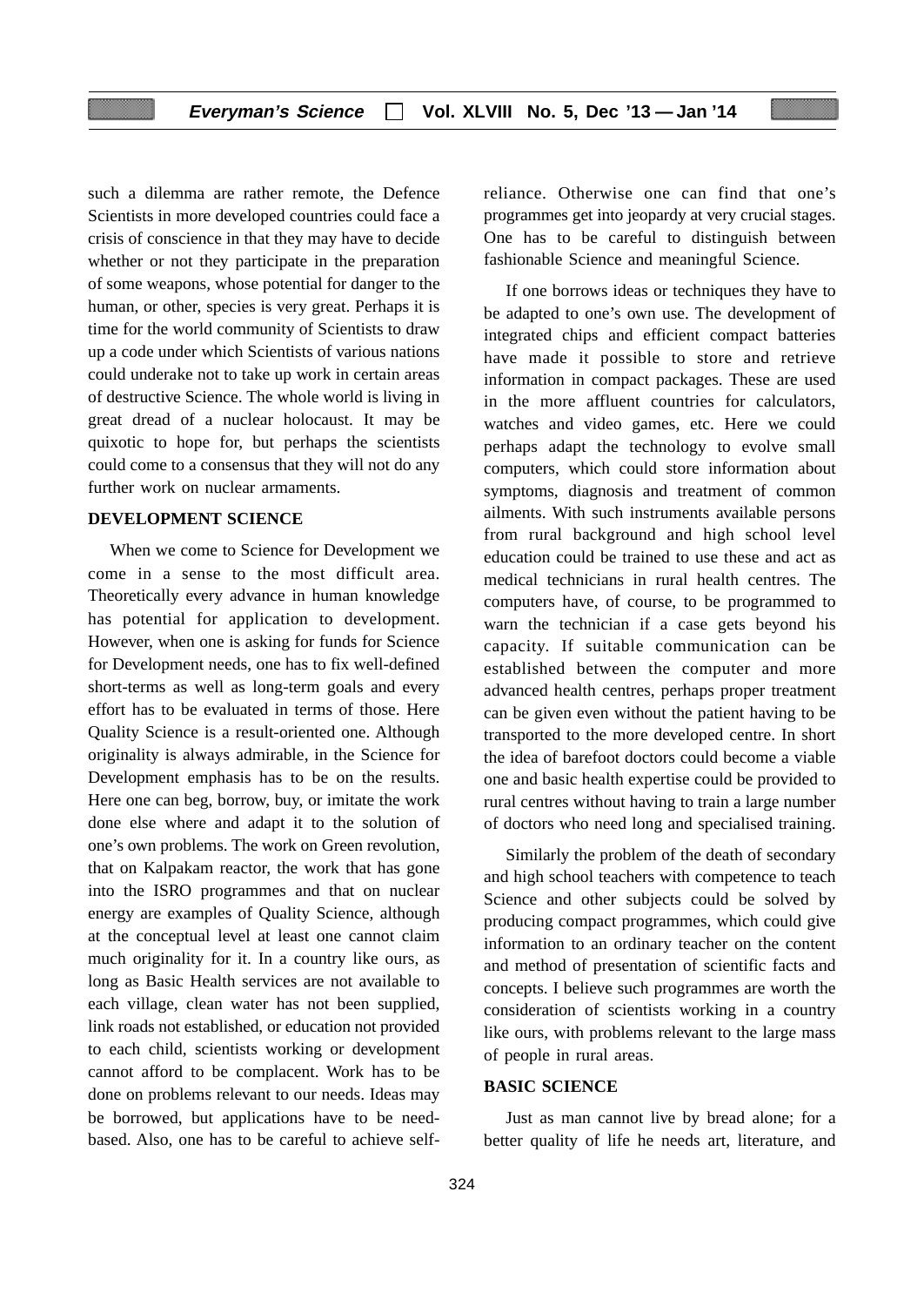such a dilemma are rather remote, the Defence Scientists in more developed countries could face a crisis of conscience in that they may have to decide whether or not they participate in the preparation of some weapons, whose potential for danger to the human, or other, species is very great. Perhaps it is time for the world community of Scientists to draw up a code under which Scientists of various nations could underake not to take up work in certain areas of destructive Science. The whole world is living in great dread of a nuclear holocaust. It may be quixotic to hope for, but perhaps the scientists could come to a consensus that they will not do any further work on nuclear armaments.

## DEVELOPMENT SCIENCE

When we come to Science for Development we come in a sense to the most difficult area. Theoretically every advance in human knowledge has potential for application to development. However, when one is asking for funds for Science for Development needs, one has to fix well-defined short-terms as well as long-term goals and every effort has to be evaluated in terms of those. Here Quality Science is a result-oriented one. Although originality is always admirable, in the Science for Development emphasis has to be on the results. Here one can beg, borrow, buy, or imitate the work done else where and adapt it to the solution of one's own problems. The work on Green revolution, that on Kalpakam reactor, the work that has gone into the ISRO programmes and that on nuclear energy are examples of Quality Science, although at the conceptual level at least one cannot claim much originality for it. In a country like ours, as long as Basic Health services are not available to each village, clean water has not been supplied, link roads not established, or education not provided to each child, scientists working or development cannot afford to be complacent. Work has to be done on problems relevant to our needs. Ideas may be borrowed, but applications have to be need-based. Also, one has to be careful to achieve self-reliance. Otherwise one can find that one's programmes get into jeopardy at very crucial stages. One has to be careful to distinguish between fashionable Science and meaningful Science.

If one borrows ideas or techniques they have to be adapted to one's own use. The development of integrated chips and efficient compact batteries have made it possible to store and retrieve information in compact packages. These are used in the more affluent countries for calculators, watches and video games, etc. Here we could perhaps adapt the technology to evolve small computers, which could store information about symptoms, diagnosis and treatment of common ailments. With such instruments available persons from rural background and high school level education could be trained to use these and act as medical technicians in rural health centres. The computers have, of course, to be programmed to warn the technician if a case gets beyond his capacity. If suitable communication can be established between the computer and more advanced health centres, perhaps proper treatment can be given even without the patient having to be transported to the more developed centre. In short the idea of barefoot doctors could become a viable one and basic health expertise could be provided to rural centres without having to train a large number of doctors who need long and specialised training.

Similarly the problem of the death of secondary and high school teachers with competence to teach Science and other subjects could be solved by producing compact programmes, which could give information to an ordinary teacher on the content and method of presentation of scientific facts and concepts. I believe such programmes are worth the consideration of scientists working in a country like ours, with problems relevant to the large mass of people in rural areas.

## BASIC SCIENCE

Just as man cannot live by bread alone; for a better quality of life he needs art, literature, and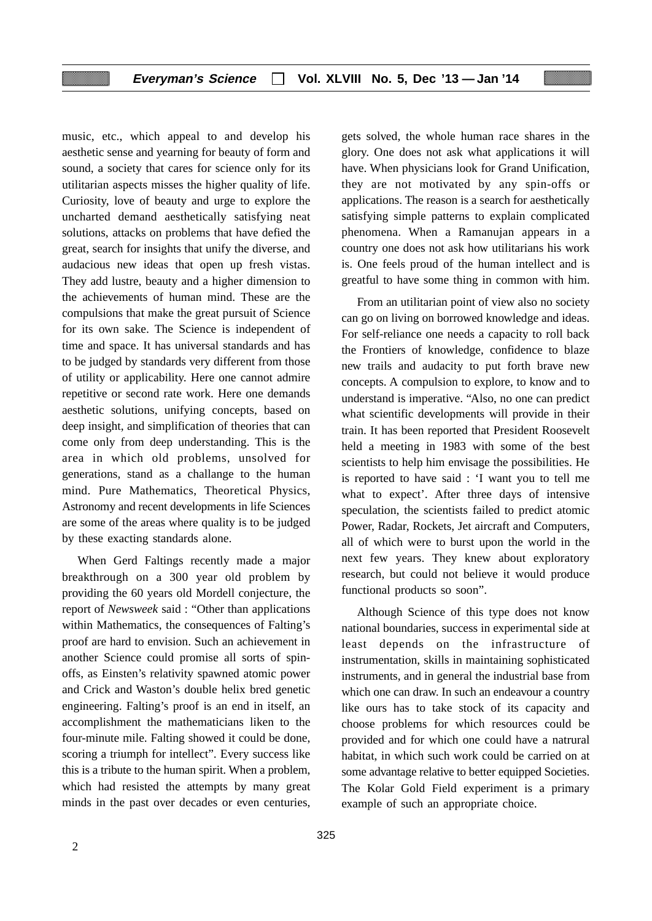music, etc., which appeal to and develop his aesthetic sense and yearning for beauty of form and sound, a society that cares for science only for its utilitarian aspects misses the higher quality of life. Curiosity, love of beauty and urge to explore the uncharted demand aesthetically satisfying neat solutions, attacks on problems that have defied the great, search for insights that unify the diverse, and audacious new ideas that open up fresh vistas. They add lustre, beauty and a higher dimension to the achievements of human mind. These are the compulsions that make the great pursuit of Science for its own sake. The Science is independent of time and space. It has universal standards and has to be judged by standards very different from those of utility or applicability. Here one cannot admire repetitive or second rate work. Here one demands aesthetic solutions, unifying concepts, based on deep insight, and simplification of theories that can come only from deep understanding. This is the area in which old problems, unsolved for generations, stand as a challange to the human mind. Pure Mathematics, Theoretical Physics, Astronomy and recent developments in life Sciences are some of the areas where quality is to be judged by these exacting standards alone.

When Gerd Faltings recently made a major breakthrough on a 300 year old problem by providing the 60 years old Mordell conjecture, the report of *Newsweek* said : "Other than applications within Mathematics, the consequences of Falting's proof are hard to envision. Such an achievement in another Science could promise all sorts of spin-offs, as Einsten's relativity spawned atomic power and Crick and Waston's double helix bred genetic engineering. Falting's proof is an end in itself, an accomplishment the mathematicians liken to the four-minute mile. Falting showed it could be done, scoring a triumph for intellect". Every success like this is a tribute to the human spirit. When a problem, which had resisted the attempts by many great minds in the past over decades or even centuries, gets solved, the whole human race shares in the glory. One does not ask what applications it will have. When physicians look for Grand Unification, they are not motivated by any spin-offs or applications. The reason is a search for aesthetically satisfying simple patterns to explain complicated phenomena. When a Ramanujan appears in a country one does not ask how utilitarians his work is. One feels proud of the human intellect and is greatful to have some thing in common with him.

From an utilitarian point of view also no society can go on living on borrowed knowledge and ideas. For self-reliance one needs a capacity to roll back the Frontiers of knowledge, confidence to blaze new trails and audacity to put forth brave new concepts. A compulsion to explore, to know and to understand is imperative. "Also, no one can predict what scientific developments will provide in their train. It has been reported that President Roosevelt held a meeting in 1983 with some of the best scientists to help him envisage the possibilities. He is reported to have said : 'I want you to tell me what to expect'. After three days of intensive speculation, the scientists failed to predict atomic Power, Radar, Rockets, Jet aircraft and Computers, all of which were to burst upon the world in the next few years. They knew about exploratory research, but could not believe it would produce functional products so soon".

Although Science of this type does not know national boundaries, success in experimental side at least depends on the infrastructure of instrumentation, skills in maintaining sophisticated instruments, and in general the industrial base from which one can draw. In such an endeavour a country like ours has to take stock of its capacity and choose problems for which resources could be provided and for which one could have a natrural habitat, in which such work could be carried on at some advantage relative to better equipped Societies. The Kolar Gold Field experiment is a primary example of such an appropriate choice.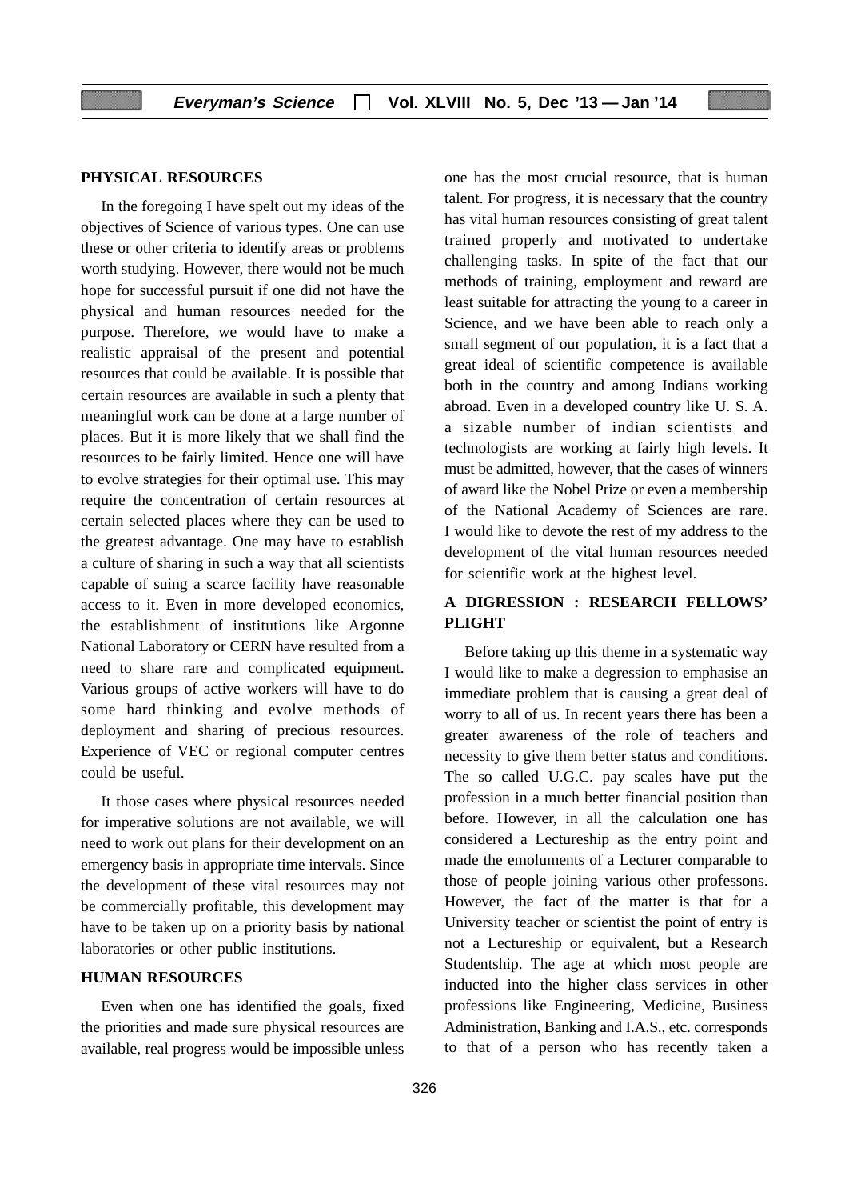## PHYSICAL RESOURCES

In the foregoing I have spelt out my ideas of the objectives of Science of various types. One can use these or other criteria to identify areas or problems worth studying. However, there would not be much hope for successful pursuit if one did not have the physical and human resources needed for the purpose. Therefore, we would have to make a realistic appraisal of the present and potential resources that could be available. It is possible that certain resources are available in such a plenty that meaningful work can be done at a large number of places. But it is more likely that we shall find the resources to be fairly limited. Hence one will have to evolve strategies for their optimal use. This may require the concentration of certain resources at certain selected places where they can be used to the greatest advantage. One may have to establish a culture of sharing in such a way that all scientists capable of suing a scarce facility have reasonable access to it. Even in more developed economics, the establishment of institutions like Argonne National Laboratory or CERN have resulted from a need to share rare and complicated equipment. Various groups of active workers will have to do some hard thinking and evolve methods of deployment and sharing of precious resources. Experience of VEC or regional computer centres could be useful.

It those cases where physical resources needed for imperative solutions are not available, we will need to work out plans for their development on an emergency basis in appropriate time intervals. Since the development of these vital resources may not be commercially profitable, this development may have to be taken up on a priority basis by national laboratories or other public institutions.

## HUMAN RESOURCES

Even when one has identified the goals, fixed the priorities and made sure physical resources are available, real progress would be impossible unless one has the most crucial resource, that is human talent. For progress, it is necessary that the country has vital human resources consisting of great talent trained properly and motivated to undertake challenging tasks. In spite of the fact that our methods of training, employment and reward are least suitable for attracting the young to a career in Science, and we have been able to reach only a small segment of our population, it is a fact that a great ideal of scientific competence is available both in the country and among Indians working abroad. Even in a developed country like U. S. A. a sizable number of indian scientists and technologists are working at fairly high levels. It must be admitted, however, that the cases of winners of award like the Nobel Prize or even a membership of the National Academy of Sciences are rare. I would like to devote the rest of my address to the development of the vital human resources needed for scientific work at the highest level.

## A DIGRESSION : RESEARCH FELLOWS' PLIGHT

Before taking up this theme in a systematic way I would like to make a degression to emphasise an immediate problem that is causing a great deal of worry to all of us. In recent years there has been a greater awareness of the role of teachers and necessity to give them better status and conditions. The so called U.G.C. pay scales have put the profession in a much better financial position than before. However, in all the calculation one has considered a Lectureship as the entry point and made the emoluments of a Lecturer comparable to those of people joining various other professons. However, the fact of the matter is that for a University teacher or scientist the point of entry is not a Lectureship or equivalent, but a Research Studentship. The age at which most people are inducted into the higher class services in other professions like Engineering, Medicine, Business Administration, Banking and I.A.S., etc. corresponds to that of a person who has recently taken a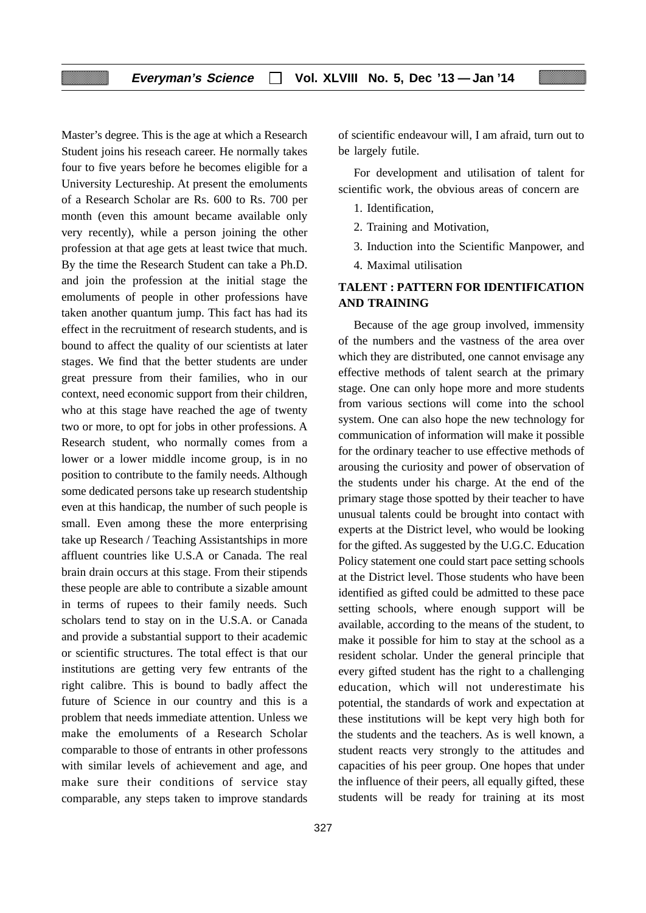Master's degree. This is the age at which a Research Student joins his reseach career. He normally takes four to five years before he becomes eligible for a University Lectureship. At present the emoluments of a Research Scholar are Rs. 600 to Rs. 700 per month (even this amount became available only very recently), while a person joining the other profession at that age gets at least twice that much. By the time the Research Student can take a Ph.D. and join the profession at the initial stage the emoluments of people in other professions have taken another quantum jump. This fact has had its effect in the recruitment of research students, and is bound to affect the quality of our scientists at later stages. We find that the better students are under great pressure from their families, who in our context, need economic support from their children, who at this stage have reached the age of twenty two or more, to opt for jobs in other professions. A Research student, who normally comes from a lower or a lower middle income group, is in no position to contribute to the family needs. Although some dedicated persons take up research studentship even at this handicap, the number of such people is small. Even among these the more enterprising take up Research / Teaching Assistantships in more affluent countries like U.S.A or Canada. The real brain drain occurs at this stage. From their stipends these people are able to contribute a sizable amount in terms of rupees to their family needs. Such scholars tend to stay on in the U.S.A. or Canada and provide a substantial support to their academic or scientific structures. The total effect is that our institutions are getting very few entrants of the right calibre. This is bound to badly affect the future of Science in our country and this is a problem that needs immediate attention. Unless we make the emoluments of a Research Scholar comparable to those of entrants in other professons with similar levels of achievement and age, and make sure their conditions of service stay comparable, any steps taken to improve standards of scientific endeavour will, I am afraid, turn out to be largely futile.

For development and utilisation of talent for scientific work, the obvious areas of concern are

1. Identification,
2. Training and Motivation,
3. Induction into the Scientific Manpower, and
4. Maximal utilisation

## TALENT : PATTERN FOR IDENTIFICATION AND TRAINING

Because of the age group involved, immensity of the numbers and the vastness of the area over which they are distributed, one cannot envisage any effective methods of talent search at the primary stage. One can only hope more and more students from various sections will come into the school system. One can also hope the new technology for communication of information will make it possible for the ordinary teacher to use effective methods of arousing the curiosity and power of observation of the students under his charge. At the end of the primary stage those spotted by their teacher to have unusual talents could be brought into contact with experts at the District level, who would be looking for the gifted. As suggested by the U.G.C. Education Policy statement one could start pace setting schools at the District level. Those students who have been identified as gifted could be admitted to these pace setting schools, where enough support will be available, according to the means of the student, to make it possible for him to stay at the school as a resident scholar. Under the general principle that every gifted student has the right to a challenging education, which will not underestimate his potential, the standards of work and expectation at these institutions will be kept very high both for the students and the teachers. As is well known, a student reacts very strongly to the attitudes and capacities of his peer group. One hopes that under the influence of their peers, all equally gifted, these students will be ready for training at its most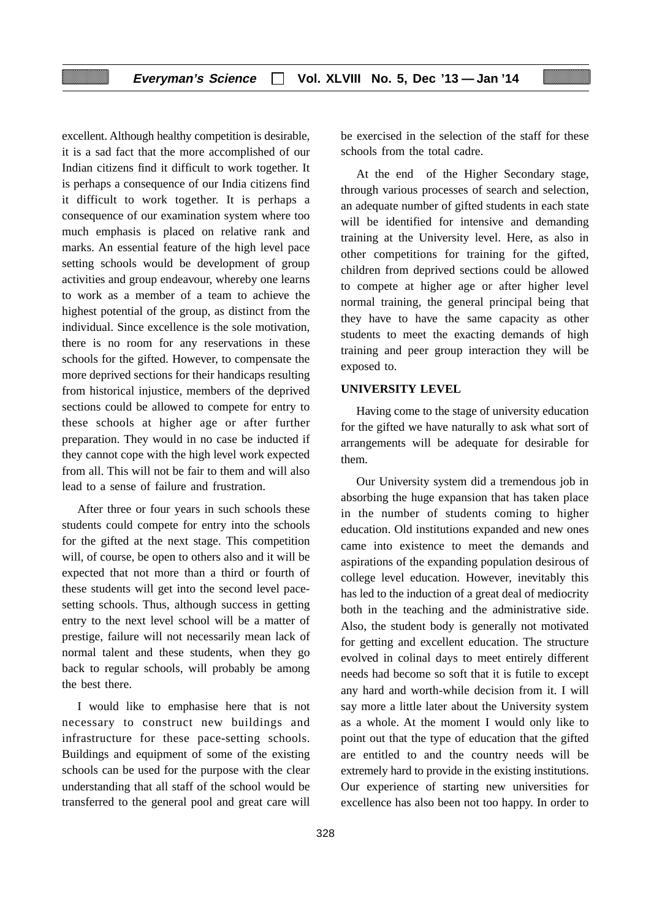excellent. Although healthy competition is desirable, it is a sad fact that the more accomplished of our Indian citizens find it difficult to work together. It is perhaps a consequence of our India citizens find it difficult to work together. It is perhaps a consequence of our examination system where too much emphasis is placed on relative rank and marks. An essential feature of the high level pace setting schools would be development of group activities and group endeavour, whereby one learns to work as a member of a team to achieve the highest potential of the group, as distinct from the individual. Since excellence is the sole motivation, there is no room for any reservations in these schools for the gifted. However, to compensate the more deprived sections for their handicaps resulting from historical injustice, members of the deprived sections could be allowed to compete for entry to these schools at higher age or after further preparation. They would in no case be inducted if they cannot cope with the high level work expected from all. This will not be fair to them and will also lead to a sense of failure and frustration.

After three or four years in such schools these students could compete for entry into the schools for the gifted at the next stage. This competition will, of course, be open to others also and it will be expected that not more than a third or fourth of these students will get into the second level pace-setting schools. Thus, although success in getting entry to the next level school will be a matter of prestige, failure will not necessarily mean lack of normal talent and these students, when they go back to regular schools, will probably be among the best there.

I would like to emphasise here that is not necessary to construct new buildings and infrastructure for these pace-setting schools. Buildings and equipment of some of the existing schools can be used for the purpose with the clear understanding that all staff of the school would be transferred to the general pool and great care will be exercised in the selection of the staff for these schools from the total cadre.

At the end of the Higher Secondary stage, through various processes of search and selection, an adequate number of gifted students in each state will be identified for intensive and demanding training at the University level. Here, as also in other competitions for training for the gifted, children from deprived sections could be allowed to compete at higher age or after higher level normal training, the general principal being that they have to have the same capacity as other students to meet the exacting demands of high training and peer group interaction they will be exposed to.

**UNIVERSITY LEVEL**

Having come to the stage of university education for the gifted we have naturally to ask what sort of arrangements will be adequate for desirable for them.

Our University system did a tremendous job in absorbing the huge expansion that has taken place in the number of students coming to higher education. Old institutions expanded and new ones came into existence to meet the demands and aspirations of the expanding population desirous of college level education. However, inevitably this has led to the induction of a great deal of mediocrity both in the teaching and the administrative side. Also, the student body is generally not motivated for getting and excellent education. The structure evolved in colinal days to meet entirely different needs had become so soft that it is futile to except any hard and worth-while decision from it. I will say more a little later about the University system as a whole. At the moment I would only like to point out that the type of education that the gifted are entitled to and the country needs will be extremely hard to provide in the existing institutions. Our experience of starting new universities for excellence has also been not too happy. In order to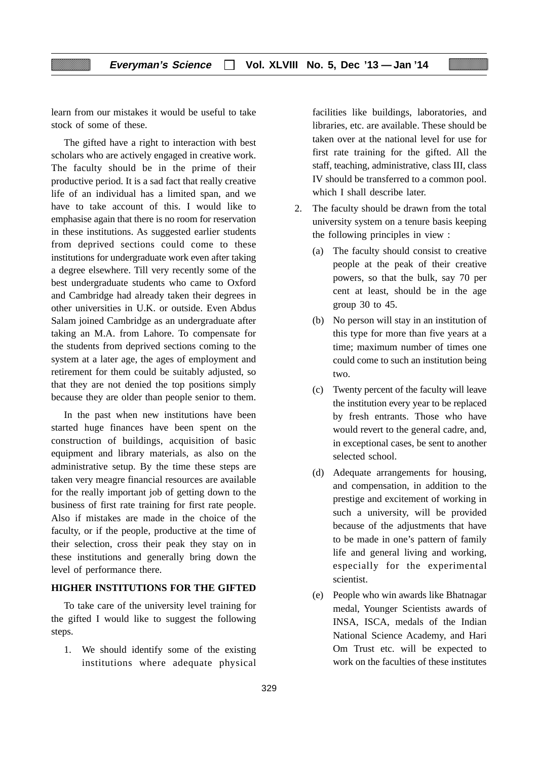learn from our mistakes it would be useful to take stock of some of these.

The gifted have a right to interaction with best scholars who are actively engaged in creative work. The faculty should be in the prime of their productive period. It is a sad fact that really creative life of an individual has a limited span, and we have to take account of this. I would like to emphasise again that there is no room for reservation in these institutions. As suggested earlier students from deprived sections could come to these institutions for undergraduate work even after taking a degree elsewhere. Till very recently some of the best undergraduate students who came to Oxford and Cambridge had already taken their degrees in other universities in U.K. or outside. Even Abdus Salam joined Cambridge as an undergraduate after taking an M.A. from Lahore. To compensate for the students from deprived sections coming to the system at a later age, the ages of employment and retirement for them could be suitably adjusted, so that they are not denied the top positions simply because they are older than people senior to them.

In the past when new institutions have been started huge finances have been spent on the construction of buildings, acquisition of basic equipment and library materials, as also on the administrative setup. By the time these steps are taken very meagre financial resources are available for the really important job of getting down to the business of first rate training for first rate people. Also if mistakes are made in the choice of the faculty, or if the people, productive at the time of their selection, cross their peak they stay on in these institutions and generally bring down the level of performance there.

**HIGHER INSTITUTIONS FOR THE GIFTED**

To take care of the university level training for the gifted I would like to suggest the following steps.

1. We should identify some of the existing institutions where adequate physical facilities like buildings, laboratories, and libraries, etc. are available. These should be taken over at the national level for use for first rate training for the gifted. All the staff, teaching, administrative, class III, class IV should be transferred to a common pool. which I shall describe later.

2. The faculty should be drawn from the total university system on a tenure basis keeping the following principles in view :

   (a) The faculty should consist to creative people at the peak of their creative powers, so that the bulk, say 70 per cent at least, should be in the age group 30 to 45.

   (b) No person will stay in an institution of this type for more than five years at a time; maximum number of times one could come to such an institution being two.

   (c) Twenty percent of the faculty will leave the institution every year to be replaced by fresh entrants. Those who have would revert to the general cadre, and, in exceptional cases, be sent to another selected school.

   (d) Adequate arrangements for housing, and compensation, in addition to the prestige and excitement of working in such a university, will be provided because of the adjustments that have to be made in one's pattern of family life and general living and working, especially for the experimental scientist.

   (e) People who win awards like Bhatnagar medal, Younger Scientists awards of INSA, ISCA, medals of the Indian National Science Academy, and Hari Om Trust etc. will be expected to work on the faculties of these institutes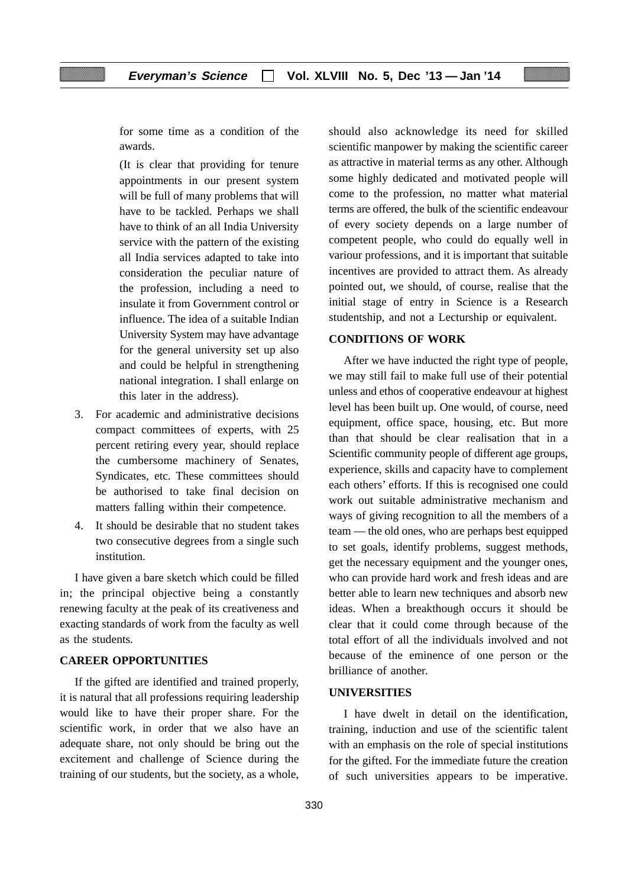for some time as a condition of the awards.

(It is clear that providing for tenure appointments in our present system will be full of many problems that will have to be tackled. Perhaps we shall have to think of an all India University service with the pattern of the existing all India services adapted to take into consideration the peculiar nature of the profession, including a need to insulate it from Government control or influence. The idea of a suitable Indian University System may have advantage for the general university set up also and could be helpful in strengthening national integration. I shall enlarge on this later in the address).

3. For academic and administrative decisions compact committees of experts, with 25 percent retiring every year, should replace the cumbersome machinery of Senates, Syndicates, etc. These committees should be authorised to take final decision on matters falling within their competence.

4. It should be desirable that no student takes two consecutive degrees from a single such institution.

I have given a bare sketch which could be filled in; the principal objective being a constantly renewing faculty at the peak of its creativeness and exacting standards of work from the faculty as well as the students.

**CAREER OPPORTUNITIES**

If the gifted are identified and trained properly, it is natural that all professions requiring leadership would like to have their proper share. For the scientific work, in order that we also have an adequate share, not only should be bring out the excitement and challenge of Science during the training of our students, but the society, as a whole, should also acknowledge its need for skilled scientific manpower by making the scientific career as attractive in material terms as any other. Although some highly dedicated and motivated people will come to the profession, no matter what material terms are offered, the bulk of the scientific endeavour of every society depends on a large number of competent people, who could do equally well in variour professions, and it is important that suitable incentives are provided to attract them. As already pointed out, we should, of course, realise that the initial stage of entry in Science is a Research studentship, and not a Lecturship or equivalent.

**CONDITIONS OF WORK**

After we have inducted the right type of people, we may still fail to make full use of their potential unless and ethos of cooperative endeavour at highest level has been built up. One would, of course, need equipment, office space, housing, etc. But more than that should be clear realisation that in a Scientific community people of different age groups, experience, skills and capacity have to complement each others' efforts. If this is recognised one could work out suitable administrative mechanism and ways of giving recognition to all the members of a team — the old ones, who are perhaps best equipped to set goals, identify problems, suggest methods, get the necessary equipment and the younger ones, who can provide hard work and fresh ideas and are better able to learn new techniques and absorb new ideas. When a breakthough occurs it should be clear that it could come through because of the total effort of all the individuals involved and not because of the eminence of one person or the brilliance of another.

**UNIVERSITIES**

I have dwelt in detail on the identification, training, induction and use of the scientific talent with an emphasis on the role of special institutions for the gifted. For the immediate future the creation of such universities appears to be imperative.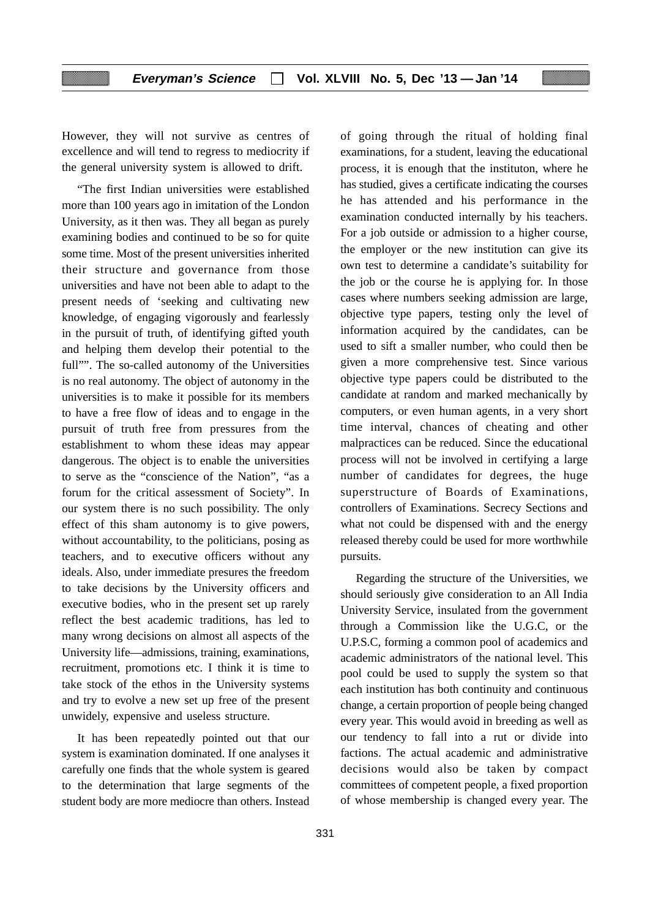However, they will not survive as centres of excellence and will tend to regress to mediocrity if the general university system is allowed to drift.

"The first Indian universities were established more than 100 years ago in imitation of the London University, as it then was. They all began as purely examining bodies and continued to be so for quite some time. Most of the present universities inherited their structure and governance from those universities and have not been able to adapt to the present needs of 'seeking and cultivating new knowledge, of engaging vigorously and fearlessly in the pursuit of truth, of identifying gifted youth and helping them develop their potential to the full"". The so-called autonomy of the Universities is no real autonomy. The object of autonomy in the universities is to make it possible for its members to have a free flow of ideas and to engage in the pursuit of truth free from pressures from the establishment to whom these ideas may appear dangerous. The object is to enable the universities to serve as the "conscience of the Nation", "as a forum for the critical assessment of Society". In our system there is no such possibility. The only effect of this sham autonomy is to give powers, without accountability, to the politicians, posing as teachers, and to executive officers without any ideals. Also, under immediate presures the freedom to take decisions by the University officers and executive bodies, who in the present set up rarely reflect the best academic traditions, has led to many wrong decisions on almost all aspects of the University life—admissions, training, examinations, recruitment, promotions etc. I think it is time to take stock of the ethos in the University systems and try to evolve a new set up free of the present unwidely, expensive and useless structure.

It has been repeatedly pointed out that our system is examination dominated. If one analyses it carefully one finds that the whole system is geared to the determination that large segments of the student body are more mediocre than others. Instead of going through the ritual of holding final examinations, for a student, leaving the educational process, it is enough that the instituton, where he has studied, gives a certificate indicating the courses he has attended and his performance in the examination conducted internally by his teachers. For a job outside or admission to a higher course, the employer or the new institution can give its own test to determine a candidate's suitability for the job or the course he is applying for. In those cases where numbers seeking admission are large, objective type papers, testing only the level of information acquired by the candidates, can be used to sift a smaller number, who could then be given a more comprehensive test. Since various objective type papers could be distributed to the candidate at random and marked mechanically by computers, or even human agents, in a very short time interval, chances of cheating and other malpractices can be reduced. Since the educational process will not be involved in certifying a large number of candidates for degrees, the huge superstructure of Boards of Examinations, controllers of Examinations. Secrecy Sections and what not could be dispensed with and the energy released thereby could be used for more worthwhile pursuits.

Regarding the structure of the Universities, we should seriously give consideration to an All India University Service, insulated from the government through a Commission like the U.G.C, or the U.P.S.C, forming a common pool of academics and academic administrators of the national level. This pool could be used to supply the system so that each institution has both continuity and continuous change, a certain proportion of people being changed every year. This would avoid in breeding as well as our tendency to fall into a rut or divide into factions. The actual academic and administrative decisions would also be taken by compact committees of competent people, a fixed proportion of whose membership is changed every year. The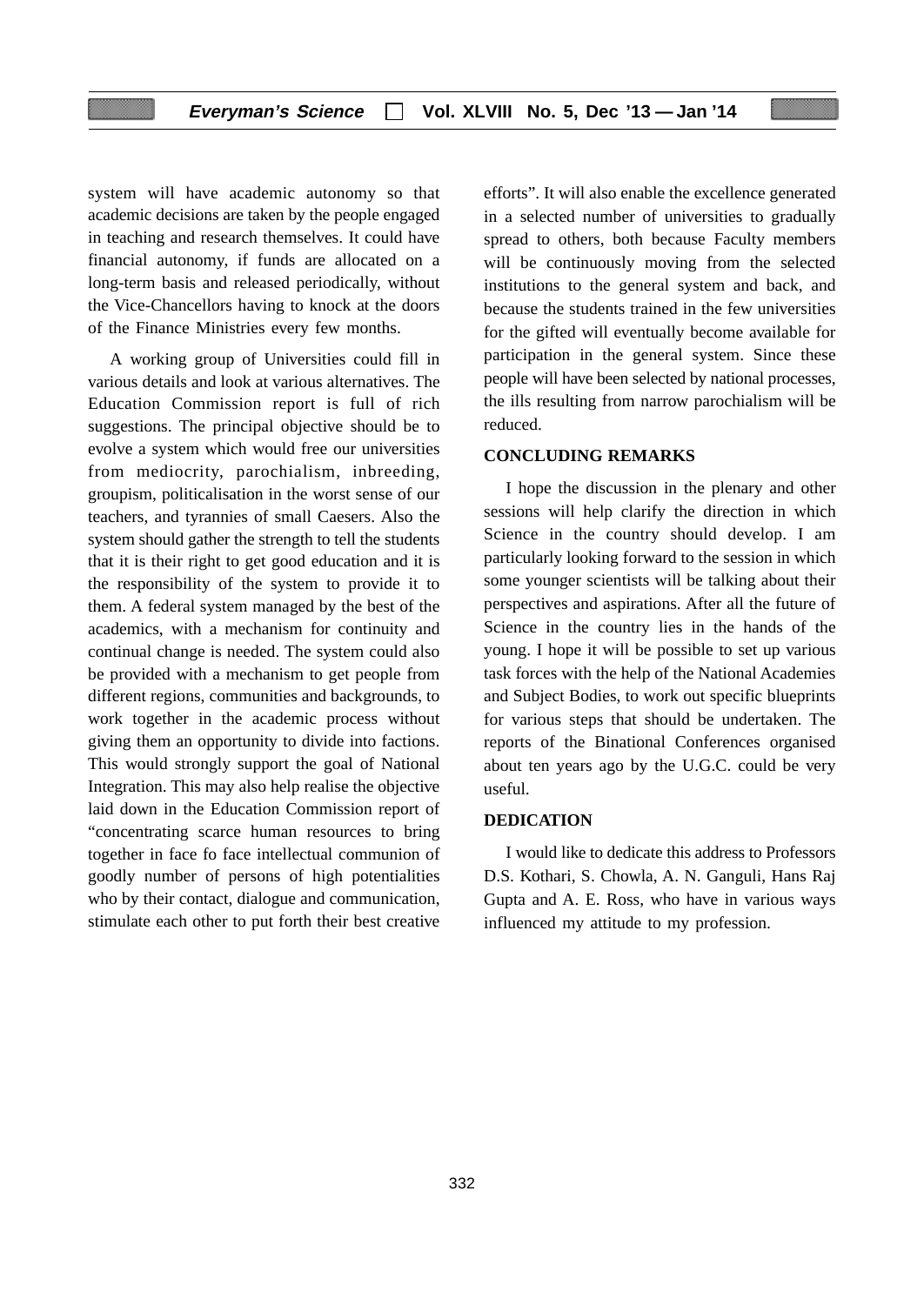system will have academic autonomy so that academic decisions are taken by the people engaged in teaching and research themselves. It could have financial autonomy, if funds are allocated on a long-term basis and released periodically, without the Vice-Chancellors having to knock at the doors of the Finance Ministries every few months.

A working group of Universities could fill in various details and look at various alternatives. The Education Commission report is full of rich suggestions. The principal objective should be to evolve a system which would free our universities from mediocrity, parochialism, inbreeding, groupism, politicalisation in the worst sense of our teachers, and tyrannies of small Caesers. Also the system should gather the strength to tell the students that it is their right to get good education and it is the responsibility of the system to provide it to them. A federal system managed by the best of the academics, with a mechanism for continuity and continual change is needed. The system could also be provided with a mechanism to get people from different regions, communities and backgrounds, to work together in the academic process without giving them an opportunity to divide into factions. This would strongly support the goal of National Integration. This may also help realise the objective laid down in the Education Commission report of "concentrating scarce human resources to bring together in face fo face intellectual communion of goodly number of persons of high potentialities who by their contact, dialogue and communication, stimulate each other to put forth their best creative efforts". It will also enable the excellence generated in a selected number of universities to gradually spread to others, both because Faculty members will be continuously moving from the selected institutions to the general system and back, and because the students trained in the few universities for the gifted will eventually become available for participation in the general system. Since these people will have been selected by national processes, the ills resulting from narrow parochialism will be reduced.

## CONCLUDING REMARKS

I hope the discussion in the plenary and other sessions will help clarify the direction in which Science in the country should develop. I am particularly looking forward to the session in which some younger scientists will be talking about their perspectives and aspirations. After all the future of Science in the country lies in the hands of the young. I hope it will be possible to set up various task forces with the help of the National Academies and Subject Bodies, to work out specific blueprints for various steps that should be undertaken. The reports of the Binational Conferences organised about ten years ago by the U.G.C. could be very useful.

## DEDICATION

I would like to dedicate this address to Professors D.S. Kothari, S. Chowla, A. N. Ganguli, Hans Raj Gupta and A. E. Ross, who have in various ways influenced my attitude to my profession.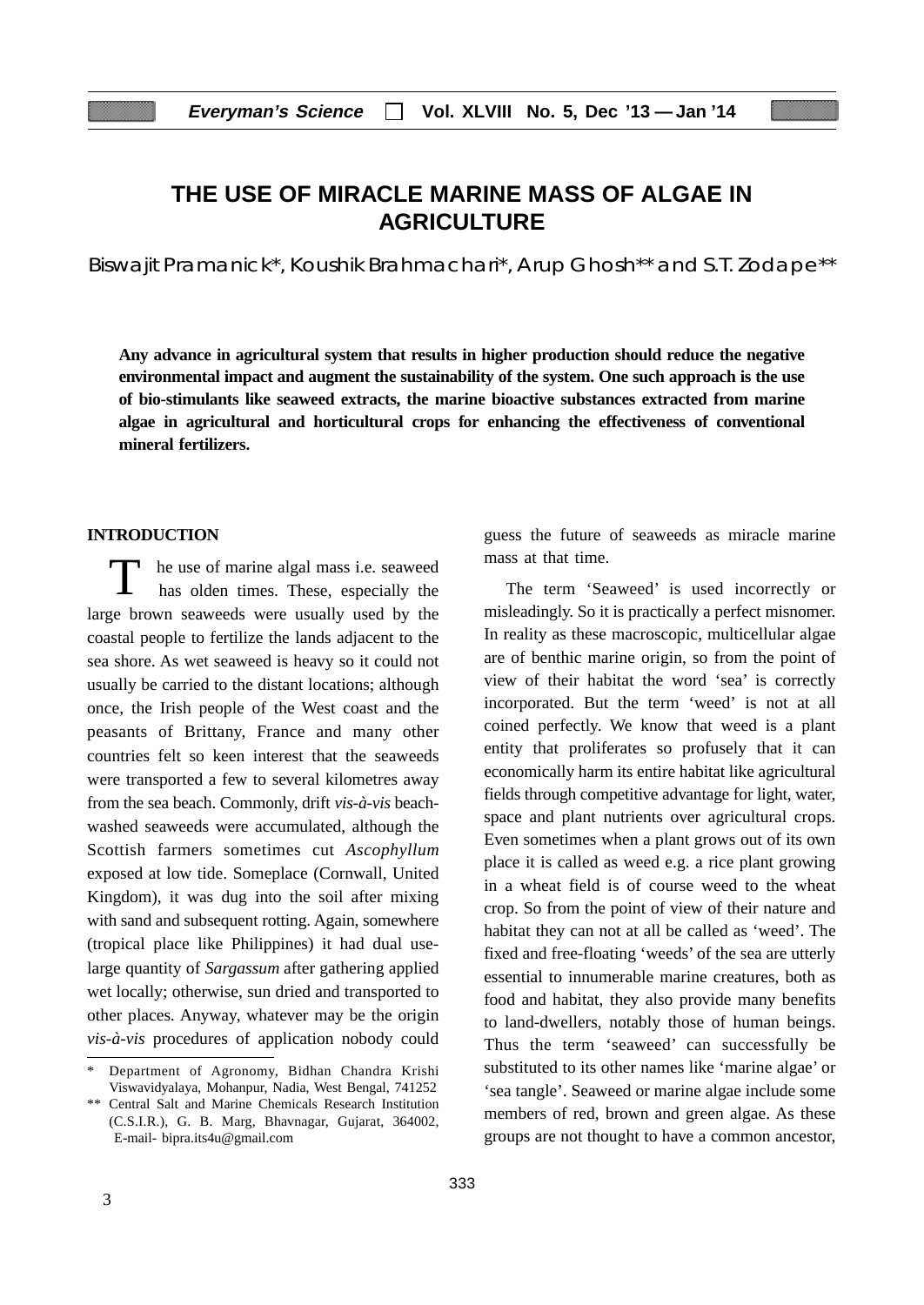# THE USE OF MIRACLE MARINE MASS OF ALGAE IN AGRICULTURE

Biswajit Pramanick*, Koushik Brahmachari*, Arup Ghosh** and S.T. Zodape**

**Any advance in agricultural system that results in higher production should reduce the negative environmental impact and augment the sustainability of the system. One such approach is the use of bio-stimulants like seaweed extracts, the marine bioactive substances extracted from marine algae in agricultural and horticultural crops for enhancing the effectiveness of conventional mineral fertilizers.**

## INTRODUCTION

The use of marine algal mass i.e. seaweed has olden times. These, especially the large brown seaweeds were usually used by the coastal people to fertilize the lands adjacent to the sea shore. As wet seaweed is heavy so it could not usually be carried to the distant locations; although once, the Irish people of the West coast and the peasants of Brittany, France and many other countries felt so keen interest that the seaweeds were transported a few to several kilometres away from the sea beach. Commonly, drift *vis-à-vis* beach-washed seaweeds were accumulated, although the Scottish farmers sometimes cut *Ascophyllum* exposed at low tide. Someplace (Cornwall, United Kingdom), it was dug into the soil after mixing with sand and subsequent rotting. Again, somewhere (tropical place like Philippines) it had dual use-large quantity of *Sargassum* after gathering applied wet locally; otherwise, sun dried and transported to other places. Anyway, whatever may be the origin *vis-à-vis* procedures of application nobody could guess the future of seaweeds as miracle marine mass at that time.

The term 'Seaweed' is used incorrectly or misleadingly. So it is practically a perfect misnomer. In reality as these macroscopic, multicellular algae are of benthic marine origin, so from the point of view of their habitat the word 'sea' is correctly incorporated. But the term 'weed' is not at all coined perfectly. We know that weed is a plant entity that proliferates so profusely that it can economically harm its entire habitat like agricultural fields through competitive advantage for light, water, space and plant nutrients over agricultural crops. Even sometimes when a plant grows out of its own place it is called as weed e.g. a rice plant growing in a wheat field is of course weed to the wheat crop. So from the point of view of their nature and habitat they can not at all be called as 'weed'. The fixed and free-floating 'weeds' of the sea are utterly essential to innumerable marine creatures, both as food and habitat, they also provide many benefits to land-dwellers, notably those of human beings. Thus the term 'seaweed' can successfully be substituted to its other names like 'marine algae' or 'sea tangle'. Seaweed or marine algae include some members of red, brown and green algae. As these groups are not thought to have a common ancestor,

---

\* Department of Agronomy, Bidhan Chandra Krishi Viswavidyalaya, Mohanpur, Nadia, West Bengal, 741252

\*\* Central Salt and Marine Chemicals Research Institution (C.S.I.R.), G. B. Marg, Bhavnagar, Gujarat, 364002, E-mail- bipra.its4u@gmail.com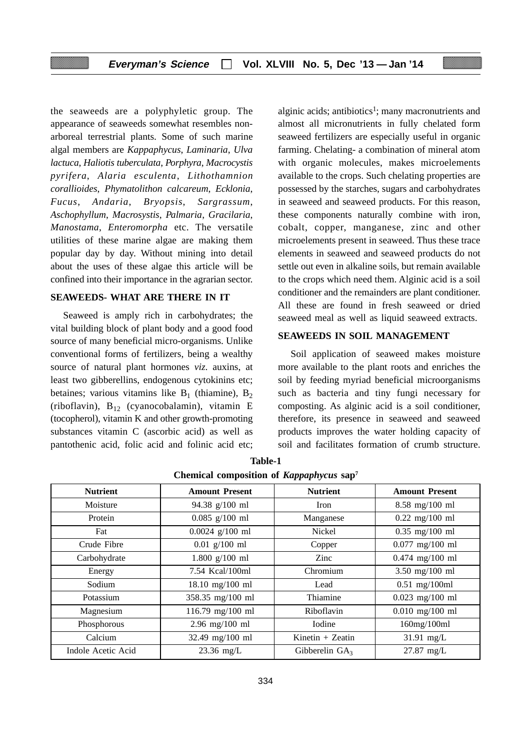the seaweeds are a polyphyletic group. The appearance of seaweeds somewhat resembles non-arboreal terrestrial plants. Some of such marine algal members are *Kappaphycus*, *Laminaria*, *Ulva lactuca*, *Haliotis tuberculata*, *Porphyra*, *Macrocystis pyrifera*, *Alaria esculenta*, *Lithothamnion corallioides*, *Phymatolithon calcareum*, *Ecklonia*, *Fucus*, *Andaria*, *Bryopsis*, *Sargrassum*, *Aschophyllum*, *Macrosystis*, *Palmaria*, *Gracilaria*, *Manostama*, *Enteromorpha* etc. The versatile utilities of these marine algae are making them popular day by day. Without mining into detail about the uses of these algae this article will be confined into their importance in the agrarian sector.

## SEAWEEDS- WHAT ARE THERE IN IT

Seaweed is amply rich in carbohydrates; the vital building block of plant body and a good food source of many beneficial micro-organisms. Unlike conventional forms of fertilizers, being a wealthy source of natural plant hormones *viz.* auxins, at least two gibberellins, endogenous cytokinins etc; betaines; various vitamins like $B_1$ (thiamine), $B_2$ (riboflavin), $B_{12}$ (cyanocobalamin), vitamin E (tocopherol), vitamin K and other growth-promoting substances vitamin C (ascorbic acid) as well as pantothenic acid, folic acid and folinic acid etc; alginic acids; antibiotics[1]; many macronutrients and almost all micronutrients in fully chelated form seaweed fertilizers are especially useful in organic farming. Chelating- a combination of mineral atom with organic molecules, makes microelements available to the crops. Such chelating properties are possessed by the starches, sugars and carbohydrates in seaweed and seaweed products. For this reason, these components naturally combine with iron, cobalt, copper, manganese, zinc and other microelements present in seaweed. Thus these trace elements in seaweed and seaweed products do not settle out even in alkaline soils, but remain available to the crops which need them. Alginic acid is a soil conditioner and the remainders are plant conditioner. All these are found in fresh seaweed or dried seaweed meal as well as liquid seaweed extracts.

## SEAWEEDS IN SOIL MANAGEMENT

Soil application of seaweed makes moisture more available to the plant roots and enriches the soil by feeding myriad beneficial microorganisms such as bacteria and tiny fungi necessary for composting. As alginic acid is a soil conditioner, therefore, its presence in seaweed and seaweed products improves the water holding capacity of soil and facilitates formation of crumb structure.

**Table-1**

**Chemical composition of *Kappaphycus* sap[7]**

| Nutrient | Amount Present | Nutrient | Amount Present |
|---|---|---|---|
| Moisture | 94.38 g/100 ml | Iron | 8.58 mg/100 ml |
| Protein | 0.085 g/100 ml | Manganese | 0.22 mg/100 ml |
| Fat | 0.0024 g/100 ml | Nickel | 0.35 mg/100 ml |
| Crude Fibre | 0.01 g/100 ml | Copper | 0.077 mg/100 ml |
| Carbohydrate | 1.800 g/100 ml | Zinc | 0.474 mg/100 ml |
| Energy | 7.54 Kcal/100ml | Chromium | 3.50 mg/100 ml |
| Sodium | 18.10 mg/100 ml | Lead | 0.51 mg/100ml |
| Potassium | 358.35 mg/100 ml | Thiamine | 0.023 mg/100 ml |
| Magnesium | 116.79 mg/100 ml | Riboflavin | 0.010 mg/100 ml |
| Phosphorous | 2.96 mg/100 ml | Iodine | 160mg/100ml |
| Calcium | 32.49 mg/100 ml | Kinetin + Zeatin | 31.91 mg/L |
| Indole Acetic Acid | 23.36 mg/L | Gibberelin $GA_3$ | 27.87 mg/L |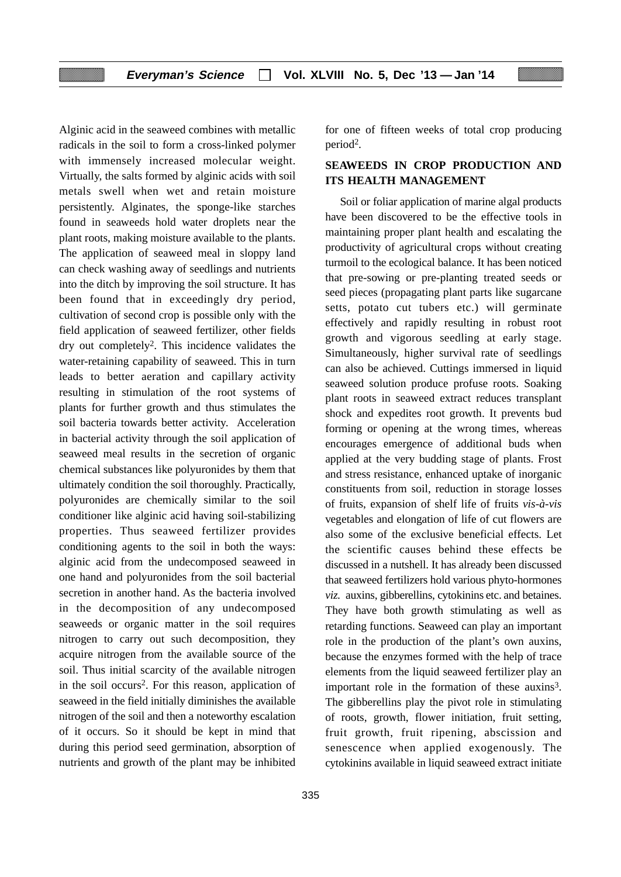Alginic acid in the seaweed combines with metallic radicals in the soil to form a cross-linked polymer with immensely increased molecular weight. Virtually, the salts formed by alginic acids with soil metals swell when wet and retain moisture persistently. Alginates, the sponge-like starches found in seaweeds hold water droplets near the plant roots, making moisture available to the plants. The application of seaweed meal in sloppy land can check washing away of seedlings and nutrients into the ditch by improving the soil structure. It has been found that in exceedingly dry period, cultivation of second crop is possible only with the field application of seaweed fertilizer, other fields dry out completely[2]. This incidence validates the water-retaining capability of seaweed. This in turn leads to better aeration and capillary activity resulting in stimulation of the root systems of plants for further growth and thus stimulates the soil bacteria towards better activity. Acceleration in bacterial activity through the soil application of seaweed meal results in the secretion of organic chemical substances like polyuronides by them that ultimately condition the soil thoroughly. Practically, polyuronides are chemically similar to the soil conditioner like alginic acid having soil-stabilizing properties. Thus seaweed fertilizer provides conditioning agents to the soil in both the ways: alginic acid from the undecomposed seaweed in one hand and polyuronides from the soil bacterial secretion in another hand. As the bacteria involved in the decomposition of any undecomposed seaweeds or organic matter in the soil requires nitrogen to carry out such decomposition, they acquire nitrogen from the available source of the soil. Thus initial scarcity of the available nitrogen in the soil occurs[2]. For this reason, application of seaweed in the field initially diminishes the available nitrogen of the soil and then a noteworthy escalation of it occurs. So it should be kept in mind that during this period seed germination, absorption of nutrients and growth of the plant may be inhibited for one of fifteen weeks of total crop producing period[2].

## SEAWEEDS IN CROP PRODUCTION AND ITS HEALTH MANAGEMENT

Soil or foliar application of marine algal products have been discovered to be the effective tools in maintaining proper plant health and escalating the productivity of agricultural crops without creating turmoil to the ecological balance. It has been noticed that pre-sowing or pre-planting treated seeds or seed pieces (propagating plant parts like sugarcane setts, potato cut tubers etc.) will germinate effectively and rapidly resulting in robust root growth and vigorous seedling at early stage. Simultaneously, higher survival rate of seedlings can also be achieved. Cuttings immersed in liquid seaweed solution produce profuse roots. Soaking plant roots in seaweed extract reduces transplant shock and expedites root growth. It prevents bud forming or opening at the wrong times, whereas encourages emergence of additional buds when applied at the very budding stage of plants. Frost and stress resistance, enhanced uptake of inorganic constituents from soil, reduction in storage losses of fruits, expansion of shelf life of fruits *vis-à-vis* vegetables and elongation of life of cut flowers are also some of the exclusive beneficial effects. Let the scientific causes behind these effects be discussed in a nutshell. It has already been discussed that seaweed fertilizers hold various phyto-hormones *viz.* auxins, gibberellins, cytokinins etc. and betaines. They have both growth stimulating as well as retarding functions. Seaweed can play an important role in the production of the plant's own auxins, because the enzymes formed with the help of trace elements from the liquid seaweed fertilizer play an important role in the formation of these auxins[3]. The gibberellins play the pivot role in stimulating of roots, growth, flower initiation, fruit setting, fruit growth, fruit ripening, abscission and senescence when applied exogenously. The cytokinins available in liquid seaweed extract initiate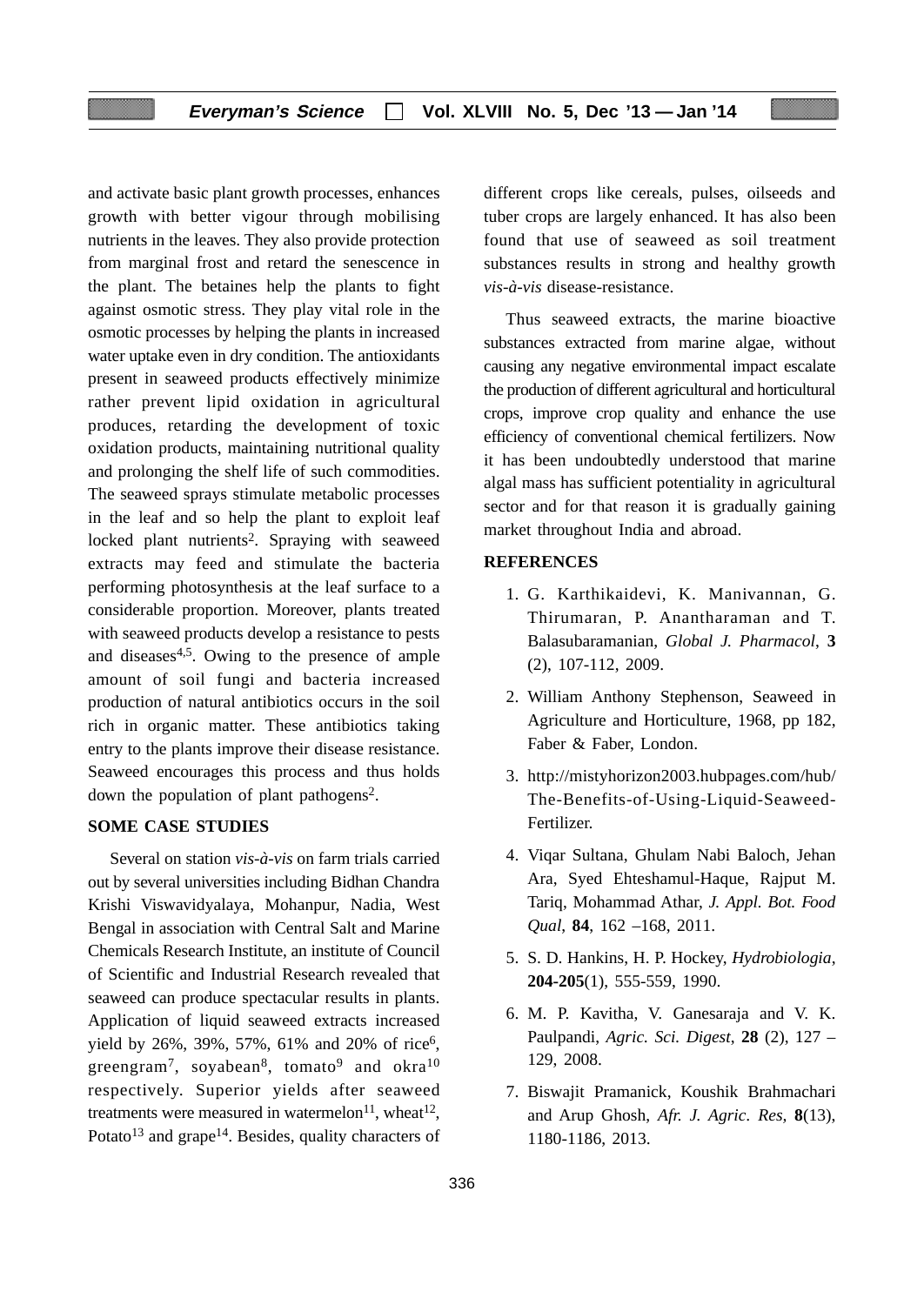and activate basic plant growth processes, enhances growth with better vigour through mobilising nutrients in the leaves. They also provide protection from marginal frost and retard the senescence in the plant. The betaines help the plants to fight against osmotic stress. They play vital role in the osmotic processes by helping the plants in increased water uptake even in dry condition. The antioxidants present in seaweed products effectively minimize rather prevent lipid oxidation in agricultural produces, retarding the development of toxic oxidation products, maintaining nutritional quality and prolonging the shelf life of such commodities. The seaweed sprays stimulate metabolic processes in the leaf and so help the plant to exploit leaf locked plant nutrients[2]. Spraying with seaweed extracts may feed and stimulate the bacteria performing photosynthesis at the leaf surface to a considerable proportion. Moreover, plants treated with seaweed products develop a resistance to pests and diseases[4,5]. Owing to the presence of ample amount of soil fungi and bacteria increased production of natural antibiotics occurs in the soil rich in organic matter. These antibiotics taking entry to the plants improve their disease resistance. Seaweed encourages this process and thus holds down the population of plant pathogens[2].

## SOME CASE STUDIES

Several on station *vis-à-vis* on farm trials carried out by several universities including Bidhan Chandra Krishi Viswavidyalaya, Mohanpur, Nadia, West Bengal in association with Central Salt and Marine Chemicals Research Institute, an institute of Council of Scientific and Industrial Research revealed that seaweed can produce spectacular results in plants. Application of liquid seaweed extracts increased yield by 26%, 39%, 57%, 61% and 20% of rice[6], greengram[7], soyabean[8], tomato[9] and okra[10] respectively. Superior yields after seaweed treatments were measured in watermelon[11], wheat[12], Potato[13] and grape[14]. Besides, quality characters of different crops like cereals, pulses, oilseeds and tuber crops are largely enhanced. It has also been found that use of seaweed as soil treatment substances results in strong and healthy growth *vis-à-vis* disease-resistance.

Thus seaweed extracts, the marine bioactive substances extracted from marine algae, without causing any negative environmental impact escalate the production of different agricultural and horticultural crops, improve crop quality and enhance the use efficiency of conventional chemical fertilizers. Now it has been undoubtedly understood that marine algal mass has sufficient potentiality in agricultural sector and for that reason it is gradually gaining market throughout India and abroad.

## REFERENCES

1. G. Karthikaidevi, K. Manivannan, G. Thirumaran, P. Anantharaman and T. Balasubaramanian, *Global J. Pharmacol*, **3** (2), 107-112, 2009.
2. William Anthony Stephenson, Seaweed in Agriculture and Horticulture, 1968, pp 182, Faber & Faber, London.
3. http://mistyhorizon2003.hubpages.com/hub/The-Benefits-of-Using-Liquid-Seaweed-Fertilizer.
4. Viqar Sultana, Ghulam Nabi Baloch, Jehan Ara, Syed Ehteshamul-Haque, Rajput M. Tariq, Mohammad Athar, *J. Appl. Bot. Food Qual*, **84**, 162 –168, 2011.
5. S. D. Hankins, H. P. Hockey, *Hydrobiologia*, **204-205**(1), 555-559, 1990.
6. M. P. Kavitha, V. Ganesaraja and V. K. Paulpandi, *Agric. Sci. Digest*, **28** (2), 127 – 129, 2008.
7. Biswajit Pramanick, Koushik Brahmachari and Arup Ghosh, *Afr. J. Agric. Res,* **8**(13), 1180-1186, 2013.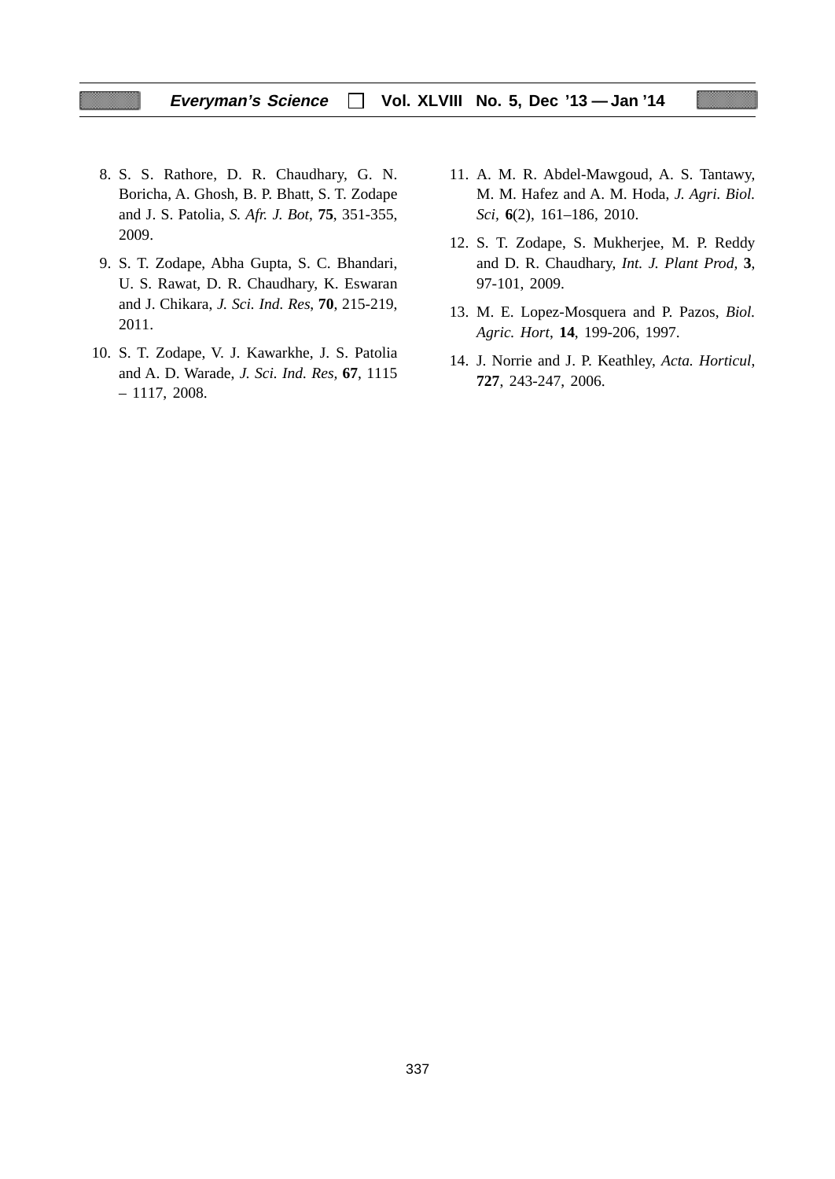8. S. S. Rathore, D. R. Chaudhary, G. N. Boricha, A. Ghosh, B. P. Bhatt, S. T. Zodape and J. S. Patolia, *S. Afr. J. Bot*, **75**, 351-355, 2009.

9. S. T. Zodape, Abha Gupta, S. C. Bhandari, U. S. Rawat, D. R. Chaudhary, K. Eswaran and J. Chikara, *J. Sci. Ind. Res*, **70**, 215-219, 2011.

10. S. T. Zodape, V. J. Kawarkhe, J. S. Patolia and A. D. Warade, *J. Sci. Ind. Res,* **67**, 1115 – 1117, 2008.

11. A. M. R. Abdel-Mawgoud, A. S. Tantawy, M. M. Hafez and A. M. Hoda, *J. Agri. Biol. Sci,* **6**(2), 161–186, 2010.

12. S. T. Zodape, S. Mukherjee, M. P. Reddy and D. R. Chaudhary, *Int. J. Plant Prod,* **3**, 97-101, 2009.

13. M. E. Lopez-Mosquera and P. Pazos, *Biol. Agric. Hort*, **14**, 199-206, 1997.

14. J. Norrie and J. P. Keathley, *Acta. Horticul*, **727**, 243-247, 2006.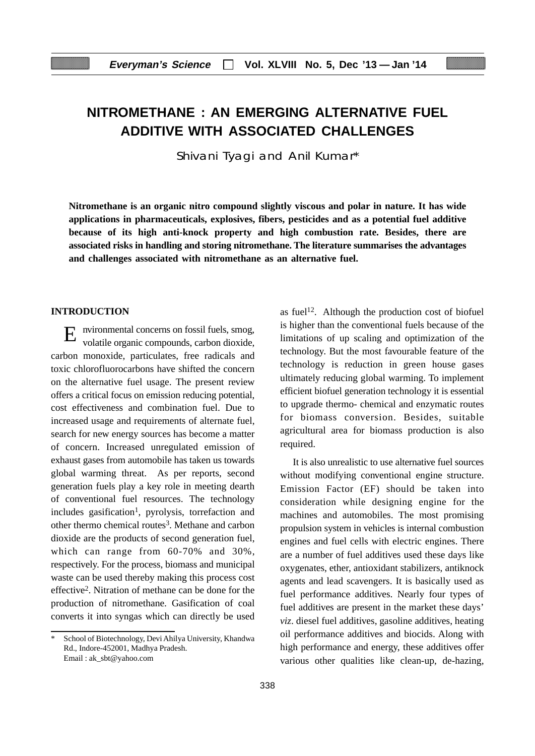# NITROMETHANE : AN EMERGING ALTERNATIVE FUEL ADDITIVE WITH ASSOCIATED CHALLENGES

Shivani Tyagi and Anil Kumar*

**Nitromethane is an organic nitro compound slightly viscous and polar in nature. It has wide applications in pharmaceuticals, explosives, fibers, pesticides and as a potential fuel additive because of its high anti-knock property and high combustion rate. Besides, there are associated risks in handling and storing nitromethane. The literature summarises the advantages and challenges associated with nitromethane as an alternative fuel.**

## INTRODUCTION

Environmental concerns on fossil fuels, smog, volatile organic compounds, carbon dioxide, carbon monoxide, particulates, free radicals and toxic chlorofluorocarbons have shifted the concern on the alternative fuel usage. The present review offers a critical focus on emission reducing potential, cost effectiveness and combination fuel. Due to increased usage and requirements of alternate fuel, search for new energy sources has become a matter of concern. Increased unregulated emission of exhaust gases from automobile has taken us towards global warming threat. As per reports, second generation fuels play a key role in meeting dearth of conventional fuel resources. The technology includes gasification[1], pyrolysis, torrefaction and other thermo chemical routes[3]. Methane and carbon dioxide are the products of second generation fuel, which can range from 60-70% and 30%, respectively. For the process, biomass and municipal waste can be used thereby making this process cost effective[2]. Nitration of methane can be done for the production of nitromethane. Gasification of coal converts it into syngas which can directly be used as fuel[12]. Although the production cost of biofuel is higher than the conventional fuels because of the limitations of up scaling and optimization of the technology. But the most favourable feature of the technology is reduction in green house gases ultimately reducing global warming. To implement efficient biofuel generation technology it is essential to upgrade thermo- chemical and enzymatic routes for biomass conversion. Besides, suitable agricultural area for biomass production is also required.

It is also unrealistic to use alternative fuel sources without modifying conventional engine structure. Emission Factor (EF) should be taken into consideration while designing engine for the machines and automobiles. The most promising propulsion system in vehicles is internal combustion engines and fuel cells with electric engines. There are a number of fuel additives used these days like oxygenates, ether, antioxidant stabilizers, antiknock agents and lead scavengers. It is basically used as fuel performance additives. Nearly four types of fuel additives are present in the market these days' *viz*. diesel fuel additives, gasoline additives, heating oil performance additives and biocids. Along with high performance and energy, these additives offer various other qualities like clean-up, de-hazing,

\* School of Biotechnology, Devi Ahilya University, Khandwa Rd., Indore-452001, Madhya Pradesh.
Email : ak_sbt@yahoo.com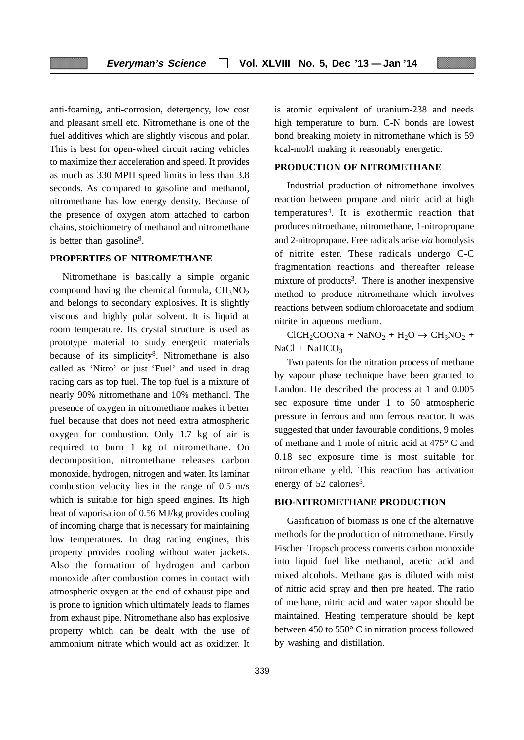anti-foaming, anti-corrosion, detergency, low cost and pleasant smell etc. Nitromethane is one of the fuel additives which are slightly viscous and polar. This is best for open-wheel circuit racing vehicles to maximize their acceleration and speed. It provides as much as 330 MPH speed limits in less than 3.8 seconds. As compared to gasoline and methanol, nitromethane has low energy density. Because of the presence of oxygen atom attached to carbon chains, stoichiometry of methanol and nitromethane is better than gasoline[9].

## PROPERTIES OF NITROMETHANE

Nitromethane is basically a simple organic compound having the chemical formula, $CH_3NO_2$ and belongs to secondary explosives. It is slightly viscous and highly polar solvent. It is liquid at room temperature. Its crystal structure is used as prototype material to study energetic materials because of its simplicity[8]. Nitromethane is also called as 'Nitro' or just 'Fuel' and used in drag racing cars as top fuel. The top fuel is a mixture of nearly 90% nitromethane and 10% methanol. The presence of oxygen in nitromethane makes it better fuel because that does not need extra atmospheric oxygen for combustion. Only 1.7 kg of air is required to burn 1 kg of nitromethane. On decomposition, nitromethane releases carbon monoxide, hydrogen, nitrogen and water. Its laminar combustion velocity lies in the range of 0.5 m/s which is suitable for high speed engines. Its high heat of vaporisation of 0.56 MJ/kg provides cooling of incoming charge that is necessary for maintaining low temperatures. In drag racing engines, this property provides cooling without water jackets. Also the formation of hydrogen and carbon monoxide after combustion comes in contact with atmospheric oxygen at the end of exhaust pipe and is prone to ignition which ultimately leads to flames from exhaust pipe. Nitromethane also has explosive property which can be dealt with the use of ammonium nitrate which would act as oxidizer. It is atomic equivalent of uranium-238 and needs high temperature to burn. C-N bonds are lowest bond breaking moiety in nitromethane which is 59 kcal-mol/l making it reasonably energetic.

## PRODUCTION OF NITROMETHANE

Industrial production of nitromethane involves reaction between propane and nitric acid at high temperatures[4]. It is exothermic reaction that produces nitroethane, nitromethane, 1-nitropropane and 2-nitropropane. Free radicals arise *via* homolysis of nitrite ester. These radicals undergo C-C fragmentation reactions and thereafter release mixture of products[3]. There is another inexpensive method to produce nitromethane which involves reactions between sodium chloroacetate and sodium nitrite in aqueous medium.

$$ClCH_2COONa + NaNO_2 + H_2O \rightarrow CH_3NO_2 + NaCl + NaHCO_3$$

Two patents for the nitration process of methane by vapour phase technique have been granted to Landon. He described the process at 1 and 0.005 sec exposure time under 1 to 50 atmospheric pressure in ferrous and non ferrous reactor. It was suggested that under favourable conditions, 9 moles of methane and 1 mole of nitric acid at 475° C and 0.18 sec exposure time is most suitable for nitromethane yield. This reaction has activation energy of 52 calories[5].

## BIO-NITROMETHANE PRODUCTION

Gasification of biomass is one of the alternative methods for the production of nitromethane. Firstly Fischer–Tropsch process converts carbon monoxide into liquid fuel like methanol, acetic acid and mixed alcohols. Methane gas is diluted with mist of nitric acid spray and then pre heated. The ratio of methane, nitric acid and water vapor should be maintained. Heating temperature should be kept between 450 to 550° C in nitration process followed by washing and distillation.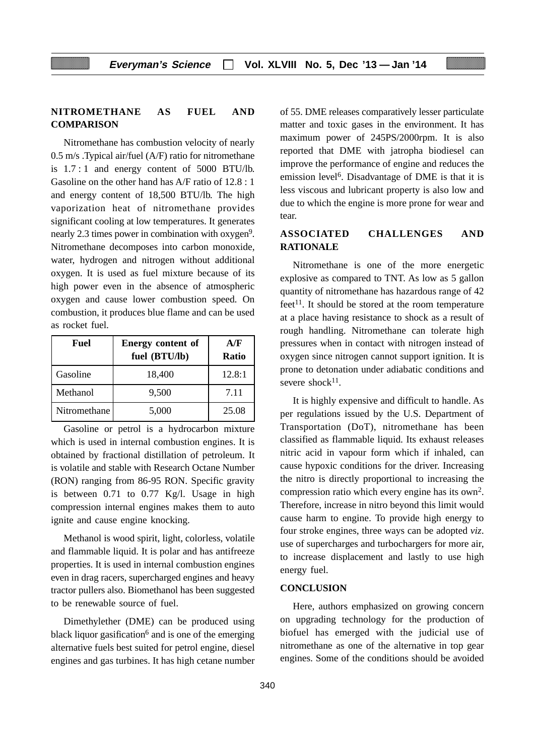## NITROMETHANE AS FUEL AND COMPARISON

Nitromethane has combustion velocity of nearly 0.5 m/s .Typical air/fuel (A/F) ratio for nitromethane is 1.7 : 1 and energy content of 5000 BTU/lb. Gasoline on the other hand has A/F ratio of 12.8 : 1 and energy content of 18,500 BTU/lb. The high vaporization heat of nitromethane provides significant cooling at low temperatures. It generates nearly 2.3 times power in combination with oxygen[9]. Nitromethane decomposes into carbon monoxide, water, hydrogen and nitrogen without additional oxygen. It is used as fuel mixture because of its high power even in the absence of atmospheric oxygen and cause lower combustion speed. On combustion, it produces blue flame and can be used as rocket fuel.

| Fuel | Energy content of fuel (BTU/lb) | A/F Ratio |
|---|---|---|
| Gasoline | 18,400 | 12.8:1 |
| Methanol | 9,500 | 7.11 |
| Nitromethane | 5,000 | 25.08 |

Gasoline or petrol is a hydrocarbon mixture which is used in internal combustion engines. It is obtained by fractional distillation of petroleum. It is volatile and stable with Research Octane Number (RON) ranging from 86-95 RON. Specific gravity is between 0.71 to 0.77 Kg/l. Usage in high compression internal engines makes them to auto ignite and cause engine knocking.

Methanol is wood spirit, light, colorless, volatile and flammable liquid. It is polar and has antifreeze properties. It is used in internal combustion engines even in drag racers, supercharged engines and heavy tractor pullers also. Biomethanol has been suggested to be renewable source of fuel.

Dimethylether (DME) can be produced using black liquor gasification[6] and is one of the emerging alternative fuels best suited for petrol engine, diesel engines and gas turbines. It has high cetane number of 55. DME releases comparatively lesser particulate matter and toxic gases in the environment. It has maximum power of 245PS/2000rpm. It is also reported that DME with jatropha biodiesel can improve the performance of engine and reduces the emission level[6]. Disadvantage of DME is that it is less viscous and lubricant property is also low and due to which the engine is more prone for wear and tear.

## ASSOCIATED CHALLENGES AND RATIONALE

Nitromethane is one of the more energetic explosive as compared to TNT. As low as 5 gallon quantity of nitromethane has hazardous range of 42 feet[11]. It should be stored at the room temperature at a place having resistance to shock as a result of rough handling. Nitromethane can tolerate high pressures when in contact with nitrogen instead of oxygen since nitrogen cannot support ignition. It is prone to detonation under adiabatic conditions and severe shock[11].

It is highly expensive and difficult to handle. As per regulations issued by the U.S. Department of Transportation (DoT), nitromethane has been classified as flammable liquid. Its exhaust releases nitric acid in vapour form which if inhaled, can cause hypoxic conditions for the driver. Increasing the nitro is directly proportional to increasing the compression ratio which every engine has its own[2]. Therefore, increase in nitro beyond this limit would cause harm to engine. To provide high energy to four stroke engines, three ways can be adopted *viz*. use of supercharges and turbochargers for more air, to increase displacement and lastly to use high energy fuel.

## CONCLUSION

Here, authors emphasized on growing concern on upgrading technology for the production of biofuel has emerged with the judicial use of nitromethane as one of the alternative in top gear engines. Some of the conditions should be avoided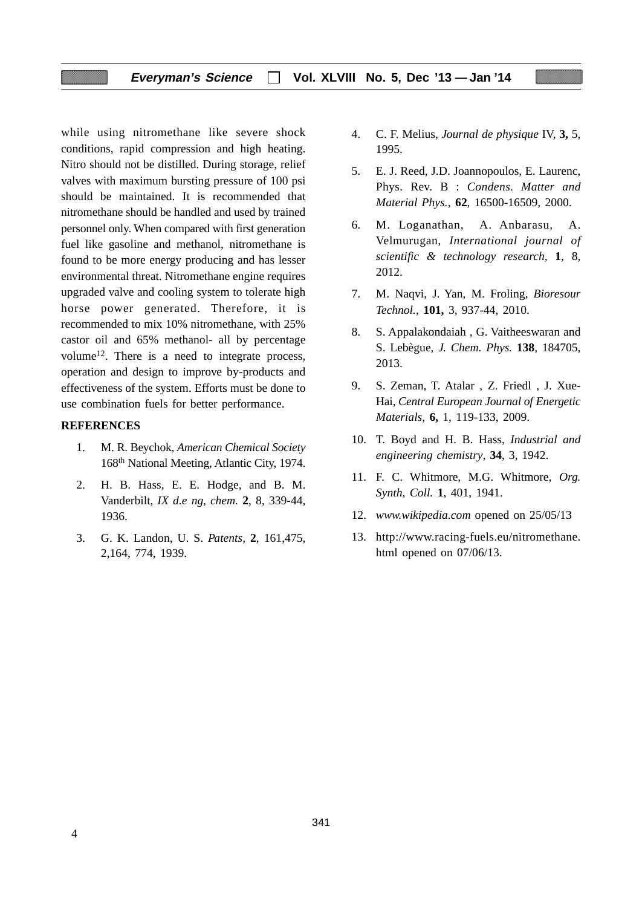while using nitromethane like severe shock conditions, rapid compression and high heating. Nitro should not be distilled. During storage, relief valves with maximum bursting pressure of 100 psi should be maintained. It is recommended that nitromethane should be handled and used by trained personnel only. When compared with first generation fuel like gasoline and methanol, nitromethane is found to be more energy producing and has lesser environmental threat. Nitromethane engine requires upgraded valve and cooling system to tolerate high horse power generated. Therefore, it is recommended to mix 10% nitromethane, with 25% castor oil and 65% methanol- all by percentage volume[12]. There is a need to integrate process, operation and design to improve by-products and effectiveness of the system. Efforts must be done to use combination fuels for better performance.

## REFERENCES

1. M. R. Beychok, *American Chemical Society* 168th National Meeting, Atlantic City, 1974.
2. H. B. Hass, E. E. Hodge, and B. M. Vanderbilt, *IX d.e ng, chem.* **2**, 8, 339-44, 1936.
3. G. K. Landon, U. S. *Patents*, **2**, 161,475, 2,164, 774, 1939.
4. C. F. Melius, *Journal de physique* IV, **3,** 5, 1995.
5. E. J. Reed, J.D. Joannopoulos, E. Laurenc, Phys. Rev. B : *Condens. Matter and Material Phys.*, **62**, 16500-16509, 2000.
6. M. Loganathan, A. Anbarasu, A. Velmurugan, *International journal of scientific & technology research*, **1**, 8, 2012.
7. M. Naqvi, J. Yan, M. Froling, *Bioresour Technol.*, **101,** 3, 937-44, 2010.
8. S. Appalakondaiah , G. Vaitheeswaran and S. Lebègue, *J. Chem. Phys.* **138**, 184705, 2013.
9. S. Zeman, T. Atalar , Z. Friedl , J. Xue-Hai, *Central European Journal of Energetic Materials,* **6,** 1, 119-133, 2009.
10. T. Boyd and H. B. Hass, *Industrial and engineering chemistry*, **34**, 3, 1942.
11. F. C. Whitmore, M.G. Whitmore, *Org. Synth, Coll.* **1**, 401, 1941.
12. *www.wikipedia.com* opened on 25/05/13
13. http://www.racing-fuels.eu/nitromethane.html opened on 07/06/13.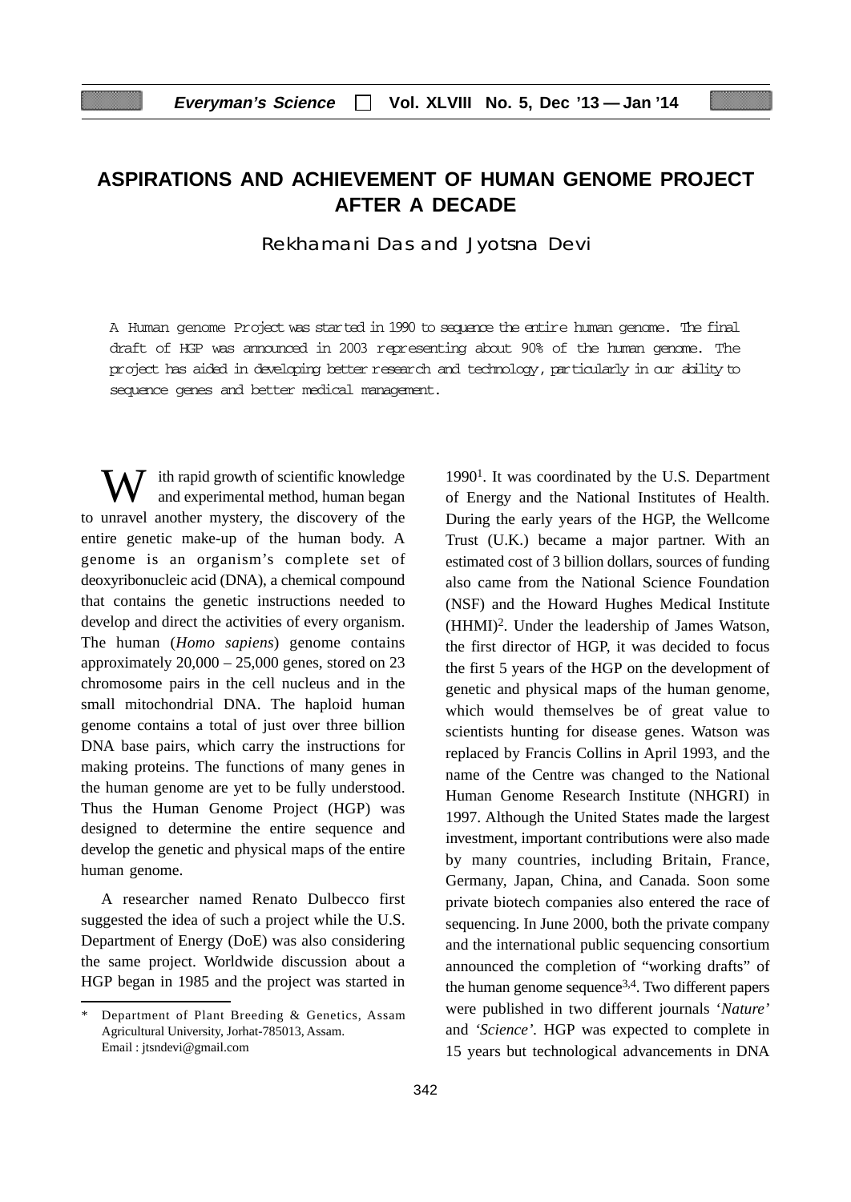# ASPIRATIONS AND ACHIEVEMENT OF HUMAN GENOME PROJECT AFTER A DECADE

Rekhamani Das and Jyotsna Devi

A Human genome Project was started in 1990 to sequence the entire human genome. The final draft of HGP was announced in 2003 representing about 90% of the human genome. The project has aided in developing better research and technology, particularly in our ability to sequence genes and better medical management.

With rapid growth of scientific knowledge and experimental method, human began to unravel another mystery, the discovery of the entire genetic make-up of the human body. A genome is an organism's complete set of deoxyribonucleic acid (DNA), a chemical compound that contains the genetic instructions needed to develop and direct the activities of every organism. The human (*Homo sapiens*) genome contains approximately 20,000 – 25,000 genes, stored on 23 chromosome pairs in the cell nucleus and in the small mitochondrial DNA. The haploid human genome contains a total of just over three billion DNA base pairs, which carry the instructions for making proteins. The functions of many genes in the human genome are yet to be fully understood. Thus the Human Genome Project (HGP) was designed to determine the entire sequence and develop the genetic and physical maps of the entire human genome.

A researcher named Renato Dulbecco first suggested the idea of such a project while the U.S. Department of Energy (DoE) was also considering the same project. Worldwide discussion about a HGP began in 1985 and the project was started in 1990[1]. It was coordinated by the U.S. Department of Energy and the National Institutes of Health. During the early years of the HGP, the Wellcome Trust (U.K.) became a major partner. With an estimated cost of 3 billion dollars, sources of funding also came from the National Science Foundation (NSF) and the Howard Hughes Medical Institute (HHMI)[2]. Under the leadership of James Watson, the first director of HGP, it was decided to focus the first 5 years of the HGP on the development of genetic and physical maps of the human genome, which would themselves be of great value to scientists hunting for disease genes. Watson was replaced by Francis Collins in April 1993, and the name of the Centre was changed to the National Human Genome Research Institute (NHGRI) in 1997. Although the United States made the largest investment, important contributions were also made by many countries, including Britain, France, Germany, Japan, China, and Canada. Soon some private biotech companies also entered the race of sequencing. In June 2000, both the private company and the international public sequencing consortium announced the completion of "working drafts" of the human genome sequence[3,4]. Two different papers were published in two different journals '*Nature*' and '*Science*'. HGP was expected to complete in 15 years but technological advancements in DNA

---

\* Department of Plant Breeding & Genetics, Assam Agricultural University, Jorhat-785013, Assam. Email : jtsndevi@gmail.com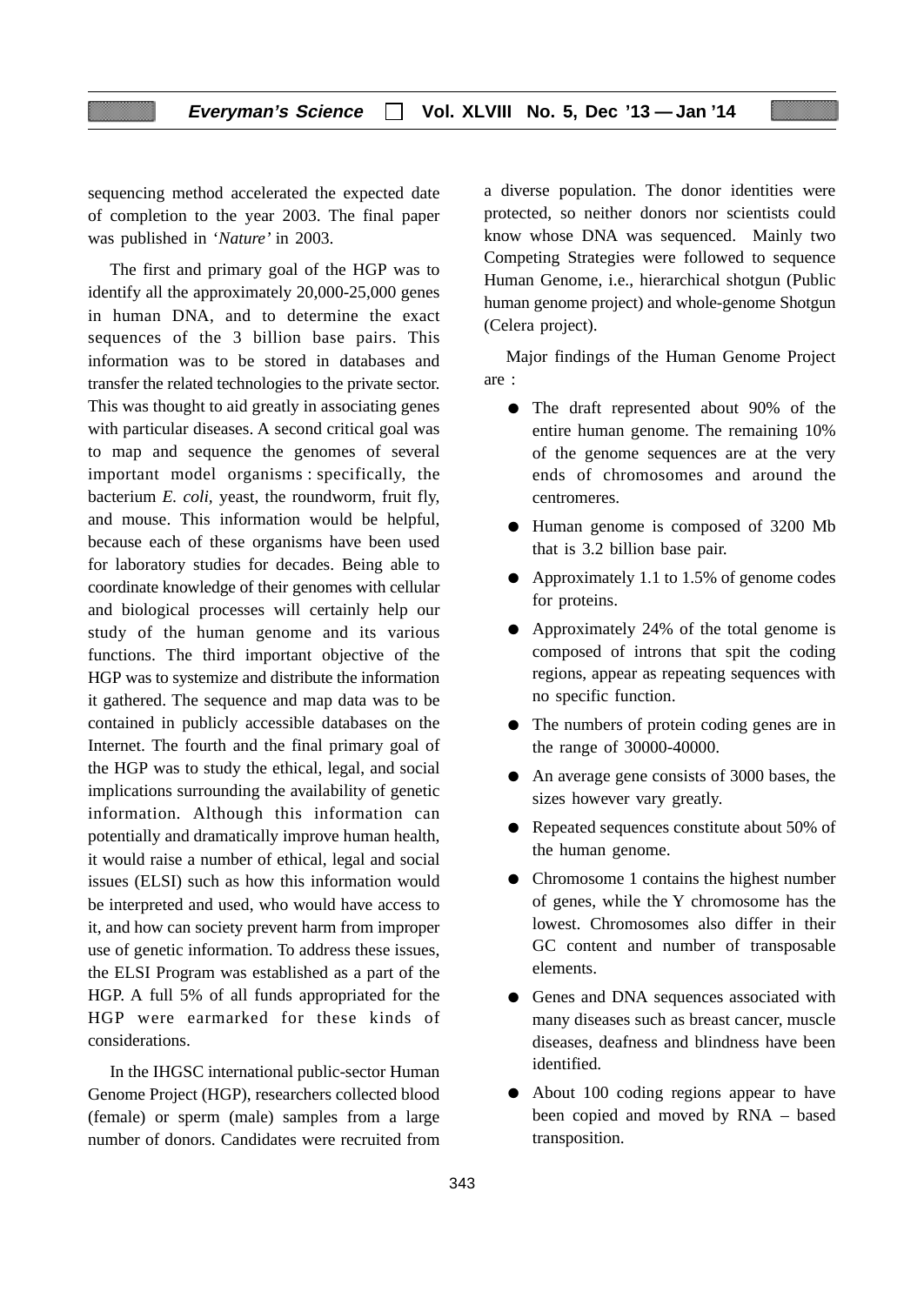sequencing method accelerated the expected date of completion to the year 2003. The final paper was published in '*Nature'* in 2003.

The first and primary goal of the HGP was to identify all the approximately 20,000-25,000 genes in human DNA, and to determine the exact sequences of the 3 billion base pairs. This information was to be stored in databases and transfer the related technologies to the private sector. This was thought to aid greatly in associating genes with particular diseases. A second critical goal was to map and sequence the genomes of several important model organisms : specifically, the bacterium *E. coli,* yeast, the roundworm, fruit fly, and mouse. This information would be helpful, because each of these organisms have been used for laboratory studies for decades. Being able to coordinate knowledge of their genomes with cellular and biological processes will certainly help our study of the human genome and its various functions. The third important objective of the HGP was to systemize and distribute the information it gathered. The sequence and map data was to be contained in publicly accessible databases on the Internet. The fourth and the final primary goal of the HGP was to study the ethical, legal, and social implications surrounding the availability of genetic information. Although this information can potentially and dramatically improve human health, it would raise a number of ethical, legal and social issues (ELSI) such as how this information would be interpreted and used, who would have access to it, and how can society prevent harm from improper use of genetic information. To address these issues, the ELSI Program was established as a part of the HGP. A full 5% of all funds appropriated for the HGP were earmarked for these kinds of considerations.

In the IHGSC international public-sector Human Genome Project (HGP), researchers collected blood (female) or sperm (male) samples from a large number of donors. Candidates were recruited from a diverse population. The donor identities were protected, so neither donors nor scientists could know whose DNA was sequenced. Mainly two Competing Strategies were followed to sequence Human Genome, i.e., hierarchical shotgun (Public human genome project) and whole-genome Shotgun (Celera project).

Major findings of the Human Genome Project are :

- The draft represented about 90% of the entire human genome. The remaining 10% of the genome sequences are at the very ends of chromosomes and around the centromeres.
- Human genome is composed of 3200 Mb that is 3.2 billion base pair.
- Approximately 1.1 to 1.5% of genome codes for proteins.
- Approximately 24% of the total genome is composed of introns that spit the coding regions, appear as repeating sequences with no specific function.
- The numbers of protein coding genes are in the range of 30000-40000.
- An average gene consists of 3000 bases, the sizes however vary greatly.
- Repeated sequences constitute about 50% of the human genome.
- Chromosome 1 contains the highest number of genes, while the Y chromosome has the lowest. Chromosomes also differ in their GC content and number of transposable elements.
- Genes and DNA sequences associated with many diseases such as breast cancer, muscle diseases, deafness and blindness have been identified.
- About 100 coding regions appear to have been copied and moved by RNA – based transposition.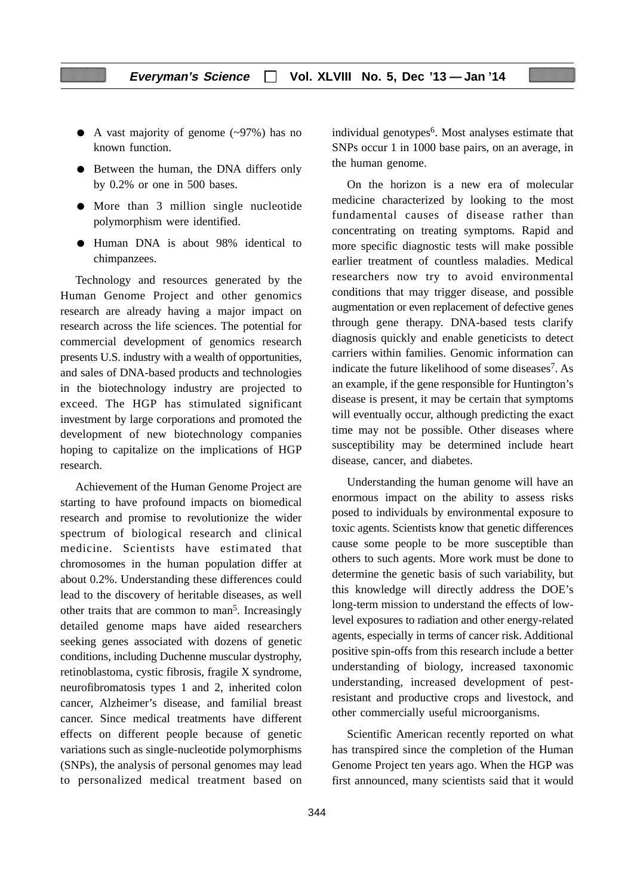- A vast majority of genome (~97%) has no known function.
- Between the human, the DNA differs only by 0.2% or one in 500 bases.
- More than 3 million single nucleotide polymorphism were identified.
- Human DNA is about 98% identical to chimpanzees.

Technology and resources generated by the Human Genome Project and other genomics research are already having a major impact on research across the life sciences. The potential for commercial development of genomics research presents U.S. industry with a wealth of opportunities, and sales of DNA-based products and technologies in the biotechnology industry are projected to exceed. The HGP has stimulated significant investment by large corporations and promoted the development of new biotechnology companies hoping to capitalize on the implications of HGP research.

Achievement of the Human Genome Project are starting to have profound impacts on biomedical research and promise to revolutionize the wider spectrum of biological research and clinical medicine. Scientists have estimated that chromosomes in the human population differ at about 0.2%. Understanding these differences could lead to the discovery of heritable diseases, as well other traits that are common to man[5]. Increasingly detailed genome maps have aided researchers seeking genes associated with dozens of genetic conditions, including Duchenne muscular dystrophy, retinoblastoma, cystic fibrosis, fragile X syndrome, neurofibromatosis types 1 and 2, inherited colon cancer, Alzheimer's disease, and familial breast cancer. Since medical treatments have different effects on different people because of genetic variations such as single-nucleotide polymorphisms (SNPs), the analysis of personal genomes may lead to personalized medical treatment based on individual genotypes[6]. Most analyses estimate that SNPs occur 1 in 1000 base pairs, on an average, in the human genome.

On the horizon is a new era of molecular medicine characterized by looking to the most fundamental causes of disease rather than concentrating on treating symptoms. Rapid and more specific diagnostic tests will make possible earlier treatment of countless maladies. Medical researchers now try to avoid environmental conditions that may trigger disease, and possible augmentation or even replacement of defective genes through gene therapy. DNA-based tests clarify diagnosis quickly and enable geneticists to detect carriers within families. Genomic information can indicate the future likelihood of some diseases[7]. As an example, if the gene responsible for Huntington's disease is present, it may be certain that symptoms will eventually occur, although predicting the exact time may not be possible. Other diseases where susceptibility may be determined include heart disease, cancer, and diabetes.

Understanding the human genome will have an enormous impact on the ability to assess risks posed to individuals by environmental exposure to toxic agents. Scientists know that genetic differences cause some people to be more susceptible than others to such agents. More work must be done to determine the genetic basis of such variability, but this knowledge will directly address the DOE's long-term mission to understand the effects of low-level exposures to radiation and other energy-related agents, especially in terms of cancer risk. Additional positive spin-offs from this research include a better understanding of biology, increased taxonomic understanding, increased development of pest-resistant and productive crops and livestock, and other commercially useful microorganisms.

Scientific American recently reported on what has transpired since the completion of the Human Genome Project ten years ago. When the HGP was first announced, many scientists said that it would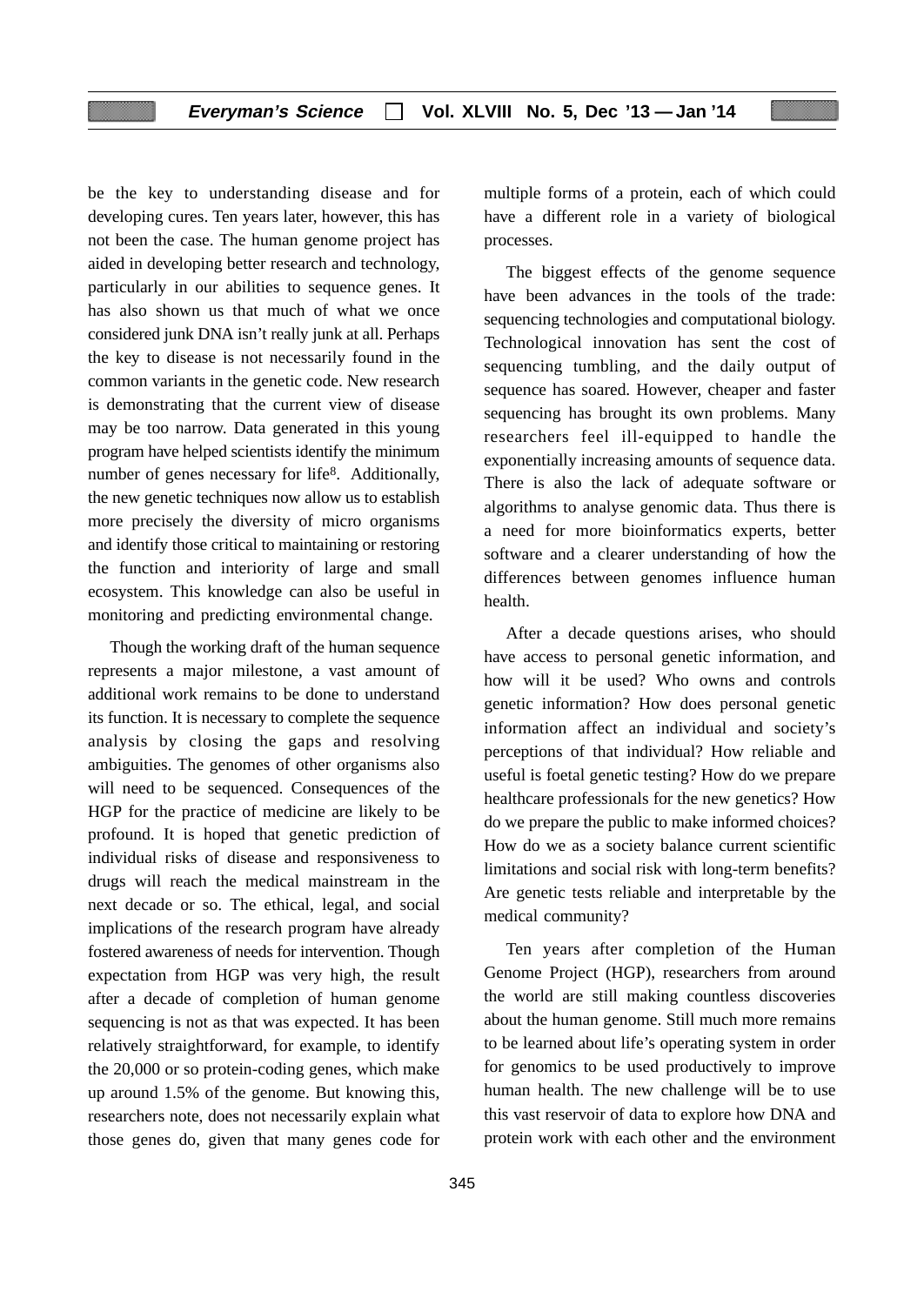be the key to understanding disease and for developing cures. Ten years later, however, this has not been the case. The human genome project has aided in developing better research and technology, particularly in our abilities to sequence genes. It has also shown us that much of what we once considered junk DNA isn't really junk at all. Perhaps the key to disease is not necessarily found in the common variants in the genetic code. New research is demonstrating that the current view of disease may be too narrow. Data generated in this young program have helped scientists identify the minimum number of genes necessary for life[8]. Additionally, the new genetic techniques now allow us to establish more precisely the diversity of micro organisms and identify those critical to maintaining or restoring the function and interiority of large and small ecosystem. This knowledge can also be useful in monitoring and predicting environmental change.

Though the working draft of the human sequence represents a major milestone, a vast amount of additional work remains to be done to understand its function. It is necessary to complete the sequence analysis by closing the gaps and resolving ambiguities. The genomes of other organisms also will need to be sequenced. Consequences of the HGP for the practice of medicine are likely to be profound. It is hoped that genetic prediction of individual risks of disease and responsiveness to drugs will reach the medical mainstream in the next decade or so. The ethical, legal, and social implications of the research program have already fostered awareness of needs for intervention. Though expectation from HGP was very high, the result after a decade of completion of human genome sequencing is not as that was expected. It has been relatively straightforward, for example, to identify the 20,000 or so protein-coding genes, which make up around 1.5% of the genome. But knowing this, researchers note, does not necessarily explain what those genes do, given that many genes code for multiple forms of a protein, each of which could have a different role in a variety of biological processes.

The biggest effects of the genome sequence have been advances in the tools of the trade: sequencing technologies and computational biology. Technological innovation has sent the cost of sequencing tumbling, and the daily output of sequence has soared. However, cheaper and faster sequencing has brought its own problems. Many researchers feel ill-equipped to handle the exponentially increasing amounts of sequence data. There is also the lack of adequate software or algorithms to analyse genomic data. Thus there is a need for more bioinformatics experts, better software and a clearer understanding of how the differences between genomes influence human health.

After a decade questions arises, who should have access to personal genetic information, and how will it be used? Who owns and controls genetic information? How does personal genetic information affect an individual and society's perceptions of that individual? How reliable and useful is foetal genetic testing? How do we prepare healthcare professionals for the new genetics? How do we prepare the public to make informed choices? How do we as a society balance current scientific limitations and social risk with long-term benefits? Are genetic tests reliable and interpretable by the medical community?

Ten years after completion of the Human Genome Project (HGP), researchers from around the world are still making countless discoveries about the human genome. Still much more remains to be learned about life's operating system in order for genomics to be used productively to improve human health. The new challenge will be to use this vast reservoir of data to explore how DNA and protein work with each other and the environment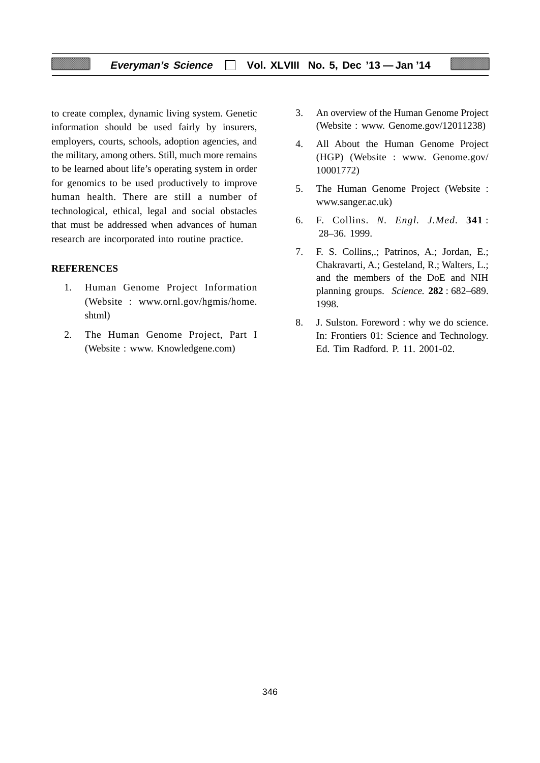to create complex, dynamic living system. Genetic information should be used fairly by insurers, employers, courts, schools, adoption agencies, and the military, among others. Still, much more remains to be learned about life's operating system in order for genomics to be used productively to improve human health. There are still a number of technological, ethical, legal and social obstacles that must be addressed when advances of human research are incorporated into routine practice.

**REFERENCES**

1. Human Genome Project Information (Website : www.ornl.gov/hgmis/home.shtml)
2. The Human Genome Project, Part I (Website : www. Knowledgene.com)
3. An overview of the Human Genome Project (Website : www. Genome.gov/12011238)
4. All About the Human Genome Project (HGP) (Website : www. Genome.gov/10001772)
5. The Human Genome Project (Website : www.sanger.ac.uk)
6. F. Collins. *N. Engl. J.Med.* **341** : 28–36. 1999.
7. F. S. Collins,.; Patrinos, A.; Jordan, E.; Chakravarti, A.; Gesteland, R.; Walters, L.; and the members of the DoE and NIH planning groups. *Science.* **282** : 682–689. 1998.
8. J. Sulston. Foreword : why we do science. In: Frontiers 01: Science and Technology. Ed. Tim Radford. P. 11. 2001-02.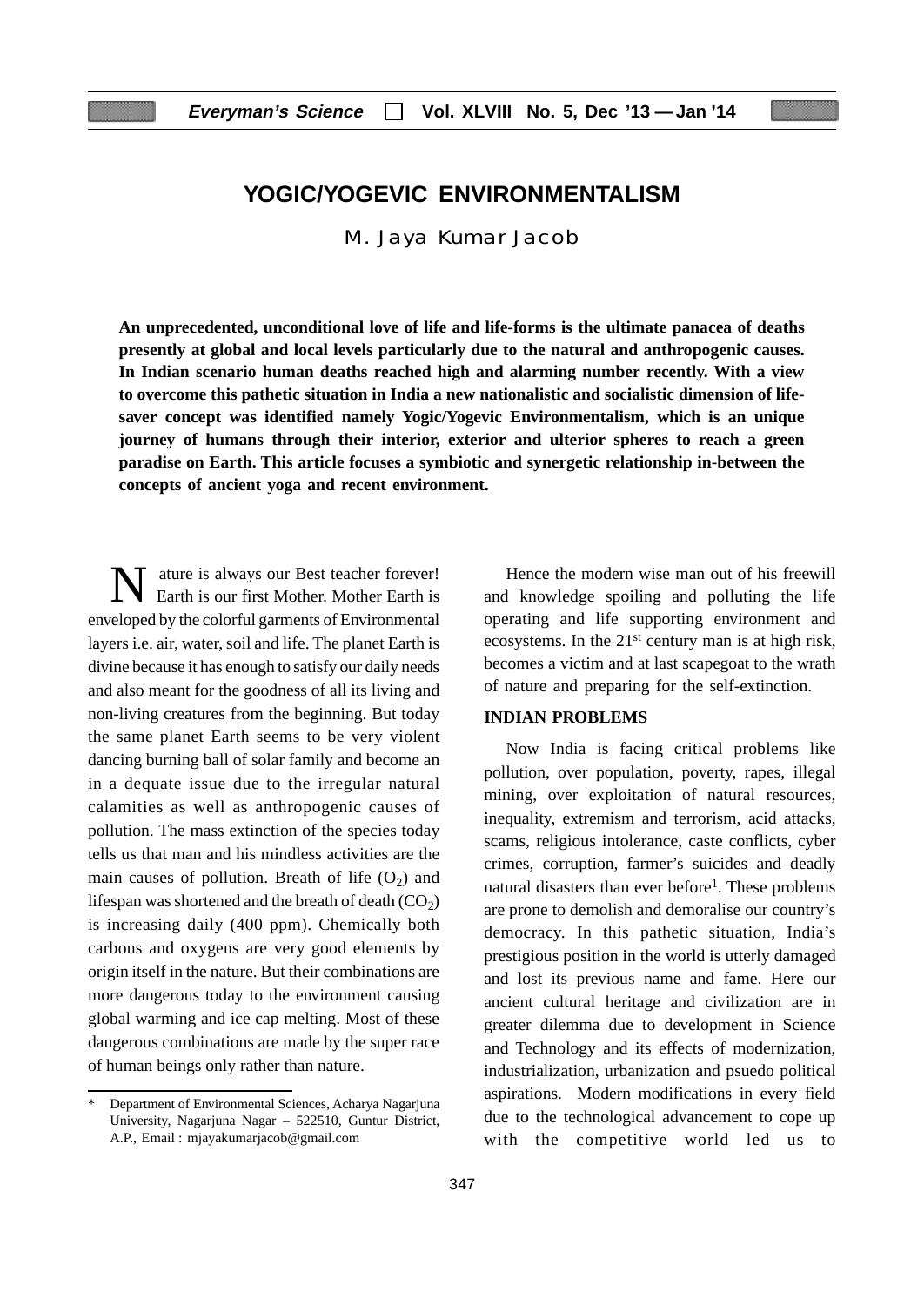# YOGIC/YOGEVIC ENVIRONMENTALISM

M. Jaya Kumar Jacob

**An unprecedented, unconditional love of life and life-forms is the ultimate panacea of deaths presently at global and local levels particularly due to the natural and anthropogenic causes. In Indian scenario human deaths reached high and alarming number recently. With a view to overcome this pathetic situation in India a new nationalistic and socialistic dimension of life-saver concept was identified namely Yogic/Yogevic Environmentalism, which is an unique journey of humans through their interior, exterior and ulterior spheres to reach a green paradise on Earth. This article focuses a symbiotic and synergetic relationship in-between the concepts of ancient yoga and recent environment.**

Nature is always our Best teacher forever! Earth is our first Mother. Mother Earth is enveloped by the colorful garments of Environmental layers i.e. air, water, soil and life. The planet Earth is divine because it has enough to satisfy our daily needs and also meant for the goodness of all its living and non-living creatures from the beginning. But today the same planet Earth seems to be very violent dancing burning ball of solar family and become an in a dequate issue due to the irregular natural calamities as well as anthropogenic causes of pollution. The mass extinction of the species today tells us that man and his mindless activities are the main causes of pollution. Breath of life ($O_2$) and lifespan was shortened and the breath of death ($CO_2$) is increasing daily (400 ppm). Chemically both carbons and oxygens are very good elements by origin itself in the nature. But their combinations are more dangerous today to the environment causing global warming and ice cap melting. Most of these dangerous combinations are made by the super race of human beings only rather than nature.

Hence the modern wise man out of his freewill and knowledge spoiling and polluting the life operating and life supporting environment and ecosystems. In the 21st century man is at high risk, becomes a victim and at last scapegoat to the wrath of nature and preparing for the self-extinction.

## INDIAN PROBLEMS

Now India is facing critical problems like pollution, over population, poverty, rapes, illegal mining, over exploitation of natural resources, inequality, extremism and terrorism, acid attacks, scams, religious intolerance, caste conflicts, cyber crimes, corruption, farmer's suicides and deadly natural disasters than ever before[1]. These problems are prone to demolish and demoralise our country's democracy. In this pathetic situation, India's prestigious position in the world is utterly damaged and lost its previous name and fame. Here our ancient cultural heritage and civilization are in greater dilemma due to development in Science and Technology and its effects of modernization, industrialization, urbanization and psuedo political aspirations. Modern modifications in every field due to the technological advancement to cope up with the competitive world led us to

\* Department of Environmental Sciences, Acharya Nagarjuna University, Nagarjuna Nagar – 522510, Guntur District, A.P., Email : mjayakumarjacob@gmail.com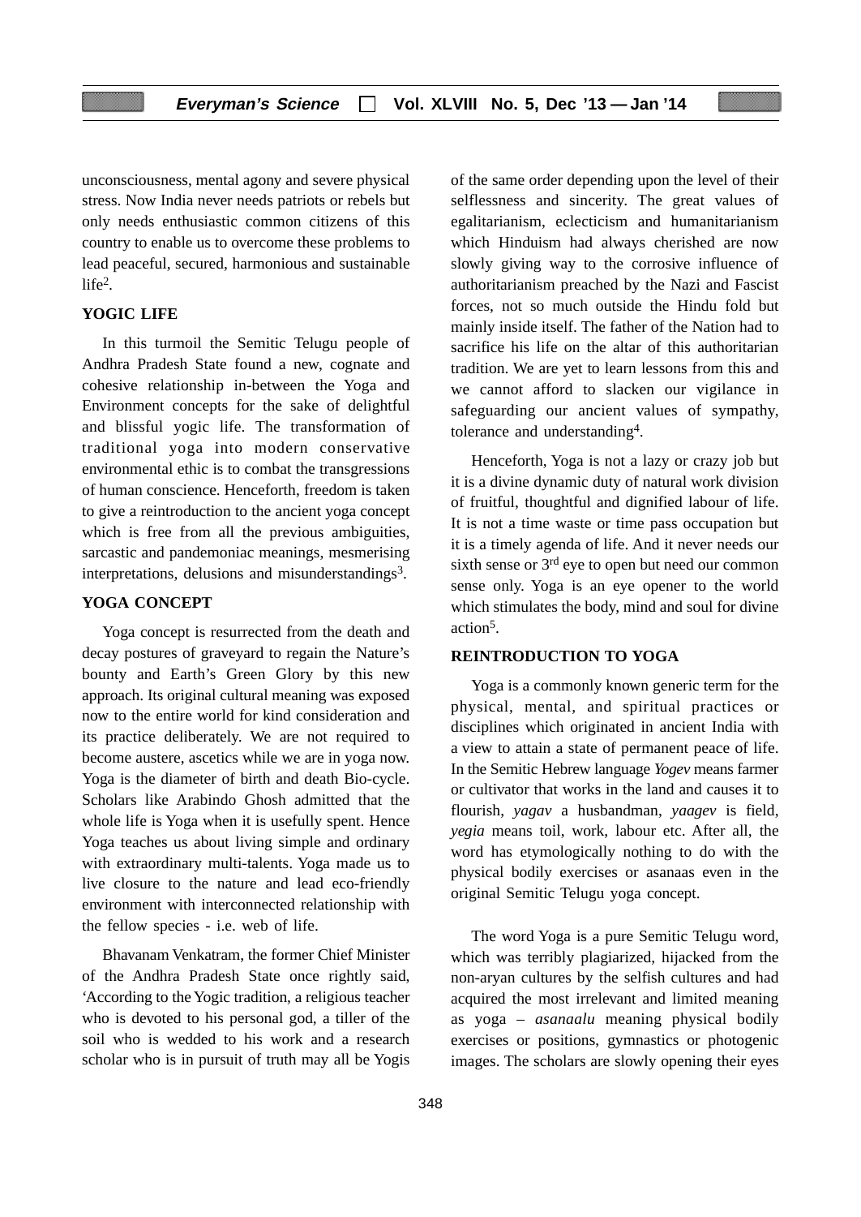unconsciousness, mental agony and severe physical stress. Now India never needs patriots or rebels but only needs enthusiastic common citizens of this country to enable us to overcome these problems to lead peaceful, secured, harmonious and sustainable life[2].

## YOGIC LIFE

In this turmoil the Semitic Telugu people of Andhra Pradesh State found a new, cognate and cohesive relationship in-between the Yoga and Environment concepts for the sake of delightful and blissful yogic life. The transformation of traditional yoga into modern conservative environmental ethic is to combat the transgressions of human conscience. Henceforth, freedom is taken to give a reintroduction to the ancient yoga concept which is free from all the previous ambiguities, sarcastic and pandemoniac meanings, mesmerising interpretations, delusions and misunderstandings[3].

## YOGA CONCEPT

Yoga concept is resurrected from the death and decay postures of graveyard to regain the Nature's bounty and Earth's Green Glory by this new approach. Its original cultural meaning was exposed now to the entire world for kind consideration and its practice deliberately. We are not required to become austere, ascetics while we are in yoga now. Yoga is the diameter of birth and death Bio-cycle. Scholars like Arabindo Ghosh admitted that the whole life is Yoga when it is usefully spent. Hence Yoga teaches us about living simple and ordinary with extraordinary multi-talents. Yoga made us to live closure to the nature and lead eco-friendly environment with interconnected relationship with the fellow species - i.e. web of life.

Bhavanam Venkatram, the former Chief Minister of the Andhra Pradesh State once rightly said, 'According to the Yogic tradition, a religious teacher who is devoted to his personal god, a tiller of the soil who is wedded to his work and a research scholar who is in pursuit of truth may all be Yogis of the same order depending upon the level of their selflessness and sincerity. The great values of egalitarianism, eclecticism and humanitarianism which Hinduism had always cherished are now slowly giving way to the corrosive influence of authoritarianism preached by the Nazi and Fascist forces, not so much outside the Hindu fold but mainly inside itself. The father of the Nation had to sacrifice his life on the altar of this authoritarian tradition. We are yet to learn lessons from this and we cannot afford to slacken our vigilance in safeguarding our ancient values of sympathy, tolerance and understanding[4].

Henceforth, Yoga is not a lazy or crazy job but it is a divine dynamic duty of natural work division of fruitful, thoughtful and dignified labour of life. It is not a time waste or time pass occupation but it is a timely agenda of life. And it never needs our sixth sense or 3rd eye to open but need our common sense only. Yoga is an eye opener to the world which stimulates the body, mind and soul for divine action[5].

## REINTRODUCTION TO YOGA

Yoga is a commonly known generic term for the physical, mental, and spiritual practices or disciplines which originated in ancient India with a view to attain a state of permanent peace of life. In the Semitic Hebrew language *Yogev* means farmer or cultivator that works in the land and causes it to flourish, *yagav* a husbandman, *yaagev* is field, *yegia* means toil, work, labour etc. After all, the word has etymologically nothing to do with the physical bodily exercises or asanaas even in the original Semitic Telugu yoga concept.

The word Yoga is a pure Semitic Telugu word, which was terribly plagiarized, hijacked from the non-aryan cultures by the selfish cultures and had acquired the most irrelevant and limited meaning as yoga – *asanaalu* meaning physical bodily exercises or positions, gymnastics or photogenic images. The scholars are slowly opening their eyes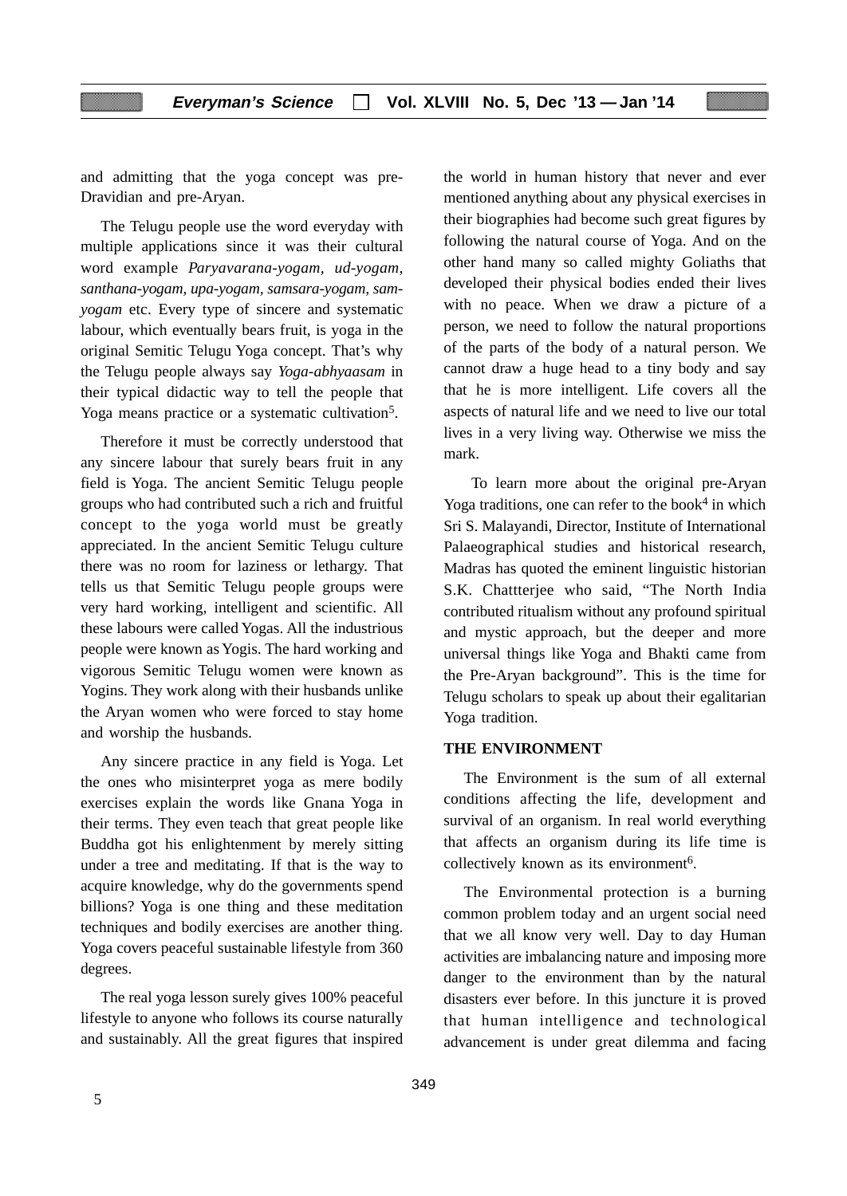and admitting that the yoga concept was pre-Dravidian and pre-Aryan.

The Telugu people use the word everyday with multiple applications since it was their cultural word example *Paryavarana-yogam, ud-yogam, santhana-yogam, upa-yogam, samsara-yogam, sam-yogam* etc. Every type of sincere and systematic labour, which eventually bears fruit, is yoga in the original Semitic Telugu Yoga concept. That's why the Telugu people always say *Yoga-abhyaasam* in their typical didactic way to tell the people that Yoga means practice or a systematic cultivation[5].

Therefore it must be correctly understood that any sincere labour that surely bears fruit in any field is Yoga. The ancient Semitic Telugu people groups who had contributed such a rich and fruitful concept to the yoga world must be greatly appreciated. In the ancient Semitic Telugu culture there was no room for laziness or lethargy. That tells us that Semitic Telugu people groups were very hard working, intelligent and scientific. All these labours were called Yogas. All the industrious people were known as Yogis. The hard working and vigorous Semitic Telugu women were known as Yogins. They work along with their husbands unlike the Aryan women who were forced to stay home and worship the husbands.

Any sincere practice in any field is Yoga. Let the ones who misinterpret yoga as mere bodily exercises explain the words like Gnana Yoga in their terms. They even teach that great people like Buddha got his enlightenment by merely sitting under a tree and meditating. If that is the way to acquire knowledge, why do the governments spend billions? Yoga is one thing and these meditation techniques and bodily exercises are another thing. Yoga covers peaceful sustainable lifestyle from 360 degrees.

The real yoga lesson surely gives 100% peaceful lifestyle to anyone who follows its course naturally and sustainably. All the great figures that inspired the world in human history that never and ever mentioned anything about any physical exercises in their biographies had become such great figures by following the natural course of Yoga. And on the other hand many so called mighty Goliaths that developed their physical bodies ended their lives with no peace. When we draw a picture of a person, we need to follow the natural proportions of the parts of the body of a natural person. We cannot draw a huge head to a tiny body and say that he is more intelligent. Life covers all the aspects of natural life and we need to live our total lives in a very living way. Otherwise we miss the mark.

To learn more about the original pre-Aryan Yoga traditions, one can refer to the book[4] in which Sri S. Malayandi, Director, Institute of International Palaeographical studies and historical research, Madras has quoted the eminent linguistic historian S.K. Chattterjee who said, "The North India contributed ritualism without any profound spiritual and mystic approach, but the deeper and more universal things like Yoga and Bhakti came from the Pre-Aryan background". This is the time for Telugu scholars to speak up about their egalitarian Yoga tradition.

## THE ENVIRONMENT

The Environment is the sum of all external conditions affecting the life, development and survival of an organism. In real world everything that affects an organism during its life time is collectively known as its environment[6].

The Environmental protection is a burning common problem today and an urgent social need that we all know very well. Day to day Human activities are imbalancing nature and imposing more danger to the environment than by the natural disasters ever before. In this juncture it is proved that human intelligence and technological advancement is under great dilemma and facing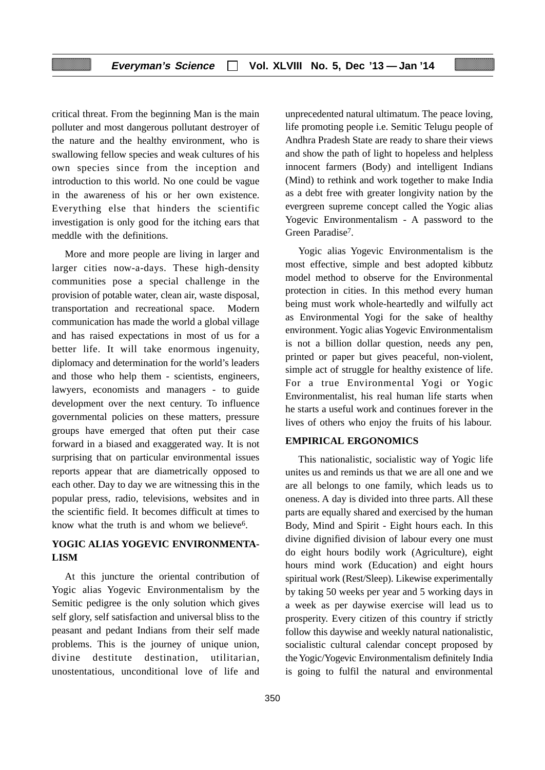critical threat. From the beginning Man is the main polluter and most dangerous pollutant destroyer of the nature and the healthy environment, who is swallowing fellow species and weak cultures of his own species since from the inception and introduction to this world. No one could be vague in the awareness of his or her own existence. Everything else that hinders the scientific investigation is only good for the itching ears that meddle with the definitions.

More and more people are living in larger and larger cities now-a-days. These high-density communities pose a special challenge in the provision of potable water, clean air, waste disposal, transportation and recreational space. Modern communication has made the world a global village and has raised expectations in most of us for a better life. It will take enormous ingenuity, diplomacy and determination for the world's leaders and those who help them - scientists, engineers, lawyers, economists and managers - to guide development over the next century. To influence governmental policies on these matters, pressure groups have emerged that often put their case forward in a biased and exaggerated way. It is not surprising that on particular environmental issues reports appear that are diametrically opposed to each other. Day to day we are witnessing this in the popular press, radio, televisions, websites and in the scientific field. It becomes difficult at times to know what the truth is and whom we believe[6].

## YOGIC ALIAS YOGEVIC ENVIRONMENTALISM

At this juncture the oriental contribution of Yogic alias Yogevic Environmentalism by the Semitic pedigree is the only solution which gives self glory, self satisfaction and universal bliss to the peasant and pedant Indians from their self made problems. This is the journey of unique union, divine destitute destination, utilitarian, unostentatious, unconditional love of life and unprecedented natural ultimatum. The peace loving, life promoting people i.e. Semitic Telugu people of Andhra Pradesh State are ready to share their views and show the path of light to hopeless and helpless innocent farmers (Body) and intelligent Indians (Mind) to rethink and work together to make India as a debt free with greater longivity nation by the evergreen supreme concept called the Yogic alias Yogevic Environmentalism - A password to the Green Paradise[7].

Yogic alias Yogevic Environmentalism is the most effective, simple and best adopted kibbutz model method to observe for the Environmental protection in cities. In this method every human being must work whole-heartedly and wilfully act as Environmental Yogi for the sake of healthy environment. Yogic alias Yogevic Environmentalism is not a billion dollar question, needs any pen, printed or paper but gives peaceful, non-violent, simple act of struggle for healthy existence of life. For a true Environmental Yogi or Yogic Environmentalist, his real human life starts when he starts a useful work and continues forever in the lives of others who enjoy the fruits of his labour.

## EMPIRICAL ERGONOMICS

This nationalistic, socialistic way of Yogic life unites us and reminds us that we are all one and we are all belongs to one family, which leads us to oneness. A day is divided into three parts. All these parts are equally shared and exercised by the human Body, Mind and Spirit - Eight hours each. In this divine dignified division of labour every one must do eight hours bodily work (Agriculture), eight hours mind work (Education) and eight hours spiritual work (Rest/Sleep). Likewise experimentally by taking 50 weeks per year and 5 working days in a week as per daywise exercise will lead us to prosperity. Every citizen of this country if strictly follow this daywise and weekly natural nationalistic, socialistic cultural calendar concept proposed by the Yogic/Yogevic Environmentalism definitely India is going to fulfil the natural and environmental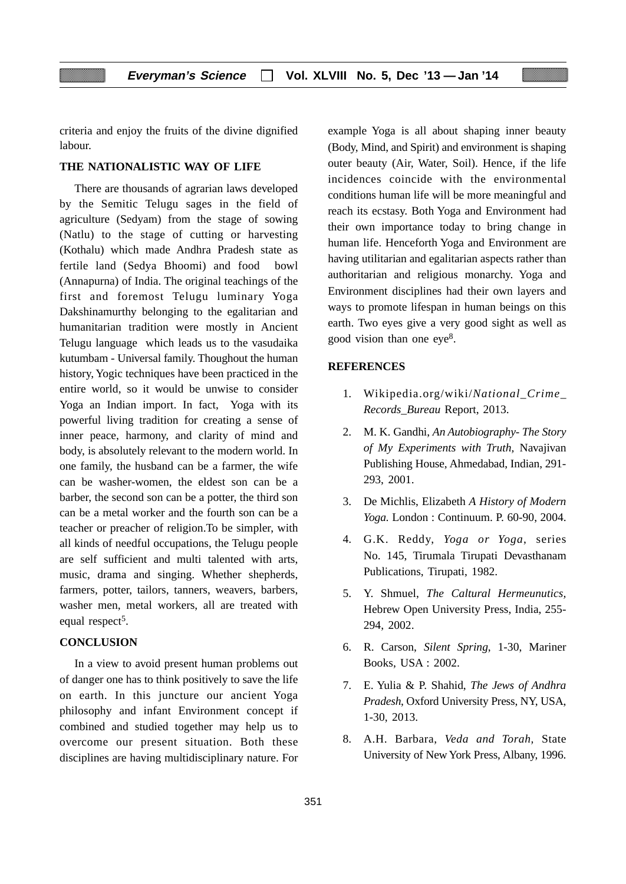criteria and enjoy the fruits of the divine dignified labour.

### THE NATIONALISTIC WAY OF LIFE

There are thousands of agrarian laws developed by the Semitic Telugu sages in the field of agriculture (Sedyam) from the stage of sowing (Natlu) to the stage of cutting or harvesting (Kothalu) which made Andhra Pradesh state as fertile land (Sedya Bhoomi) and food bowl (Annapurna) of India. The original teachings of the first and foremost Telugu luminary Yoga Dakshinamurthy belonging to the egalitarian and humanitarian tradition were mostly in Ancient Telugu language which leads us to the vasudaika kutumbam - Universal family. Thoughout the human history, Yogic techniques have been practiced in the entire world, so it would be unwise to consider Yoga an Indian import. In fact, Yoga with its powerful living tradition for creating a sense of inner peace, harmony, and clarity of mind and body, is absolutely relevant to the modern world. In one family, the husband can be a farmer, the wife can be washer-women, the eldest son can be a barber, the second son can be a potter, the third son can be a metal worker and the fourth son can be a teacher or preacher of religion.To be simpler, with all kinds of needful occupations, the Telugu people are self sufficient and multi talented with arts, music, drama and singing. Whether shepherds, farmers, potter, tailors, tanners, weavers, barbers, washer men, metal workers, all are treated with equal respect[5].

### CONCLUSION

In a view to avoid present human problems out of danger one has to think positively to save the life on earth. In this juncture our ancient Yoga philosophy and infant Environment concept if combined and studied together may help us to overcome our present situation. Both these disciplines are having multidisciplinary nature. For example Yoga is all about shaping inner beauty (Body, Mind, and Spirit) and environment is shaping outer beauty (Air, Water, Soil). Hence, if the life incidences coincide with the environmental conditions human life will be more meaningful and reach its ecstasy. Both Yoga and Environment had their own importance today to bring change in human life. Henceforth Yoga and Environment are having utilitarian and egalitarian aspects rather than authoritarian and religious monarchy. Yoga and Environment disciplines had their own layers and ways to promote lifespan in human beings on this earth. Two eyes give a very good sight as well as good vision than one eye[8].

### REFERENCES

1. Wikipedia.org/wiki/*National_Crime_Records_Bureau* Report, 2013.
2. M. K. Gandhi, *An Autobiography- The Story of My Experiments with Truth,* Navajivan Publishing House, Ahmedabad, Indian, 291-293, 2001.
3. De Michlis, Elizabeth *A History of Modern Yoga.* London : Continuum. P. 60-90, 2004.
4. G.K. Reddy, *Yoga or Yoga*, series No. 145, Tirumala Tirupati Devasthanam Publications, Tirupati, 1982.
5. Y. Shmuel, *The Caltural Hermeunutics,* Hebrew Open University Press, India, 255-294, 2002.
6. R. Carson, *Silent Spring*, 1-30, Mariner Books, USA : 2002.
7. E. Yulia & P. Shahid, *The Jews of Andhra Pradesh*, Oxford University Press, NY, USA, 1-30, 2013.
8. A.H. Barbara, *Veda and Torah,* State University of New York Press, Albany, 1996.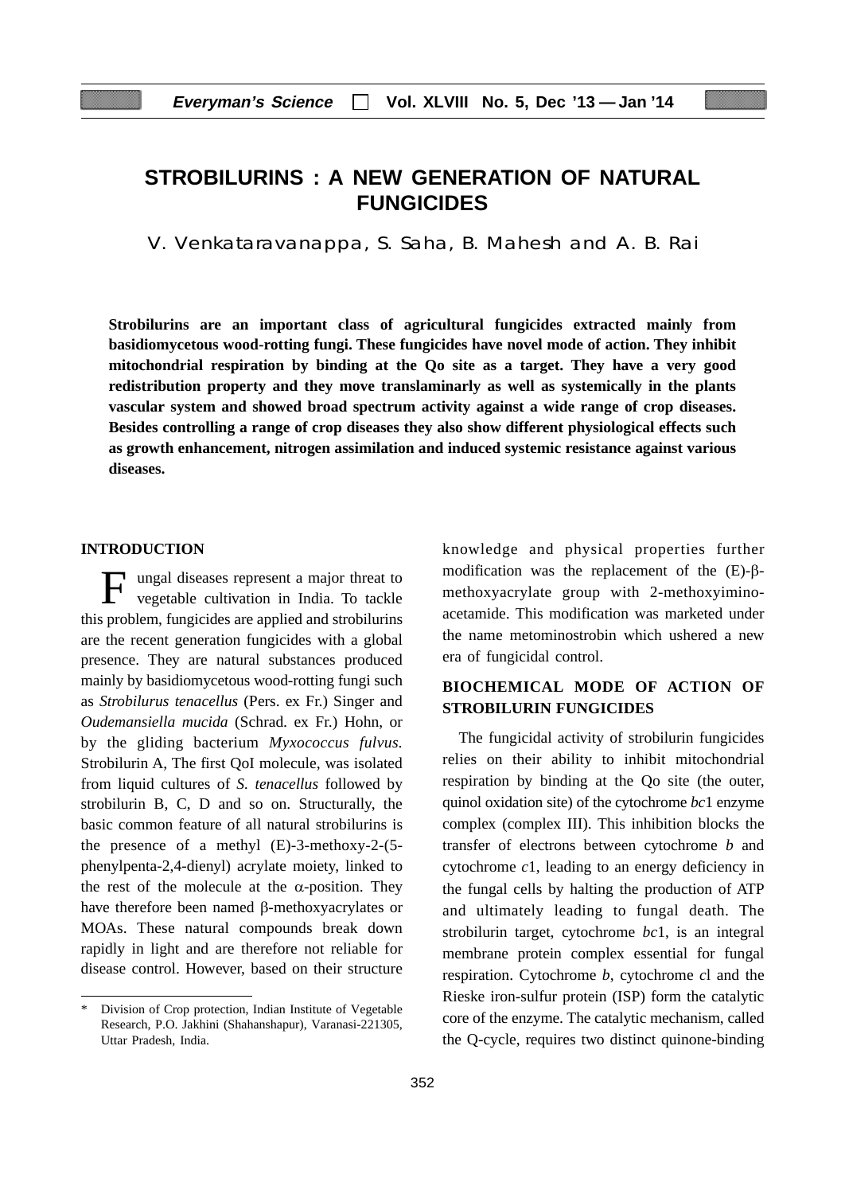# STROBILURINS : A NEW GENERATION OF NATURAL FUNGICIDES

V. Venkataravanappa, S. Saha, B. Mahesh and A. B. Rai

**Strobilurins are an important class of agricultural fungicides extracted mainly from basidiomycetous wood-rotting fungi. These fungicides have novel mode of action. They inhibit mitochondrial respiration by binding at the Qo site as a target. They have a very good redistribution property and they move translaminarly as well as systemically in the plants vascular system and showed broad spectrum activity against a wide range of crop diseases. Besides controlling a range of crop diseases they also show different physiological effects such as growth enhancement, nitrogen assimilation and induced systemic resistance against various diseases.**

## INTRODUCTION

Fungal diseases represent a major threat to vegetable cultivation in India. To tackle this problem, fungicides are applied and strobilurins are the recent generation fungicides with a global presence. They are natural substances produced mainly by basidiomycetous wood-rotting fungi such as *Strobilurus tenacellus* (Pers. ex Fr.) Singer and *Oudemansiella mucida* (Schrad. ex Fr.) Hohn, or by the gliding bacterium *Myxococcus fulvus*. Strobilurin A, The first QoI molecule, was isolated from liquid cultures of *S. tenacellus* followed by strobilurin B, C, D and so on. Structurally, the basic common feature of all natural strobilurins is the presence of a methyl (E)-3-methoxy-2-(5-phenylpenta-2,4-dienyl) acrylate moiety, linked to the rest of the molecule at the $\alpha$-position. They have therefore been named $\beta$-methoxyacrylates or MOAs. These natural compounds break down rapidly in light and are therefore not reliable for disease control. However, based on their structure knowledge and physical properties further modification was the replacement of the (E)-$\beta$-methoxyacrylate group with 2-methoxyimino-acetamide. This modification was marketed under the name metominostrobin which ushered a new era of fungicidal control.

## BIOCHEMICAL MODE OF ACTION OF STROBILURIN FUNGICIDES

The fungicidal activity of strobilurin fungicides relies on their ability to inhibit mitochondrial respiration by binding at the Qo site (the outer, quinol oxidation site) of the cytochrome *bc*1 enzyme complex (complex III). This inhibition blocks the transfer of electrons between cytochrome *b* and cytochrome *c*1, leading to an energy deficiency in the fungal cells by halting the production of ATP and ultimately leading to fungal death. The strobilurin target, cytochrome *bc*1, is an integral membrane protein complex essential for fungal respiration. Cytochrome *b*, cytochrome *c*l and the Rieske iron-sulfur protein (ISP) form the catalytic core of the enzyme. The catalytic mechanism, called the Q-cycle, requires two distinct quinone-binding

---

\* Division of Crop protection, Indian Institute of Vegetable Research, P.O. Jakhini (Shahanshapur), Varanasi-221305, Uttar Pradesh, India.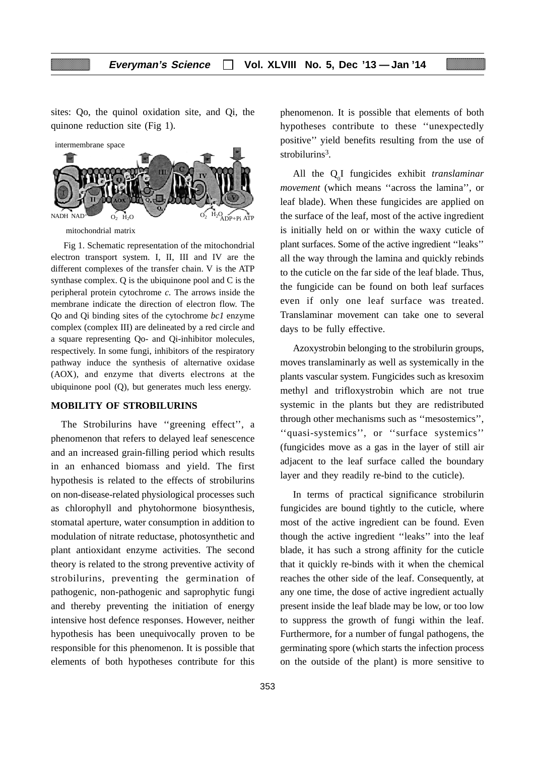sites: Qo, the quinol oxidation site, and Qi, the quinone reduction site (Fig 1).

Fig 1. Schematic representation of the mitochondrial electron transport system. I, II, III and IV are the different complexes of the transfer chain. V is the ATP synthase complex. Q is the ubiquinone pool and C is the peripheral protein cytochrome *c.* The arrows inside the membrane indicate the direction of electron flow. The Qo and Qi binding sites of the cytochrome *bc1* enzyme complex (complex III) are delineated by a red circle and a square representing Qo- and Qi-inhibitor molecules, respectively. In some fungi, inhibitors of the respiratory pathway induce the synthesis of alternative oxidase (AOX), and enzyme that diverts electrons at the ubiquinone pool (Q), but generates much less energy.

## MOBILITY OF STROBILURINS

The Strobilurins have ''greening effect'', a phenomenon that refers to delayed leaf senescence and an increased grain-filling period which results in an enhanced biomass and yield. The first hypothesis is related to the effects of strobilurins on non-disease-related physiological processes such as chlorophyll and phytohormone biosynthesis, stomatal aperture, water consumption in addition to modulation of nitrate reductase, photosynthetic and plant antioxidant enzyme activities. The second theory is related to the strong preventive activity of strobilurins, preventing the germination of pathogenic, non-pathogenic and saprophytic fungi and thereby preventing the initiation of energy intensive host defence responses. However, neither hypothesis has been unequivocally proven to be responsible for this phenomenon. It is possible that elements of both hypotheses contribute for this phenomenon. It is possible that elements of both hypotheses contribute to these ''unexpectedly positive'' yield benefits resulting from the use of strobilurins[3].

All the $Q_0I$ fungicides exhibit *translaminar movement* (which means ''across the lamina'', or leaf blade). When these fungicides are applied on the surface of the leaf, most of the active ingredient is initially held on or within the waxy cuticle of plant surfaces. Some of the active ingredient ''leaks'' all the way through the lamina and quickly rebinds to the cuticle on the far side of the leaf blade. Thus, the fungicide can be found on both leaf surfaces even if only one leaf surface was treated. Translaminar movement can take one to several days to be fully effective.

Azoxystrobin belonging to the strobilurin groups, moves translaminarly as well as systemically in the plants vascular system. Fungicides such as kresoxim methyl and trifloxystrobin which are not true systemic in the plants but they are redistributed through other mechanisms such as ''mesostemics'', ''quasi-systemics'', or ''surface systemics'' (fungicides move as a gas in the layer of still air adjacent to the leaf surface called the boundary layer and they readily re-bind to the cuticle).

In terms of practical significance strobilurin fungicides are bound tightly to the cuticle, where most of the active ingredient can be found. Even though the active ingredient ''leaks'' into the leaf blade, it has such a strong affinity for the cuticle that it quickly re-binds with it when the chemical reaches the other side of the leaf. Consequently, at any one time, the dose of active ingredient actually present inside the leaf blade may be low, or too low to suppress the growth of fungi within the leaf. Furthermore, for a number of fungal pathogens, the germinating spore (which starts the infection process on the outside of the plant) is more sensitive to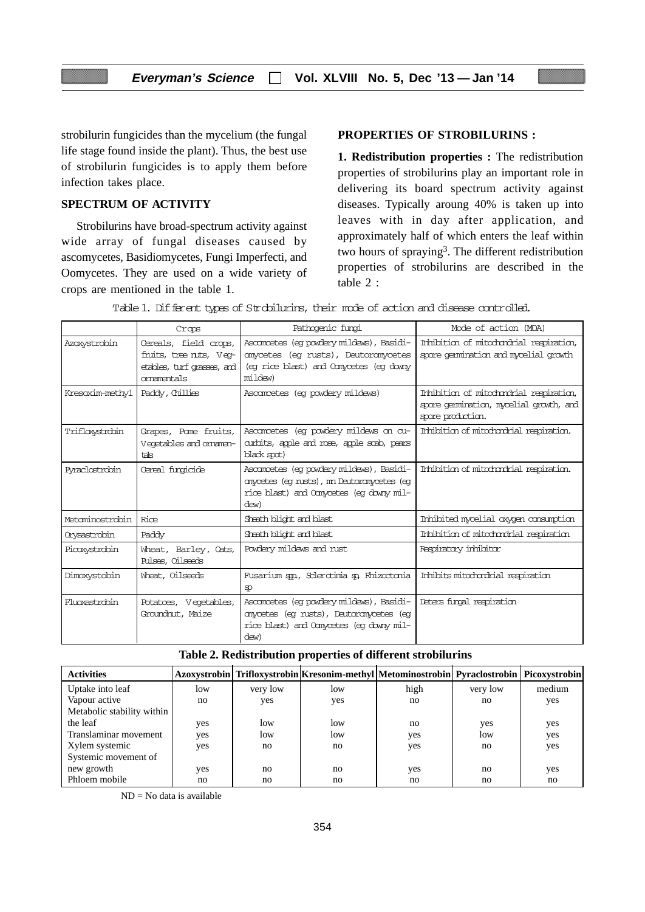strobilurin fungicides than the mycelium (the fungal life stage found inside the plant). Thus, the best use of strobilurin fungicides is to apply them before infection takes place.

## SPECTRUM OF ACTIVITY

Strobilurins have broad-spectrum activity against wide array of fungal diseases caused by ascomycetes, Basidiomycetes, Fungi Imperfecti, and Oomycetes. They are used on a wide variety of crops are mentioned in the table 1.

## PROPERTIES OF STROBILURINS :

**1. Redistribution properties :** The redistribution properties of strobilurins play an important role in delivering its board spectrum activity against diseases. Typically aroung 40% is taken up into leaves with in day after application, and approximately half of which enters the leaf within two hours of spraying[3]. The different redistribution properties of strobilurins are described in the table 2 :

Table 1. Different types of Strobilurins, their mode of action and disease controlled.

| | Crops | Pathogenic fungi | Mode of action (MOA) |
|---|---|---|---|
| Azoxystrobin | Cereals, field crops, fruits, tree nuts, Vegetables, turf grasses, and ornamentals | Ascomcetes (eg powdery mildews), Basidiomycetes (eg rusts), Deutoromycetes (eg rice blast) and Oomycetes (eg downy mildew) | Inhibition of mitochondrial respiration, spore germination and mycelial growth |
| Kresoxim-methyl | Paddy, Chillies | Ascomcetes (eg powdery mildews) | Inhibition of mitochondrial respiration, spore germination, mycelial growth, and spore production. |
| Trifloxystrobin | Grapes, Pome fruits, Vegetables and ornamentals | Ascomcetes (eg powdery mildews on cucurbits, apple and rose, apple scab, pears black spot) | Inhibition of mitochondrial respiration. |
| Pyraclostrobin | Cereal fungicide | Ascomcetes (eg powdery mildews), Basidiomycetes (eg rusts), mn Deutoromycetes (eg rice blast) and Oomycetes (eg downy mildew) | Inhibition of mitochondrial respiration. |
| Metominostrobin | Rice | Sheath blight and blast | Inhibited mycelial oxygen consumption |
| Orysastrobin | Paddy | Sheath blight and blast | Inhibition of mitochondrial respiration |
| Picoxystrobin | Wheat, Barley, Oats, Pulses, Oilseeds | Powdery mildews and rust | Respiratory inhibitor |
| Dimoxystobin | Wheat, Oilseeds | Fusarium spp., Sclerotinia sp, Rhizoctonia sp | Inhibits mitochondrial respiration |
| Fluoxastrobin | Potatoes, Vegetables, Groundnut, Maize | Ascomcetes (eg powdery mildews), Basidiomycetes (eg rusts), Deutoromycetes (eg rice blast) and Oomycetes (eg downy mildew) | Deters fungal respiration |

**Table 2. Redistribution properties of different strobilurins**

| Activities | Azoxystrobin | Trifloxystrobin | Kresonim-methyl | Metominostrobin | Pyraclostrobin | Picoxystrobin |
|---|---|---|---|---|---|---|
| Uptake into leaf | low | very low | low | high | very low | medium |
| Vapour active | no | yes | yes | no | no | yes |
| Metabolic stability within the leaf | yes | low | low | no | yes | yes |
| Translaminar movement | yes | low | low | yes | low | yes |
| Xylem systemic | yes | no | no | yes | no | yes |
| Systemic movement of new growth | yes | no | no | yes | no | yes |
| Phloem mobile | no | no | no | no | no | no |

ND = No data is available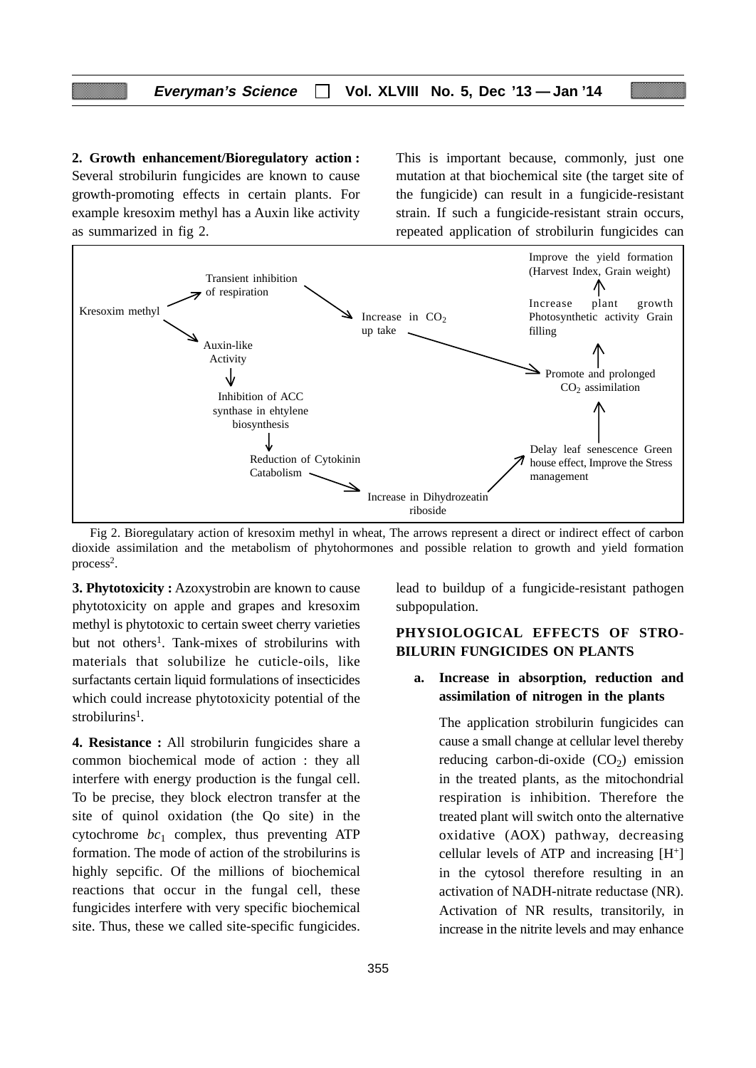**2. Growth enhancement/Bioregulatory action :** Several strobilurin fungicides are known to cause growth-promoting effects in certain plants. For example kresoxim methyl has a Auxin like activity as summarized in fig 2.

Kresoxim methyl → Transient inhibition of respiration → Increase in $CO_2$ up take → Promote and prolonged $CO_2$ assimilation

Kresoxim methyl → Auxin-like Activity → Inhibition of ACC synthase in ehtylene biosynthesis → Reduction of Cytokinin Catabolism → Increase in Dihydrozeatin riboside → Delay leaf senescence Green house effect, Improve the Stress management → Promote and prolonged $CO_2$ assimilation

Promote and prolonged $CO_2$ assimilation → Increase plant growth Photosynthetic activity Grain filling → Improve the yield formation (Harvest Index, Grain weight)

Fig 2. Bioregulatary action of kresoxim methyl in wheat, The arrows represent a direct or indirect effect of carbon dioxide assimilation and the metabolism of phytohormones and possible relation to growth and yield formation process[2].

**3. Phytotoxicity :** Azoxystrobin are known to cause phytotoxicity on apple and grapes and kresoxim methyl is phytotoxic to certain sweet cherry varieties but not others[1]. Tank-mixes of strobilurins with materials that solubilize he cuticle-oils, like surfactants certain liquid formulations of insecticides which could increase phytotoxicity potential of the strobilurins[1].

**4. Resistance :** All strobilurin fungicides share a common biochemical mode of action : they all interfere with energy production is the fungal cell. To be precise, they block electron transfer at the site of quinol oxidation (the Qo site) in the cytochrome $bc_1$ complex, thus preventing ATP formation. The mode of action of the strobilurins is highly sepcific. Of the millions of biochemical reactions that occur in the fungal cell, these fungicides interfere with very specific biochemical site. Thus, these we called site-specific fungicides. This is important because, commonly, just one mutation at that biochemical site (the target site of the fungicide) can result in a fungicide-resistant strain. If such a fungicide-resistant strain occurs, repeated application of strobilurin fungicides can lead to buildup of a fungicide-resistant pathogen subpopulation.

## PHYSIOLOGICAL EFFECTS OF STROBILURIN FUNGICIDES ON PLANTS

**a. Increase in absorption, reduction and assimilation of nitrogen in the plants**

The application strobilurin fungicides can cause a small change at cellular level thereby reducing carbon-di-oxide ($CO_2$) emission in the treated plants, as the mitochondrial respiration is inhibition. Therefore the treated plant will switch onto the alternative oxidative (AOX) pathway, decreasing cellular levels of ATP and increasing $[H^+]$ in the cytosol therefore resulting in an activation of NADH-nitrate reductase (NR). Activation of NR results, transitorily, in increase in the nitrite levels and may enhance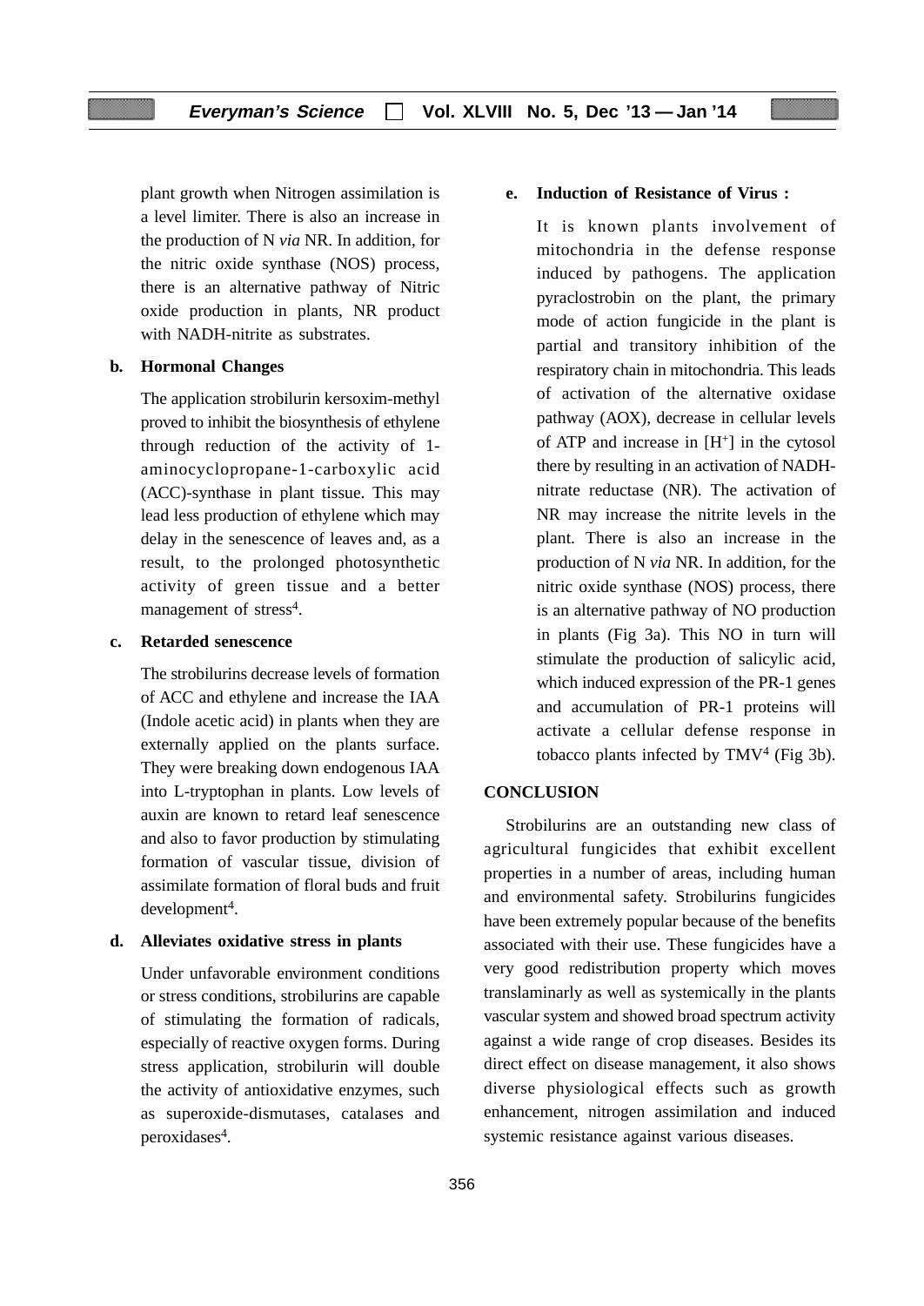plant growth when Nitrogen assimilation is a level limiter. There is also an increase in the production of N *via* NR. In addition, for the nitric oxide synthase (NOS) process, there is an alternative pathway of Nitric oxide production in plants, NR product with NADH-nitrite as substrates.

**b. Hormonal Changes**

The application strobilurin kersoxim-methyl proved to inhibit the biosynthesis of ethylene through reduction of the activity of 1-aminocyclopropane-1-carboxylic acid (ACC)-synthase in plant tissue. This may lead less production of ethylene which may delay in the senescence of leaves and, as a result, to the prolonged photosynthetic activity of green tissue and a better management of stress[4].

**c. Retarded senescence**

The strobilurins decrease levels of formation of ACC and ethylene and increase the IAA (Indole acetic acid) in plants when they are externally applied on the plants surface. They were breaking down endogenous IAA into L-tryptophan in plants. Low levels of auxin are known to retard leaf senescence and also to favor production by stimulating formation of vascular tissue, division of assimilate formation of floral buds and fruit development[4].

**d. Alleviates oxidative stress in plants**

Under unfavorable environment conditions or stress conditions, strobilurins are capable of stimulating the formation of radicals, especially of reactive oxygen forms. During stress application, strobilurin will double the activity of antioxidative enzymes, such as superoxide-dismutases, catalases and peroxidases[4].

**e. Induction of Resistance of Virus :**

It is known plants involvement of mitochondria in the defense response induced by pathogens. The application pyraclostrobin on the plant, the primary mode of action fungicide in the plant is partial and transitory inhibition of the respiratory chain in mitochondria. This leads of activation of the alternative oxidase pathway (AOX), decrease in cellular levels of ATP and increase in $[H^+]$ in the cytosol there by resulting in an activation of NADH-nitrate reductase (NR). The activation of NR may increase the nitrite levels in the plant. There is also an increase in the production of N *via* NR. In addition, for the nitric oxide synthase (NOS) process, there is an alternative pathway of NO production in plants (Fig 3a). This NO in turn will stimulate the production of salicylic acid, which induced expression of the PR-1 genes and accumulation of PR-1 proteins will activate a cellular defense response in tobacco plants infected by TMV[4] (Fig 3b).

## CONCLUSION

Strobilurins are an outstanding new class of agricultural fungicides that exhibit excellent properties in a number of areas, including human and environmental safety. Strobilurins fungicides have been extremely popular because of the benefits associated with their use. These fungicides have a very good redistribution property which moves translaminarly as well as systemically in the plants vascular system and showed broad spectrum activity against a wide range of crop diseases. Besides its direct effect on disease management, it also shows diverse physiological effects such as growth enhancement, nitrogen assimilation and induced systemic resistance against various diseases.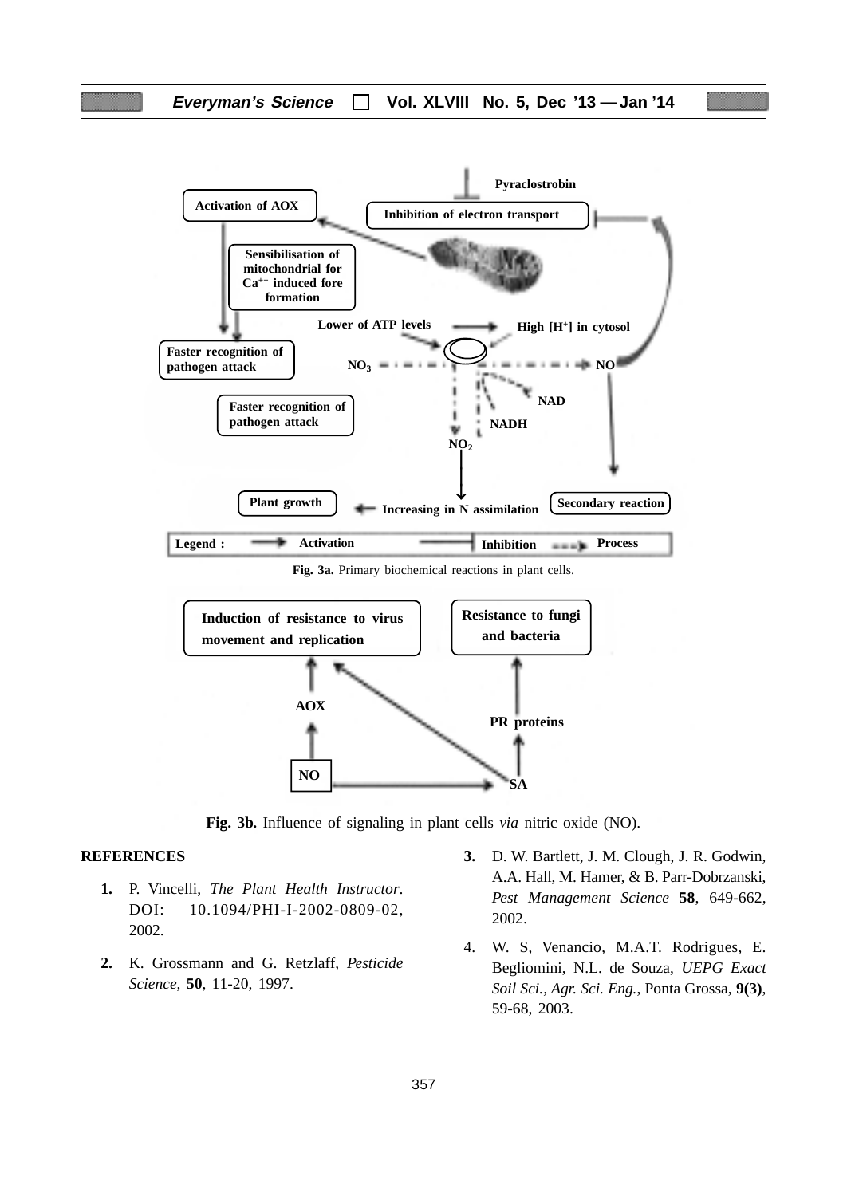Fig. 3a. Primary biochemical reactions in plant cells.

Fig. 3b. Influence of signaling in plant cells *via* nitric oxide (NO).

## REFERENCES

1. P. Vincelli, *The Plant Health Instructor*. DOI: 10.1094/PHI-I-2002-0809-02, 2002.
2. K. Grossmann and G. Retzlaff, *Pesticide Science*, **50**, 11-20, 1997.
3. D. W. Bartlett, J. M. Clough, J. R. Godwin, A.A. Hall, M. Hamer, & B. Parr-Dobrzanski, *Pest Management Science* **58**, 649-662, 2002.
4. W. S, Venancio, M.A.T. Rodrigues, E. Begliomini, N.L. de Souza, *UEPG Exact Soil Sci., Agr. Sci. Eng.*, Ponta Grossa, **9(3)**, 59-68, 2003.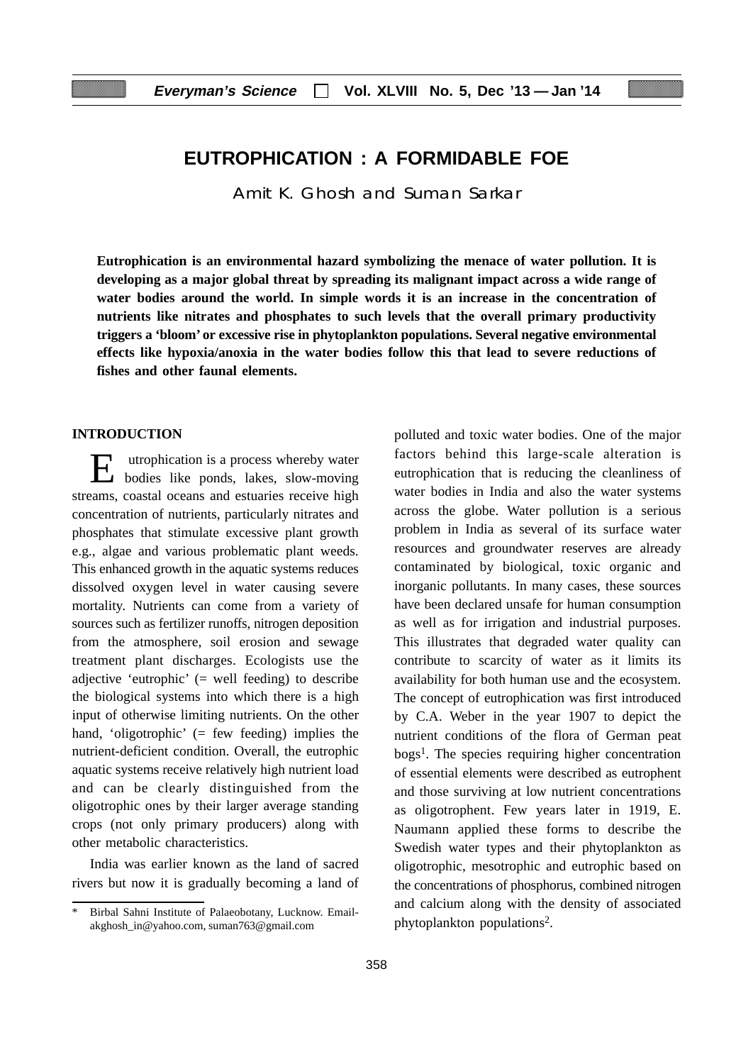# EUTROPHICATION : A FORMIDABLE FOE

Amit K. Ghosh and Suman Sarkar

**Eutrophication is an environmental hazard symbolizing the menace of water pollution. It is developing as a major global threat by spreading its malignant impact across a wide range of water bodies around the world. In simple words it is an increase in the concentration of nutrients like nitrates and phosphates to such levels that the overall primary productivity triggers a 'bloom' or excessive rise in phytoplankton populations. Several negative environmental effects like hypoxia/anoxia in the water bodies follow this that lead to severe reductions of fishes and other faunal elements.**

## INTRODUCTION

Eutrophication is a process whereby water bodies like ponds, lakes, slow-moving streams, coastal oceans and estuaries receive high concentration of nutrients, particularly nitrates and phosphates that stimulate excessive plant growth e.g., algae and various problematic plant weeds. This enhanced growth in the aquatic systems reduces dissolved oxygen level in water causing severe mortality. Nutrients can come from a variety of sources such as fertilizer runoffs, nitrogen deposition from the atmosphere, soil erosion and sewage treatment plant discharges. Ecologists use the adjective 'eutrophic' (= well feeding) to describe the biological systems into which there is a high input of otherwise limiting nutrients. On the other hand, 'oligotrophic' (= few feeding) implies the nutrient-deficient condition. Overall, the eutrophic aquatic systems receive relatively high nutrient load and can be clearly distinguished from the oligotrophic ones by their larger average standing crops (not only primary producers) along with other metabolic characteristics.

India was earlier known as the land of sacred rivers but now it is gradually becoming a land of polluted and toxic water bodies. One of the major factors behind this large-scale alteration is eutrophication that is reducing the cleanliness of water bodies in India and also the water systems across the globe. Water pollution is a serious problem in India as several of its surface water resources and groundwater reserves are already contaminated by biological, toxic organic and inorganic pollutants. In many cases, these sources have been declared unsafe for human consumption as well as for irrigation and industrial purposes. This illustrates that degraded water quality can contribute to scarcity of water as it limits its availability for both human use and the ecosystem. The concept of eutrophication was first introduced by C.A. Weber in the year 1907 to depict the nutrient conditions of the flora of German peat bogs[1]. The species requiring higher concentration of essential elements were described as eutrophent and those surviving at low nutrient concentrations as oligotrophent. Few years later in 1919, E. Naumann applied these forms to describe the Swedish water types and their phytoplankton as oligotrophic, mesotrophic and eutrophic based on the concentrations of phosphorus, combined nitrogen and calcium along with the density of associated phytoplankton populations[2].

\* Birbal Sahni Institute of Palaeobotany, Lucknow. Email- akghosh_in@yahoo.com, suman763@gmail.com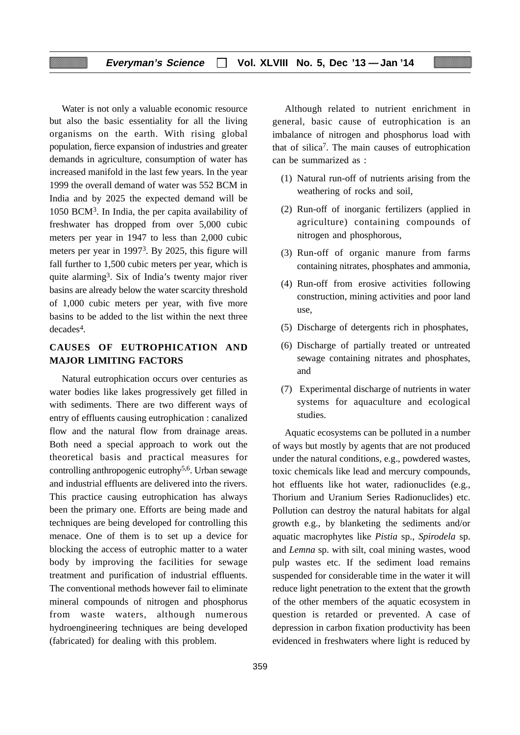Water is not only a valuable economic resource but also the basic essentiality for all the living organisms on the earth. With rising global population, fierce expansion of industries and greater demands in agriculture, consumption of water has increased manifold in the last few years. In the year 1999 the overall demand of water was 552 BCM in India and by 2025 the expected demand will be 1050 BCM[3]. In India, the per capita availability of freshwater has dropped from over 5,000 cubic meters per year in 1947 to less than 2,000 cubic meters per year in 1997[3]. By 2025, this figure will fall further to 1,500 cubic meters per year, which is quite alarming[3]. Six of India's twenty major river basins are already below the water scarcity threshold of 1,000 cubic meters per year, with five more basins to be added to the list within the next three decades[4].

## CAUSES OF EUTROPHICATION AND MAJOR LIMITING FACTORS

Natural eutrophication occurs over centuries as water bodies like lakes progressively get filled in with sediments. There are two different ways of entry of effluents causing eutrophication : canalized flow and the natural flow from drainage areas. Both need a special approach to work out the theoretical basis and practical measures for controlling anthropogenic eutrophy[5,6]. Urban sewage and industrial effluents are delivered into the rivers. This practice causing eutrophication has always been the primary one. Efforts are being made and techniques are being developed for controlling this menace. One of them is to set up a device for blocking the access of eutrophic matter to a water body by improving the facilities for sewage treatment and purification of industrial effluents. The conventional methods however fail to eliminate mineral compounds of nitrogen and phosphorus from waste waters, although numerous hydroengineering techniques are being developed (fabricated) for dealing with this problem.

Although related to nutrient enrichment in general, basic cause of eutrophication is an imbalance of nitrogen and phosphorus load with that of silica[7]. The main causes of eutrophication can be summarized as :

(1) Natural run-off of nutrients arising from the weathering of rocks and soil,

(2) Run-off of inorganic fertilizers (applied in agriculture) containing compounds of nitrogen and phosphorous,

(3) Run-off of organic manure from farms containing nitrates, phosphates and ammonia,

(4) Run-off from erosive activities following construction, mining activities and poor land use,

(5) Discharge of detergents rich in phosphates,

(6) Discharge of partially treated or untreated sewage containing nitrates and phosphates, and

(7) Experimental discharge of nutrients in water systems for aquaculture and ecological studies.

Aquatic ecosystems can be polluted in a number of ways but mostly by agents that are not produced under the natural conditions, e.g., powdered wastes, toxic chemicals like lead and mercury compounds, hot effluents like hot water, radionuclides (e.g., Thorium and Uranium Series Radionuclides) etc. Pollution can destroy the natural habitats for algal growth e.g., by blanketing the sediments and/or aquatic macrophytes like *Pistia* sp., *Spirodela* sp. and *Lemna* sp. with silt, coal mining wastes, wood pulp wastes etc. If the sediment load remains suspended for considerable time in the water it will reduce light penetration to the extent that the growth of the other members of the aquatic ecosystem in question is retarded or prevented. A case of depression in carbon fixation productivity has been evidenced in freshwaters where light is reduced by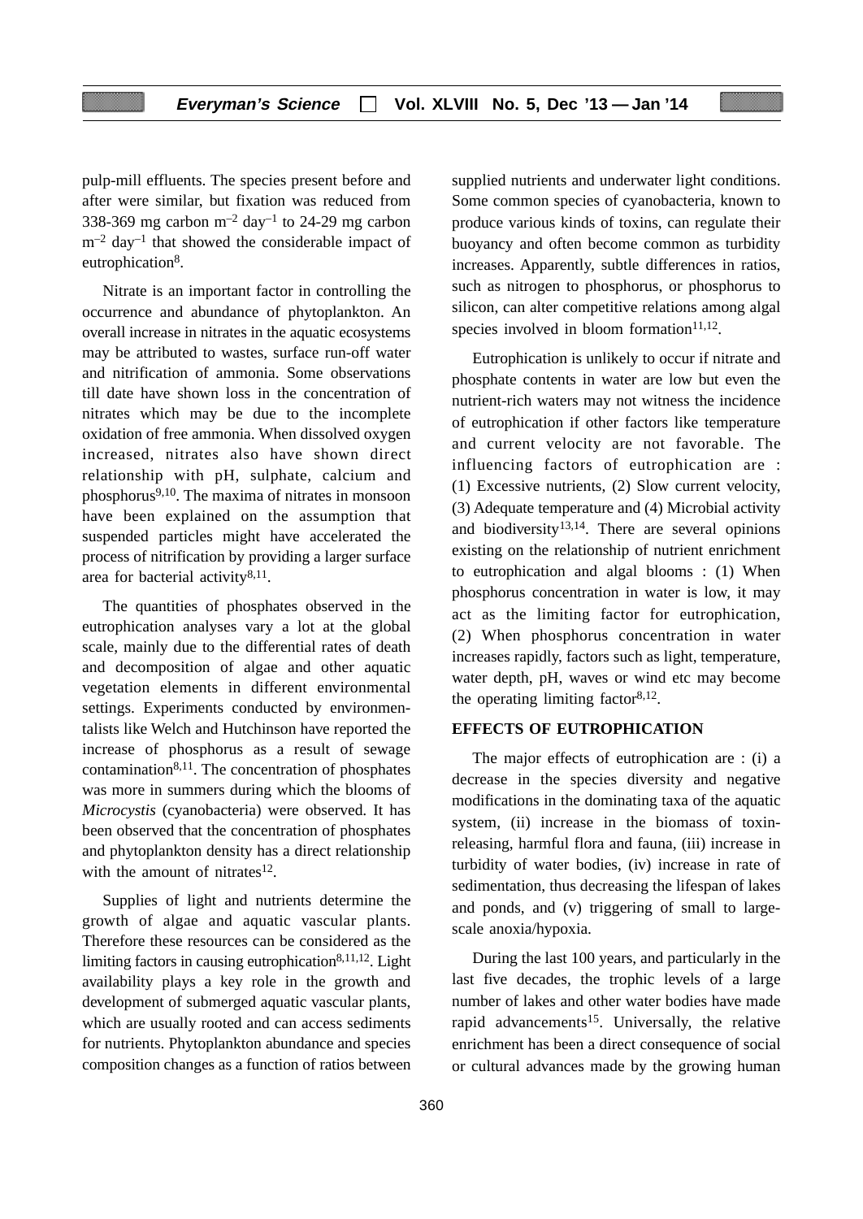pulp-mill effluents. The species present before and after were similar, but fixation was reduced from 338-369 mg carbon $m^{-2}$ $day^{-1}$ to 24-29 mg carbon $m^{-2}$ $day^{-1}$ that showed the considerable impact of eutrophication[8].

Nitrate is an important factor in controlling the occurrence and abundance of phytoplankton. An overall increase in nitrates in the aquatic ecosystems may be attributed to wastes, surface run-off water and nitrification of ammonia. Some observations till date have shown loss in the concentration of nitrates which may be due to the incomplete oxidation of free ammonia. When dissolved oxygen increased, nitrates also have shown direct relationship with pH, sulphate, calcium and phosphorus[9,10]. The maxima of nitrates in monsoon have been explained on the assumption that suspended particles might have accelerated the process of nitrification by providing a larger surface area for bacterial activity[8,11].

The quantities of phosphates observed in the eutrophication analyses vary a lot at the global scale, mainly due to the differential rates of death and decomposition of algae and other aquatic vegetation elements in different environmental settings. Experiments conducted by environmentalists like Welch and Hutchinson have reported the increase of phosphorus as a result of sewage contamination[8,11]. The concentration of phosphates was more in summers during which the blooms of *Microcystis* (cyanobacteria) were observed. It has been observed that the concentration of phosphates and phytoplankton density has a direct relationship with the amount of nitrates[12].

Supplies of light and nutrients determine the growth of algae and aquatic vascular plants. Therefore these resources can be considered as the limiting factors in causing eutrophication[8,11,12]. Light availability plays a key role in the growth and development of submerged aquatic vascular plants, which are usually rooted and can access sediments for nutrients. Phytoplankton abundance and species composition changes as a function of ratios between supplied nutrients and underwater light conditions. Some common species of cyanobacteria, known to produce various kinds of toxins, can regulate their buoyancy and often become common as turbidity increases. Apparently, subtle differences in ratios, such as nitrogen to phosphorus, or phosphorus to silicon, can alter competitive relations among algal species involved in bloom formation[11,12].

Eutrophication is unlikely to occur if nitrate and phosphate contents in water are low but even the nutrient-rich waters may not witness the incidence of eutrophication if other factors like temperature and current velocity are not favorable. The influencing factors of eutrophication are : (1) Excessive nutrients, (2) Slow current velocity, (3) Adequate temperature and (4) Microbial activity and biodiversity[13,14]. There are several opinions existing on the relationship of nutrient enrichment to eutrophication and algal blooms : (1) When phosphorus concentration in water is low, it may act as the limiting factor for eutrophication, (2) When phosphorus concentration in water increases rapidly, factors such as light, temperature, water depth, pH, waves or wind etc may become the operating limiting factor[8,12].

## EFFECTS OF EUTROPHICATION

The major effects of eutrophication are : (i) a decrease in the species diversity and negative modifications in the dominating taxa of the aquatic system, (ii) increase in the biomass of toxin-releasing, harmful flora and fauna, (iii) increase in turbidity of water bodies, (iv) increase in rate of sedimentation, thus decreasing the lifespan of lakes and ponds, and (v) triggering of small to large-scale anoxia/hypoxia.

During the last 100 years, and particularly in the last five decades, the trophic levels of a large number of lakes and other water bodies have made rapid advancements[15]. Universally, the relative enrichment has been a direct consequence of social or cultural advances made by the growing human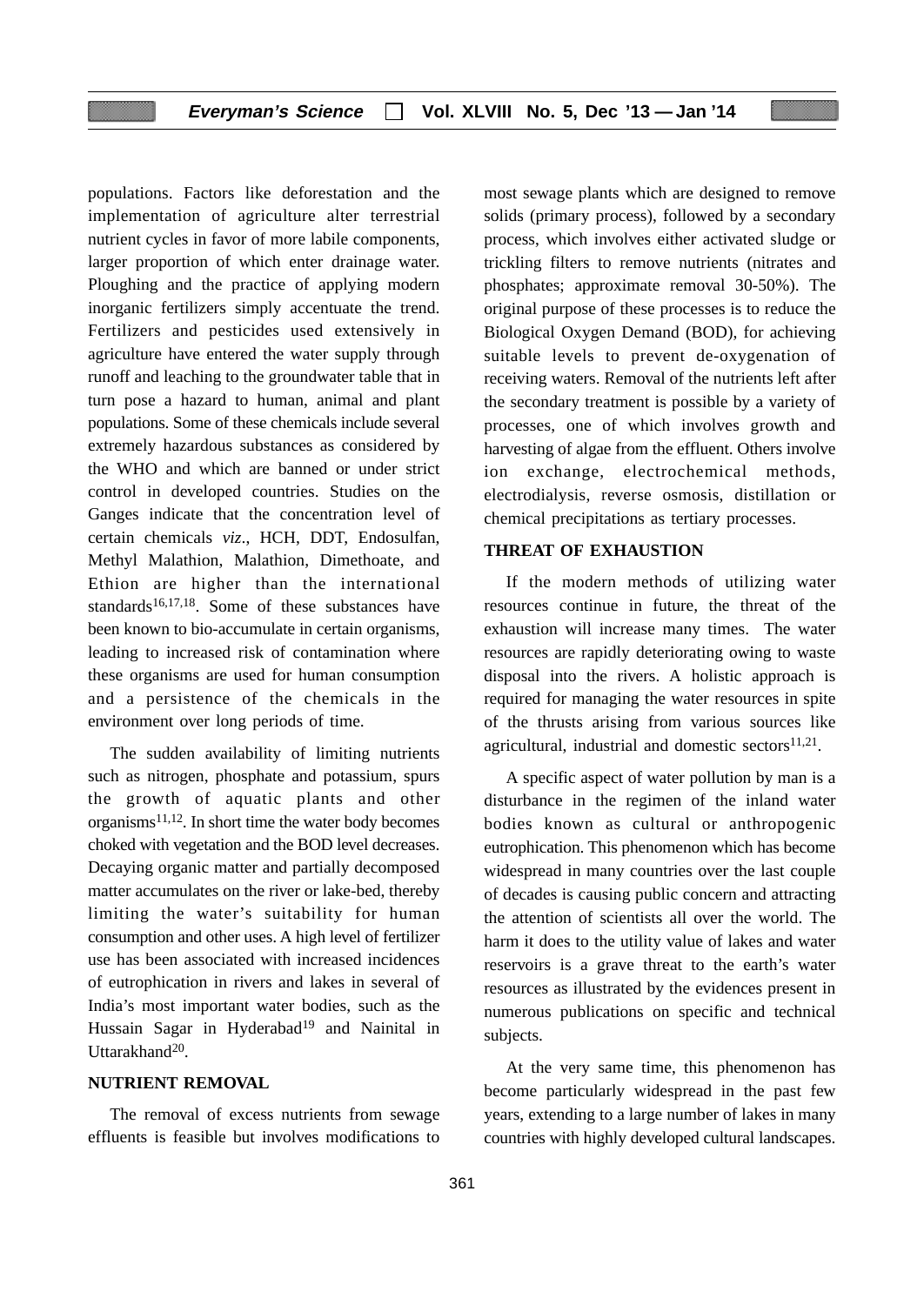populations. Factors like deforestation and the implementation of agriculture alter terrestrial nutrient cycles in favor of more labile components, larger proportion of which enter drainage water. Ploughing and the practice of applying modern inorganic fertilizers simply accentuate the trend. Fertilizers and pesticides used extensively in agriculture have entered the water supply through runoff and leaching to the groundwater table that in turn pose a hazard to human, animal and plant populations. Some of these chemicals include several extremely hazardous substances as considered by the WHO and which are banned or under strict control in developed countries. Studies on the Ganges indicate that the concentration level of certain chemicals *viz*., HCH, DDT, Endosulfan, Methyl Malathion, Malathion, Dimethoate, and Ethion are higher than the international standards[16,17,18]. Some of these substances have been known to bio-accumulate in certain organisms, leading to increased risk of contamination where these organisms are used for human consumption and a persistence of the chemicals in the environment over long periods of time.

The sudden availability of limiting nutrients such as nitrogen, phosphate and potassium, spurs the growth of aquatic plants and other organisms[11,12]. In short time the water body becomes choked with vegetation and the BOD level decreases. Decaying organic matter and partially decomposed matter accumulates on the river or lake-bed, thereby limiting the water's suitability for human consumption and other uses. A high level of fertilizer use has been associated with increased incidences of eutrophication in rivers and lakes in several of India's most important water bodies, such as the Hussain Sagar in Hyderabad[19] and Nainital in Uttarakhand[20].

## NUTRIENT REMOVAL

The removal of excess nutrients from sewage effluents is feasible but involves modifications to most sewage plants which are designed to remove solids (primary process), followed by a secondary process, which involves either activated sludge or trickling filters to remove nutrients (nitrates and phosphates; approximate removal 30-50%). The original purpose of these processes is to reduce the Biological Oxygen Demand (BOD), for achieving suitable levels to prevent de-oxygenation of receiving waters. Removal of the nutrients left after the secondary treatment is possible by a variety of processes, one of which involves growth and harvesting of algae from the effluent. Others involve ion exchange, electrochemical methods, electrodialysis, reverse osmosis, distillation or chemical precipitations as tertiary processes.

## THREAT OF EXHAUSTION

If the modern methods of utilizing water resources continue in future, the threat of the exhaustion will increase many times. The water resources are rapidly deteriorating owing to waste disposal into the rivers. A holistic approach is required for managing the water resources in spite of the thrusts arising from various sources like agricultural, industrial and domestic sectors[11,21].

A specific aspect of water pollution by man is a disturbance in the regimen of the inland water bodies known as cultural or anthropogenic eutrophication. This phenomenon which has become widespread in many countries over the last couple of decades is causing public concern and attracting the attention of scientists all over the world. The harm it does to the utility value of lakes and water reservoirs is a grave threat to the earth's water resources as illustrated by the evidences present in numerous publications on specific and technical subjects.

At the very same time, this phenomenon has become particularly widespread in the past few years, extending to a large number of lakes in many countries with highly developed cultural landscapes.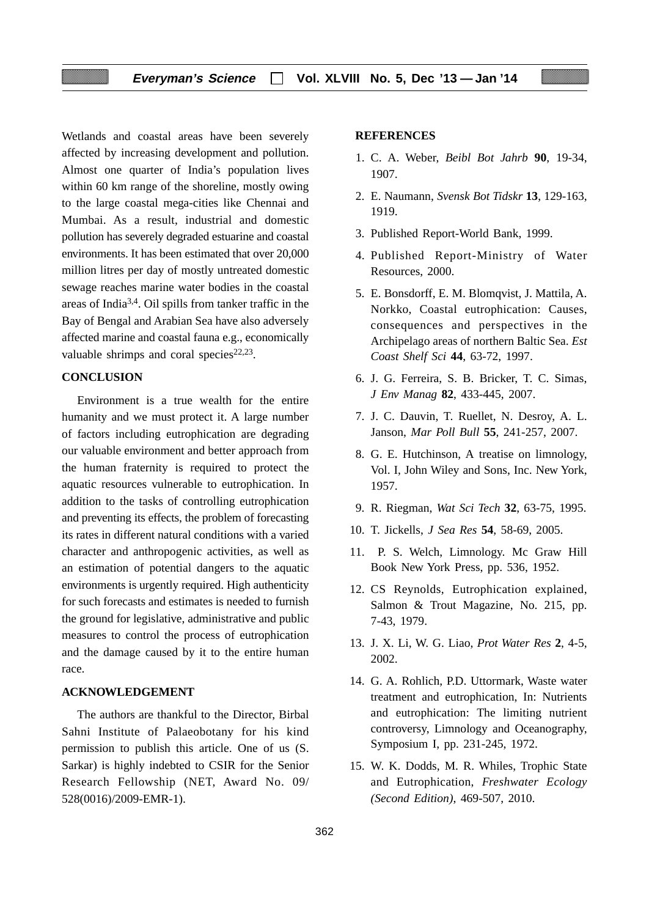Wetlands and coastal areas have been severely affected by increasing development and pollution. Almost one quarter of India's population lives within 60 km range of the shoreline, mostly owing to the large coastal mega-cities like Chennai and Mumbai. As a result, industrial and domestic pollution has severely degraded estuarine and coastal environments. It has been estimated that over 20,000 million litres per day of mostly untreated domestic sewage reaches marine water bodies in the coastal areas of India[3,4]. Oil spills from tanker traffic in the Bay of Bengal and Arabian Sea have also adversely affected marine and coastal fauna e.g., economically valuable shrimps and coral species[22,23].

## CONCLUSION

Environment is a true wealth for the entire humanity and we must protect it. A large number of factors including eutrophication are degrading our valuable environment and better approach from the human fraternity is required to protect the aquatic resources vulnerable to eutrophication. In addition to the tasks of controlling eutrophication and preventing its effects, the problem of forecasting its rates in different natural conditions with a varied character and anthropogenic activities, as well as an estimation of potential dangers to the aquatic environments is urgently required. High authenticity for such forecasts and estimates is needed to furnish the ground for legislative, administrative and public measures to control the process of eutrophication and the damage caused by it to the entire human race.

## ACKNOWLEDGEMENT

The authors are thankful to the Director, Birbal Sahni Institute of Palaeobotany for his kind permission to publish this article. One of us (S. Sarkar) is highly indebted to CSIR for the Senior Research Fellowship (NET, Award No. 09/528(0016)/2009-EMR-1).

## REFERENCES

1. C. A. Weber, *Beibl Bot Jahrb* **90**, 19-34, 1907.
2. E. Naumann, *Svensk Bot Tidskr* **13**, 129-163, 1919.
3. Published Report-World Bank, 1999.
4. Published Report-Ministry of Water Resources, 2000.
5. E. Bonsdorff, E. M. Blomqvist, J. Mattila, A. Norkko, Coastal eutrophication: Causes, consequences and perspectives in the Archipelago areas of northern Baltic Sea. *Est Coast Shelf Sci* **44**, 63-72, 1997.
6. J. G. Ferreira, S. B. Bricker, T. C. Simas, *J Env Manag* **82**, 433-445, 2007.
7. J. C. Dauvin, T. Ruellet, N. Desroy, A. L. Janson, *Mar Poll Bull* **55**, 241-257, 2007.
8. G. E. Hutchinson, A treatise on limnology, Vol. I, John Wiley and Sons, Inc. New York, 1957.
9. R. Riegman, *Wat Sci Tech* **32**, 63-75, 1995.
10. T. Jickells, *J Sea Res* **54**, 58-69, 2005.
11. P. S. Welch, Limnology. Mc Graw Hill Book New York Press, pp. 536, 1952.
12. CS Reynolds, Eutrophication explained, Salmon & Trout Magazine, No. 215, pp. 7-43, 1979.
13. J. X. Li, W. G. Liao, *Prot Water Res* **2**, 4-5, 2002.
14. G. A. Rohlich, P.D. Uttormark, Waste water treatment and eutrophication, In: Nutrients and eutrophication: The limiting nutrient controversy, Limnology and Oceanography, Symposium I, pp. 231-245, 1972.
15. W. K. Dodds, M. R. Whiles, Trophic State and Eutrophication, *Freshwater Ecology (Second Edition)*, 469-507, 2010.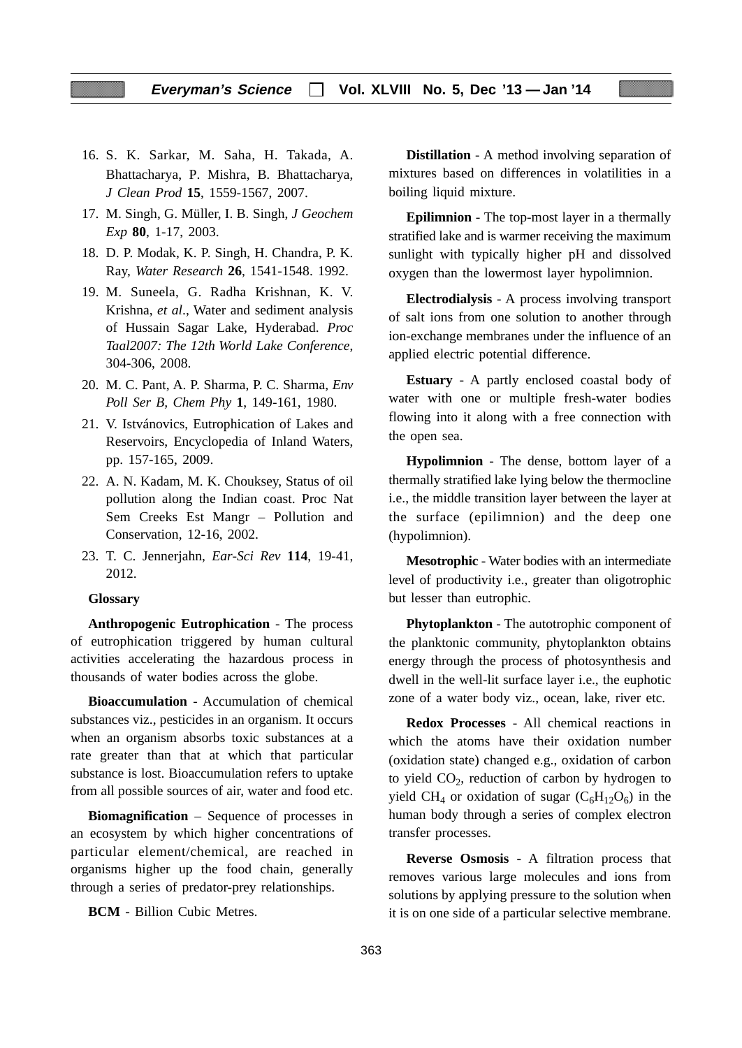16. S. K. Sarkar, M. Saha, H. Takada, A. Bhattacharya, P. Mishra, B. Bhattacharya, *J Clean Prod* **15**, 1559-1567, 2007.
17. M. Singh, G. Müller, I. B. Singh, *J Geochem Exp* **80**, 1-17, 2003.
18. D. P. Modak, K. P. Singh, H. Chandra, P. K. Ray, *Water Research* **26**, 1541-1548. 1992.
19. M. Suneela, G. Radha Krishnan, K. V. Krishna, *et al*., Water and sediment analysis of Hussain Sagar Lake, Hyderabad. *Proc Taal2007: The 12th World Lake Conference*, 304-306, 2008.
20. M. C. Pant, A. P. Sharma, P. C. Sharma, *Env Poll Ser B, Chem Phy* **1**, 149-161, 1980.
21. V. Istvánovics, Eutrophication of Lakes and Reservoirs, Encyclopedia of Inland Waters, pp. 157-165, 2009.
22. A. N. Kadam, M. K. Chouksey, Status of oil pollution along the Indian coast. Proc Nat Sem Creeks Est Mangr – Pollution and Conservation, 12-16, 2002.
23. T. C. Jennerjahn, *Ear-Sci Rev* **114**, 19-41, 2012.

**Glossary**

**Anthropogenic Eutrophication** - The process of eutrophication triggered by human cultural activities accelerating the hazardous process in thousands of water bodies across the globe.

**Bioaccumulation** - Accumulation of chemical substances viz., pesticides in an organism. It occurs when an organism absorbs toxic substances at a rate greater than that at which that particular substance is lost. Bioaccumulation refers to uptake from all possible sources of air, water and food etc.

**Biomagnification** – Sequence of processes in an ecosystem by which higher concentrations of particular element/chemical, are reached in organisms higher up the food chain, generally through a series of predator-prey relationships.

**BCM** - Billion Cubic Metres.

**Distillation** - A method involving separation of mixtures based on differences in volatilities in a boiling liquid mixture.

**Epilimnion** - The top-most layer in a thermally stratified lake and is warmer receiving the maximum sunlight with typically higher pH and dissolved oxygen than the lowermost layer hypolimnion.

**Electrodialysis** - A process involving transport of salt ions from one solution to another through ion-exchange membranes under the influence of an applied electric potential difference.

**Estuary** - A partly enclosed coastal body of water with one or multiple fresh-water bodies flowing into it along with a free connection with the open sea.

**Hypolimnion** - The dense, bottom layer of a thermally stratified lake lying below the thermocline i.e., the middle transition layer between the layer at the surface (epilimnion) and the deep one (hypolimnion).

**Mesotrophic** - Water bodies with an intermediate level of productivity i.e., greater than oligotrophic but lesser than eutrophic.

**Phytoplankton** - The autotrophic component of the planktonic community, phytoplankton obtains energy through the process of photosynthesis and dwell in the well-lit surface layer i.e., the euphotic zone of a water body viz., ocean, lake, river etc.

**Redox Processes** - All chemical reactions in which the atoms have their oxidation number (oxidation state) changed e.g., oxidation of carbon to yield $CO_2$, reduction of carbon by hydrogen to yield $CH_4$ or oxidation of sugar ($C_6H_{12}O_6$) in the human body through a series of complex electron transfer processes.

**Reverse Osmosis** - A filtration process that removes various large molecules and ions from solutions by applying pressure to the solution when it is on one side of a particular selective membrane.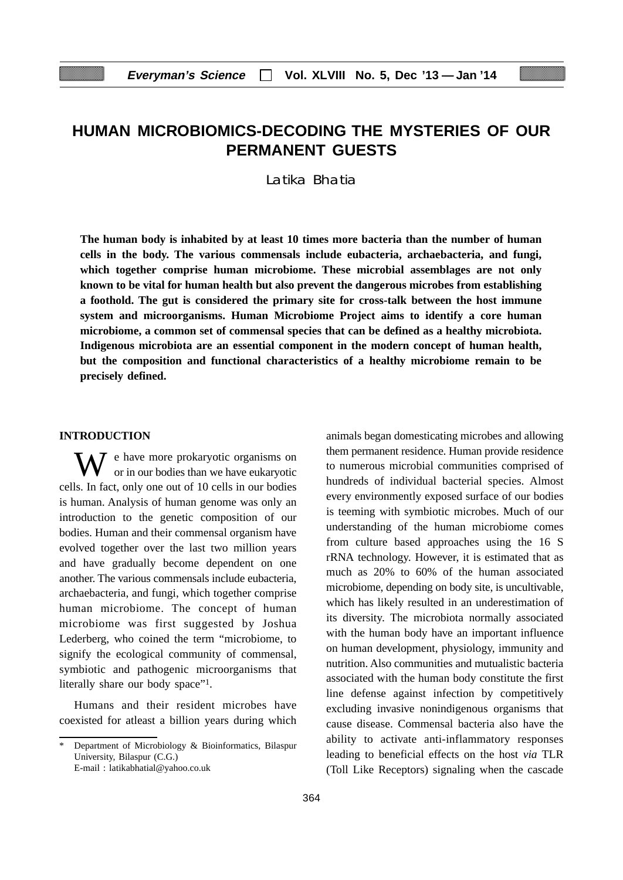# HUMAN MICROBIOMICS-DECODING THE MYSTERIES OF OUR PERMANENT GUESTS

Latika Bhatia

**The human body is inhabited by at least 10 times more bacteria than the number of human cells in the body. The various commensals include eubacteria, archaebacteria, and fungi, which together comprise human microbiome. These microbial assemblages are not only known to be vital for human health but also prevent the dangerous microbes from establishing a foothold. The gut is considered the primary site for cross-talk between the host immune system and microorganisms. Human Microbiome Project aims to identify a core human microbiome, a common set of commensal species that can be defined as a healthy microbiota. Indigenous microbiota are an essential component in the modern concept of human health, but the composition and functional characteristics of a healthy microbiome remain to be precisely defined.**

## INTRODUCTION

We have more prokaryotic organisms on or in our bodies than we have eukaryotic cells. In fact, only one out of 10 cells in our bodies is human. Analysis of human genome was only an introduction to the genetic composition of our bodies. Human and their commensal organism have evolved together over the last two million years and have gradually become dependent on one another. The various commensals include eubacteria, archaebacteria, and fungi, which together comprise human microbiome. The concept of human microbiome was first suggested by Joshua Lederberg, who coined the term "microbiome, to signify the ecological community of commensal, symbiotic and pathogenic microorganisms that literally share our body space"[1].

Humans and their resident microbes have coexisted for atleast a billion years during which animals began domesticating microbes and allowing them permanent residence. Human provide residence to numerous microbial communities comprised of hundreds of individual bacterial species. Almost every environmently exposed surface of our bodies is teeming with symbiotic microbes. Much of our understanding of the human microbiome comes from culture based approaches using the 16 S rRNA technology. However, it is estimated that as much as 20% to 60% of the human associated microbiome, depending on body site, is uncultivable, which has likely resulted in an underestimation of its diversity. The microbiota normally associated with the human body have an important influence on human development, physiology, immunity and nutrition. Also communities and mutualistic bacteria associated with the human body constitute the first line defense against infection by competitively excluding invasive nonindigenous organisms that cause disease. Commensal bacteria also have the ability to activate anti-inflammatory responses leading to beneficial effects on the host *via* TLR (Toll Like Receptors) signaling when the cascade

---

\* Department of Microbiology & Bioinformatics, Bilaspur University, Bilaspur (C.G.)
E-mail : latikabhatial@yahoo.co.uk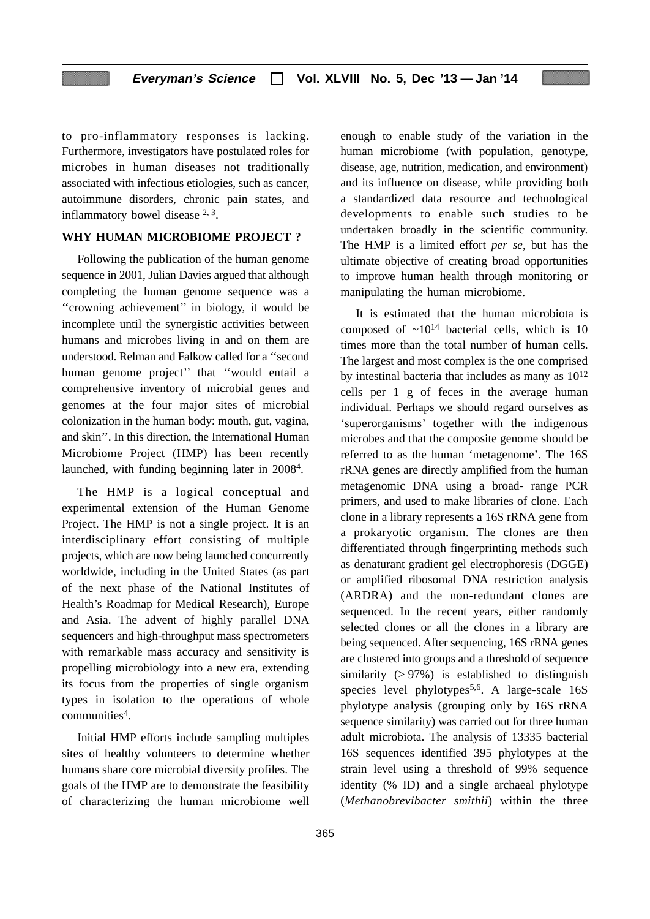to pro-inflammatory responses is lacking. Furthermore, investigators have postulated roles for microbes in human diseases not traditionally associated with infectious etiologies, such as cancer, autoimmune disorders, chronic pain states, and inflammatory bowel disease [2, 3].

## WHY HUMAN MICROBIOME PROJECT ?

Following the publication of the human genome sequence in 2001, Julian Davies argued that although completing the human genome sequence was a ''crowning achievement'' in biology, it would be incomplete until the synergistic activities between humans and microbes living in and on them are understood. Relman and Falkow called for a ''second human genome project'' that ''would entail a comprehensive inventory of microbial genes and genomes at the four major sites of microbial colonization in the human body: mouth, gut, vagina, and skin''. In this direction, the International Human Microbiome Project (HMP) has been recently launched, with funding beginning later in 2008[4].

The HMP is a logical conceptual and experimental extension of the Human Genome Project. The HMP is not a single project. It is an interdisciplinary effort consisting of multiple projects, which are now being launched concurrently worldwide, including in the United States (as part of the next phase of the National Institutes of Health's Roadmap for Medical Research), Europe and Asia. The advent of highly parallel DNA sequencers and high-throughput mass spectrometers with remarkable mass accuracy and sensitivity is propelling microbiology into a new era, extending its focus from the properties of single organism types in isolation to the operations of whole communities[4].

Initial HMP efforts include sampling multiples sites of healthy volunteers to determine whether humans share core microbial diversity profiles. The goals of the HMP are to demonstrate the feasibility of characterizing the human microbiome well enough to enable study of the variation in the human microbiome (with population, genotype, disease, age, nutrition, medication, and environment) and its influence on disease, while providing both a standardized data resource and technological developments to enable such studies to be undertaken broadly in the scientific community. The HMP is a limited effort *per se*, but has the ultimate objective of creating broad opportunities to improve human health through monitoring or manipulating the human microbiome.

It is estimated that the human microbiota is composed of $\sim 10^{14}$ bacterial cells, which is 10 times more than the total number of human cells. The largest and most complex is the one comprised by intestinal bacteria that includes as many as $10^{12}$ cells per 1 g of feces in the average human individual. Perhaps we should regard ourselves as 'superorganisms' together with the indigenous microbes and that the composite genome should be referred to as the human 'metagenome'. The 16S rRNA genes are directly amplified from the human metagenomic DNA using a broad- range PCR primers, and used to make libraries of clone. Each clone in a library represents a 16S rRNA gene from a prokaryotic organism. The clones are then differentiated through fingerprinting methods such as denaturant gradient gel electrophoresis (DGGE) or amplified ribosomal DNA restriction analysis (ARDRA) and the non-redundant clones are sequenced. In the recent years, either randomly selected clones or all the clones in a library are being sequenced. After sequencing, 16S rRNA genes are clustered into groups and a threshold of sequence similarity ($> 97\%$) is established to distinguish species level phylotypes[5,6]. A large-scale 16S phylotype analysis (grouping only by 16S rRNA sequence similarity) was carried out for three human adult microbiota. The analysis of 13335 bacterial 16S sequences identified 395 phylotypes at the strain level using a threshold of 99% sequence identity (% ID) and a single archaeal phylotype (*Methanobrevibacter smithii*) within the three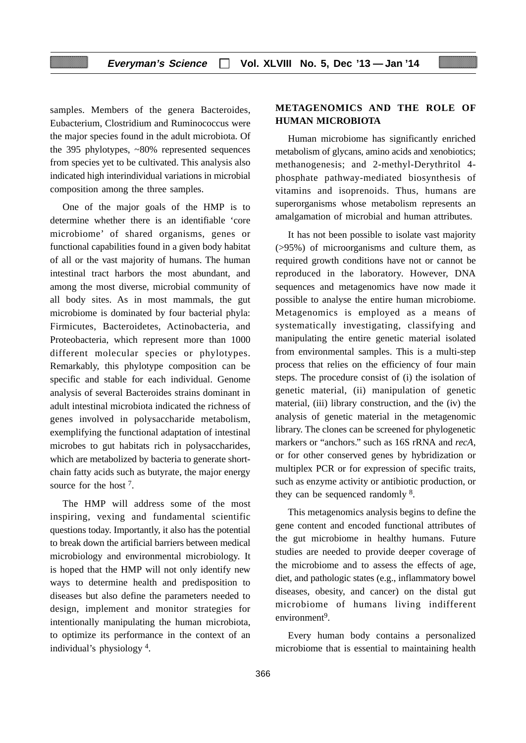samples. Members of the genera Bacteroides, Eubacterium, Clostridium and Ruminococcus were the major species found in the adult microbiota. Of the 395 phylotypes, ~80% represented sequences from species yet to be cultivated. This analysis also indicated high interindividual variations in microbial composition among the three samples.

One of the major goals of the HMP is to determine whether there is an identifiable 'core microbiome' of shared organisms, genes or functional capabilities found in a given body habitat of all or the vast majority of humans. The human intestinal tract harbors the most abundant, and among the most diverse, microbial community of all body sites. As in most mammals, the gut microbiome is dominated by four bacterial phyla: Firmicutes, Bacteroidetes, Actinobacteria, and Proteobacteria, which represent more than 1000 different molecular species or phylotypes. Remarkably, this phylotype composition can be specific and stable for each individual. Genome analysis of several Bacteroides strains dominant in adult intestinal microbiota indicated the richness of genes involved in polysaccharide metabolism, exemplifying the functional adaptation of intestinal microbes to gut habitats rich in polysaccharides, which are metabolized by bacteria to generate short-chain fatty acids such as butyrate, the major energy source for the host [7].

The HMP will address some of the most inspiring, vexing and fundamental scientific questions today. Importantly, it also has the potential to break down the artificial barriers between medical microbiology and environmental microbiology. It is hoped that the HMP will not only identify new ways to determine health and predisposition to diseases but also define the parameters needed to design, implement and monitor strategies for intentionally manipulating the human microbiota, to optimize its performance in the context of an individual's physiology [4].

## METAGENOMICS AND THE ROLE OF HUMAN MICROBIOTA

Human microbiome has significantly enriched metabolism of glycans, amino acids and xenobiotics; methanogenesis; and 2-methyl-Derythritol 4-phosphate pathway-mediated biosynthesis of vitamins and isoprenoids. Thus, humans are superorganisms whose metabolism represents an amalgamation of microbial and human attributes.

It has not been possible to isolate vast majority (>95%) of microorganisms and culture them, as required growth conditions have not or cannot be reproduced in the laboratory. However, DNA sequences and metagenomics have now made it possible to analyse the entire human microbiome. Metagenomics is employed as a means of systematically investigating, classifying and manipulating the entire genetic material isolated from environmental samples. This is a multi-step process that relies on the efficiency of four main steps. The procedure consist of (i) the isolation of genetic material, (ii) manipulation of genetic material, (iii) library construction, and the (iv) the analysis of genetic material in the metagenomic library. The clones can be screened for phylogenetic markers or "anchors." such as 16S rRNA and *recA*, or for other conserved genes by hybridization or multiplex PCR or for expression of specific traits, such as enzyme activity or antibiotic production, or they can be sequenced randomly [8].

This metagenomics analysis begins to define the gene content and encoded functional attributes of the gut microbiome in healthy humans. Future studies are needed to provide deeper coverage of the microbiome and to assess the effects of age, diet, and pathologic states (e.g., inflammatory bowel diseases, obesity, and cancer) on the distal gut microbiome of humans living indifferent environment[9].

Every human body contains a personalized microbiome that is essential to maintaining health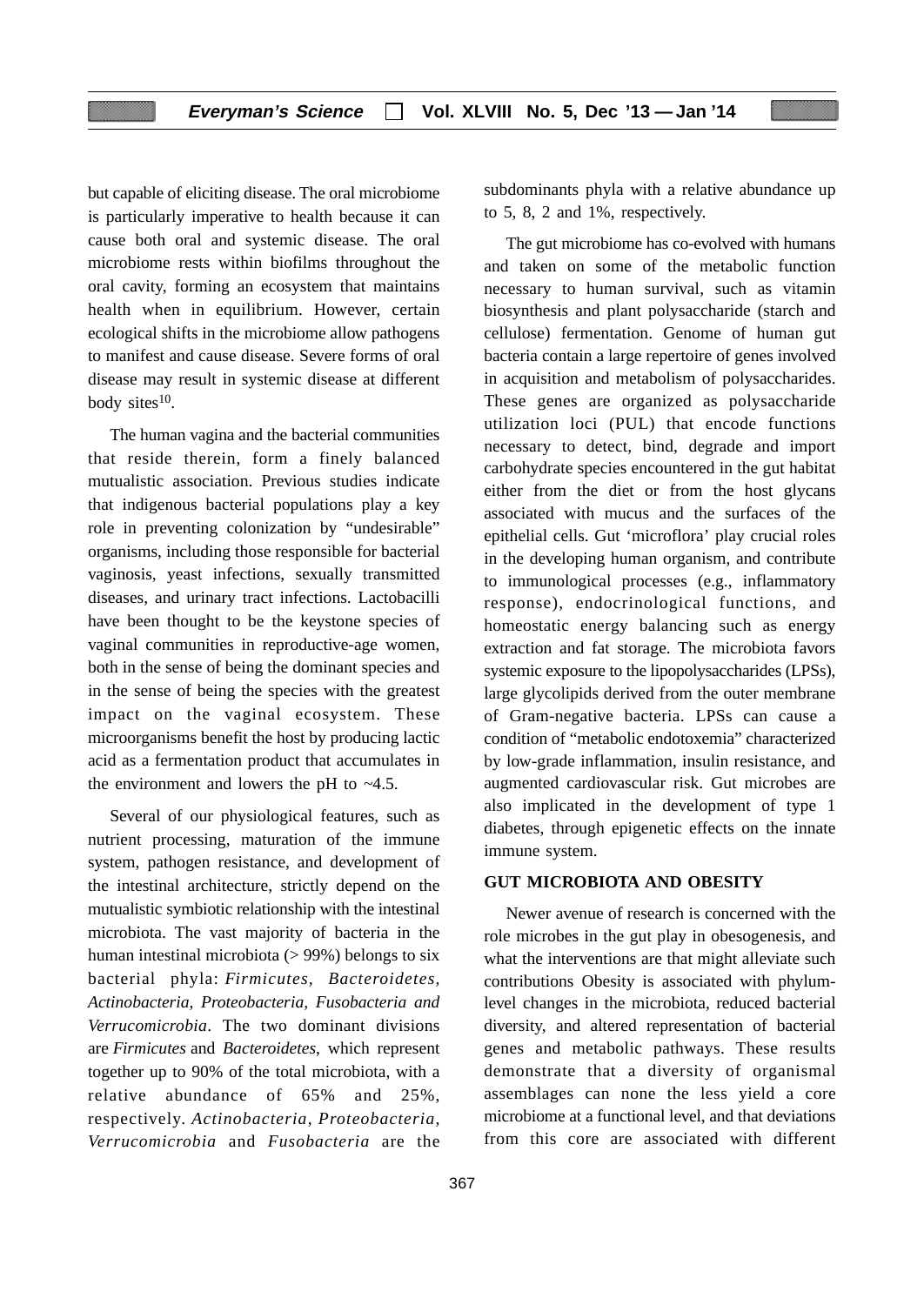but capable of eliciting disease. The oral microbiome is particularly imperative to health because it can cause both oral and systemic disease. The oral microbiome rests within biofilms throughout the oral cavity, forming an ecosystem that maintains health when in equilibrium. However, certain ecological shifts in the microbiome allow pathogens to manifest and cause disease. Severe forms of oral disease may result in systemic disease at different body sites[10].

The human vagina and the bacterial communities that reside therein, form a finely balanced mutualistic association. Previous studies indicate that indigenous bacterial populations play a key role in preventing colonization by "undesirable" organisms, including those responsible for bacterial vaginosis, yeast infections, sexually transmitted diseases, and urinary tract infections. Lactobacilli have been thought to be the keystone species of vaginal communities in reproductive-age women, both in the sense of being the dominant species and in the sense of being the species with the greatest impact on the vaginal ecosystem. These microorganisms benefit the host by producing lactic acid as a fermentation product that accumulates in the environment and lowers the pH to ~4.5.

Several of our physiological features, such as nutrient processing, maturation of the immune system, pathogen resistance, and development of the intestinal architecture, strictly depend on the mutualistic symbiotic relationship with the intestinal microbiota. The vast majority of bacteria in the human intestinal microbiota (> 99%) belongs to six bacterial phyla: *Firmicutes, Bacteroidetes, Actinobacteria, Proteobacteria, Fusobacteria and Verrucomicrobia*. The two dominant divisions are *Firmicutes* and *Bacteroidetes,* which represent together up to 90% of the total microbiota, with a relative abundance of 65% and 25%, respectively. *Actinobacteria*, *Proteobacteria, Verrucomicrobia* and *Fusobacteria* are the subdominants phyla with a relative abundance up to 5, 8, 2 and 1%, respectively.

The gut microbiome has co-evolved with humans and taken on some of the metabolic function necessary to human survival, such as vitamin biosynthesis and plant polysaccharide (starch and cellulose) fermentation. Genome of human gut bacteria contain a large repertoire of genes involved in acquisition and metabolism of polysaccharides. These genes are organized as polysaccharide utilization loci (PUL) that encode functions necessary to detect, bind, degrade and import carbohydrate species encountered in the gut habitat either from the diet or from the host glycans associated with mucus and the surfaces of the epithelial cells. Gut 'microflora' play crucial roles in the developing human organism, and contribute to immunological processes (e.g., inflammatory response), endocrinological functions, and homeostatic energy balancing such as energy extraction and fat storage. The microbiota favors systemic exposure to the lipopolysaccharides (LPSs), large glycolipids derived from the outer membrane of Gram-negative bacteria. LPSs can cause a condition of "metabolic endotoxemia" characterized by low-grade inflammation, insulin resistance, and augmented cardiovascular risk. Gut microbes are also implicated in the development of type 1 diabetes, through epigenetic effects on the innate immune system.

## GUT MICROBIOTA AND OBESITY

Newer avenue of research is concerned with the role microbes in the gut play in obesogenesis, and what the interventions are that might alleviate such contributions Obesity is associated with phylum-level changes in the microbiota, reduced bacterial diversity, and altered representation of bacterial genes and metabolic pathways. These results demonstrate that a diversity of organismal assemblages can none the less yield a core microbiome at a functional level, and that deviations from this core are associated with different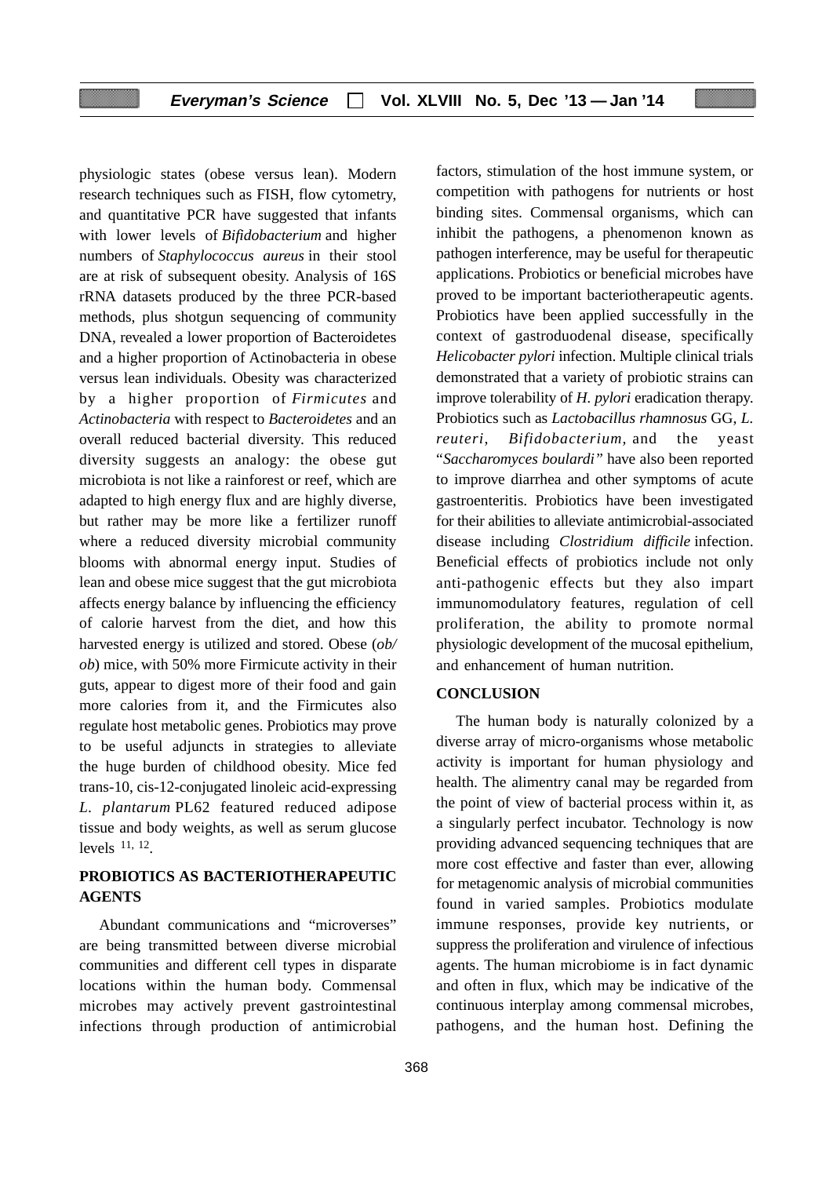physiologic states (obese versus lean). Modern research techniques such as FISH, flow cytometry, and quantitative PCR have suggested that infants with lower levels of *Bifidobacterium* and higher numbers of *Staphylococcus aureus* in their stool are at risk of subsequent obesity. Analysis of 16S rRNA datasets produced by the three PCR-based methods, plus shotgun sequencing of community DNA, revealed a lower proportion of Bacteroidetes and a higher proportion of Actinobacteria in obese versus lean individuals. Obesity was characterized by a higher proportion of *Firmicutes* and *Actinobacteria* with respect to *Bacteroidetes* and an overall reduced bacterial diversity. This reduced diversity suggests an analogy: the obese gut microbiota is not like a rainforest or reef, which are adapted to high energy flux and are highly diverse, but rather may be more like a fertilizer runoff where a reduced diversity microbial community blooms with abnormal energy input. Studies of lean and obese mice suggest that the gut microbiota affects energy balance by influencing the efficiency of calorie harvest from the diet, and how this harvested energy is utilized and stored. Obese (*ob/ob*) mice, with 50% more Firmicute activity in their guts, appear to digest more of their food and gain more calories from it, and the Firmicutes also regulate host metabolic genes. Probiotics may prove to be useful adjuncts in strategies to alleviate the huge burden of childhood obesity. Mice fed trans-10, cis-12-conjugated linoleic acid-expressing *L. plantarum* PL62 featured reduced adipose tissue and body weights, as well as serum glucose levels [11, 12].

## PROBIOTICS AS BACTERIOTHERAPEUTIC AGENTS

Abundant communications and "microverses" are being transmitted between diverse microbial communities and different cell types in disparate locations within the human body. Commensal microbes may actively prevent gastrointestinal infections through production of antimicrobial factors, stimulation of the host immune system, or competition with pathogens for nutrients or host binding sites. Commensal organisms, which can inhibit the pathogens, a phenomenon known as pathogen interference, may be useful for therapeutic applications. Probiotics or beneficial microbes have proved to be important bacteriotherapeutic agents. Probiotics have been applied successfully in the context of gastroduodenal disease, specifically *Helicobacter pylori* infection. Multiple clinical trials demonstrated that a variety of probiotic strains can improve tolerability of *H. pylori* eradication therapy. Probiotics such as *Lactobacillus rhamnosus* GG, *L. reuteri*, *Bifidobacterium,* and the yeast "*Saccharomyces boulardi"* have also been reported to improve diarrhea and other symptoms of acute gastroenteritis. Probiotics have been investigated for their abilities to alleviate antimicrobial-associated disease including *Clostridium difficile* infection. Beneficial effects of probiotics include not only anti-pathogenic effects but they also impart immunomodulatory features, regulation of cell proliferation, the ability to promote normal physiologic development of the mucosal epithelium, and enhancement of human nutrition.

## CONCLUSION

The human body is naturally colonized by a diverse array of micro-organisms whose metabolic activity is important for human physiology and health. The alimentry canal may be regarded from the point of view of bacterial process within it, as a singularly perfect incubator. Technology is now providing advanced sequencing techniques that are more cost effective and faster than ever, allowing for metagenomic analysis of microbial communities found in varied samples. Probiotics modulate immune responses, provide key nutrients, or suppress the proliferation and virulence of infectious agents. The human microbiome is in fact dynamic and often in flux, which may be indicative of the continuous interplay among commensal microbes, pathogens, and the human host. Defining the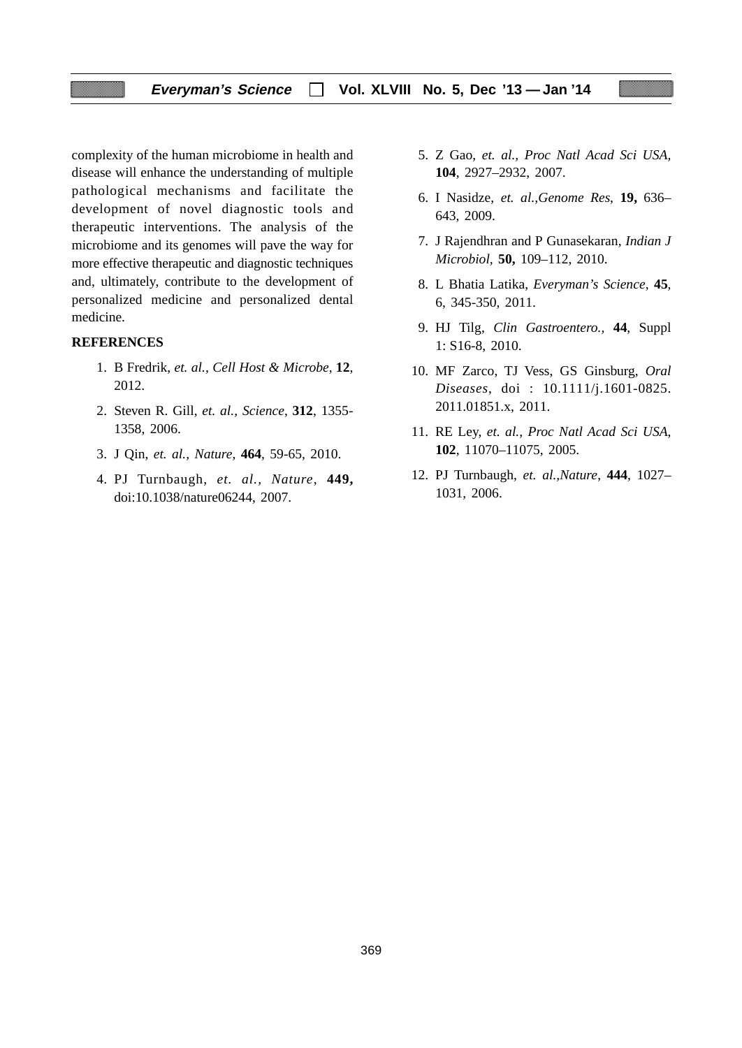complexity of the human microbiome in health and disease will enhance the understanding of multiple pathological mechanisms and facilitate the development of novel diagnostic tools and therapeutic interventions. The analysis of the microbiome and its genomes will pave the way for more effective therapeutic and diagnostic techniques and, ultimately, contribute to the development of personalized medicine and personalized dental medicine.

## REFERENCES

1. B Fredrik, *et. al., Cell Host & Microbe*, **12**, 2012.
2. Steven R. Gill, *et. al., Science*, **312**, 1355-1358, 2006.
3. J Qin, *et. al., Nature*, **464**, 59-65, 2010.
4. PJ Turnbaugh, *et. al., Nature*, **449,** doi:10.1038/nature06244, 2007.
5. Z Gao, *et. al., Proc Natl Acad Sci USA*, **104**, 2927–2932, 2007.
6. I Nasidze, *et. al.,Genome Res*, **19,** 636–643, 2009.
7. J Rajendhran and P Gunasekaran, *Indian J Microbiol*, **50,** 109–112, 2010.
8. L Bhatia Latika, *Everyman's Science*, **45**, 6, 345-350, 2011.
9. HJ Tilg, *Clin Gastroentero.*, **44**, Suppl 1: S16-8, 2010.
10. MF Zarco, TJ Vess, GS Ginsburg, *Oral Diseases*, doi : 10.1111/j.1601-0825. 2011.01851.x, 2011.
11. RE Ley, *et. al., Proc Natl Acad Sci USA*, **102**, 11070–11075, 2005.
12. PJ Turnbaugh, *et. al.,Nature*, **444**, 1027–1031, 2006.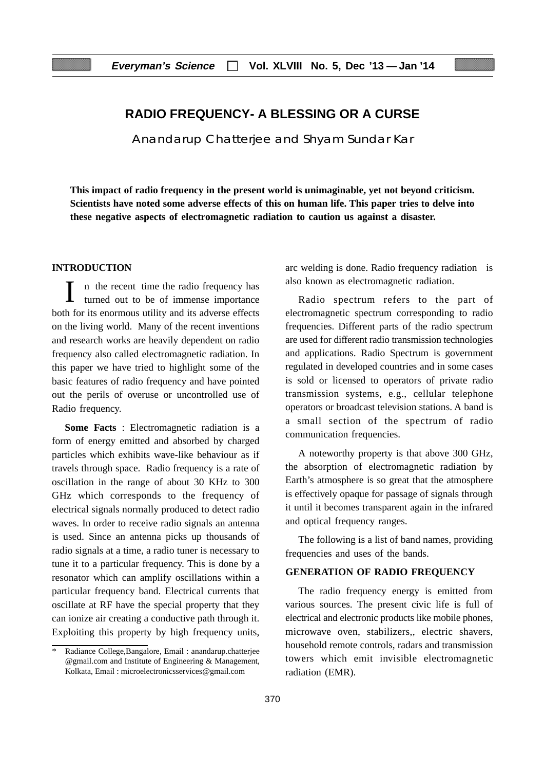# RADIO FREQUENCY- A BLESSING OR A CURSE

Anandarup Chatterjee and Shyam Sundar Kar

**This impact of radio frequency in the present world is unimaginable, yet not beyond criticism. Scientists have noted some adverse effects of this on human life. This paper tries to delve into these negative aspects of electromagnetic radiation to caution us against a disaster.**

## INTRODUCTION

In the recent time the radio frequency has turned out to be of immense importance both for its enormous utility and its adverse effects on the living world. Many of the recent inventions and research works are heavily dependent on radio frequency also called electromagnetic radiation. In this paper we have tried to highlight some of the basic features of radio frequency and have pointed out the perils of overuse or uncontrolled use of Radio frequency.

**Some Facts** : Electromagnetic radiation is a form of energy emitted and absorbed by charged particles which exhibits wave-like behaviour as if travels through space. Radio frequency is a rate of oscillation in the range of about 30 KHz to 300 GHz which corresponds to the frequency of electrical signals normally produced to detect radio waves. In order to receive radio signals an antenna is used. Since an antenna picks up thousands of radio signals at a time, a radio tuner is necessary to tune it to a particular frequency. This is done by a resonator which can amplify oscillations within a particular frequency band. Electrical currents that oscillate at RF have the special property that they can ionize air creating a conductive path through it. Exploiting this property by high frequency units, arc welding is done. Radio frequency radiation is also known as electromagnetic radiation.

Radio spectrum refers to the part of electromagnetic spectrum corresponding to radio frequencies. Different parts of the radio spectrum are used for different radio transmission technologies and applications. Radio Spectrum is government regulated in developed countries and in some cases is sold or licensed to operators of private radio transmission systems, e.g., cellular telephone operators or broadcast television stations. A band is a small section of the spectrum of radio communication frequencies.

A noteworthy property is that above 300 GHz, the absorption of electromagnetic radiation by Earth's atmosphere is so great that the atmosphere is effectively opaque for passage of signals through it until it becomes transparent again in the infrared and optical frequency ranges.

The following is a list of band names, providing frequencies and uses of the bands.

## GENERATION OF RADIO FREQUENCY

The radio frequency energy is emitted from various sources. The present civic life is full of electrical and electronic products like mobile phones, microwave oven, stabilizers,, electric shavers, household remote controls, radars and transmission towers which emit invisible electromagnetic radiation (EMR).

* Radiance College,Bangalore, Email : anandarup.chatterjee@gmail.com and Institute of Engineering & Management, Kolkata, Email : microelectronicsservices@gmail.com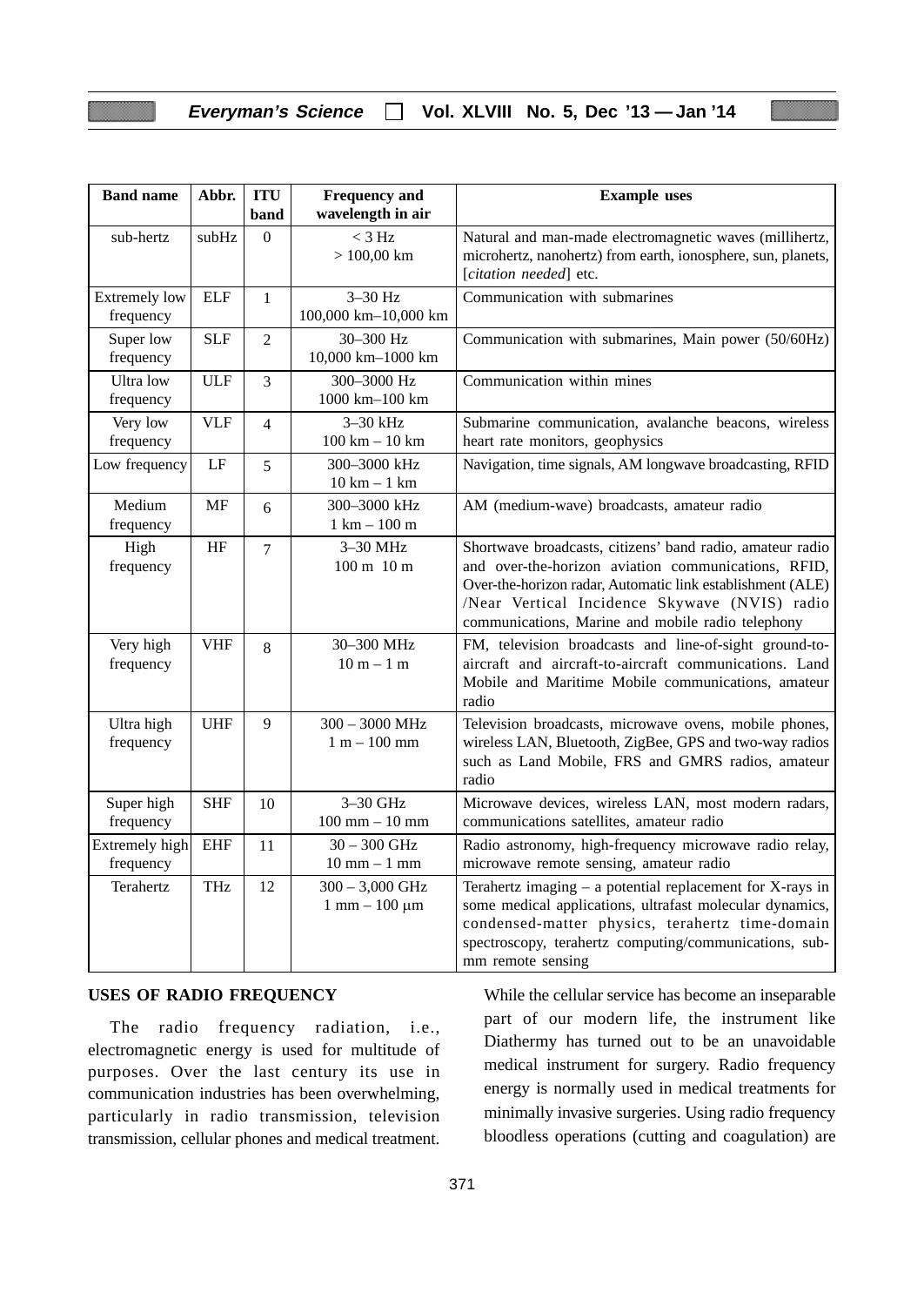| Band name | Abbr. | ITU band | Frequency and wavelength in air | Example uses |
|---|---|---|---|---|
| sub-hertz | subHz | 0 | < 3 Hz<br>> 100,00 km | Natural and man-made electromagnetic waves (millihertz, microhertz, nanohertz) from earth, ionosphere, sun, planets, [*citation needed*] etc. |
| Extremely low frequency | ELF | 1 | 3–30 Hz<br>100,000 km–10,000 km | Communication with submarines |
| Super low frequency | SLF | 2 | 30–300 Hz<br>10,000 km–1000 km | Communication with submarines, Main power (50/60Hz) |
| Ultra low frequency | ULF | 3 | 300–3000 Hz<br>1000 km–100 km | Communication within mines |
| Very low frequency | VLF | 4 | 3–30 kHz<br>100 km – 10 km | Submarine communication, avalanche beacons, wireless heart rate monitors, geophysics |
| Low frequency | LF | 5 | 300–3000 kHz<br>10 km – 1 km | Navigation, time signals, AM longwave broadcasting, RFID |
| Medium frequency | MF | 6 | 300–3000 kHz<br>1 km – 100 m | AM (medium-wave) broadcasts, amateur radio |
| High frequency | HF | 7 | 3–30 MHz<br>100 m 10 m | Shortwave broadcasts, citizens' band radio, amateur radio and over-the-horizon aviation communications, RFID, Over-the-horizon radar, Automatic link establishment (ALE) /Near Vertical Incidence Skywave (NVIS) radio communications, Marine and mobile radio telephony |
| Very high frequency | VHF | 8 | 30–300 MHz<br>10 m – 1 m | FM, television broadcasts and line-of-sight ground-to-aircraft and aircraft-to-aircraft communications. Land Mobile and Maritime Mobile communications, amateur radio |
| Ultra high frequency | UHF | 9 | 300 – 3000 MHz<br>1 m – 100 mm | Television broadcasts, microwave ovens, mobile phones, wireless LAN, Bluetooth, ZigBee, GPS and two-way radios such as Land Mobile, FRS and GMRS radios, amateur radio |
| Super high frequency | SHF | 10 | 3–30 GHz<br>100 mm – 10 mm | Microwave devices, wireless LAN, most modern radars, communications satellites, amateur radio |
| Extremely high frequency | EHF | 11 | 30 – 300 GHz<br>10 mm – 1 mm | Radio astronomy, high-frequency microwave radio relay, microwave remote sensing, amateur radio |
| Terahertz | THz | 12 | 300 – 3,000 GHz<br>1 mm – 100 μm | Terahertz imaging – a potential replacement for X-rays in some medical applications, ultrafast molecular dynamics, condensed-matter physics, terahertz time-domain spectroscopy, terahertz computing/communications, sub-mm remote sensing |

## USES OF RADIO FREQUENCY

The radio frequency radiation, i.e., electromagnetic energy is used for multitude of purposes. Over the last century its use in communication industries has been overwhelming, particularly in radio transmission, television transmission, cellular phones and medical treatment. While the cellular service has become an inseparable part of our modern life, the instrument like Diathermy has turned out to be an unavoidable medical instrument for surgery. Radio frequency energy is normally used in medical treatments for minimally invasive surgeries. Using radio frequency bloodless operations (cutting and coagulation) are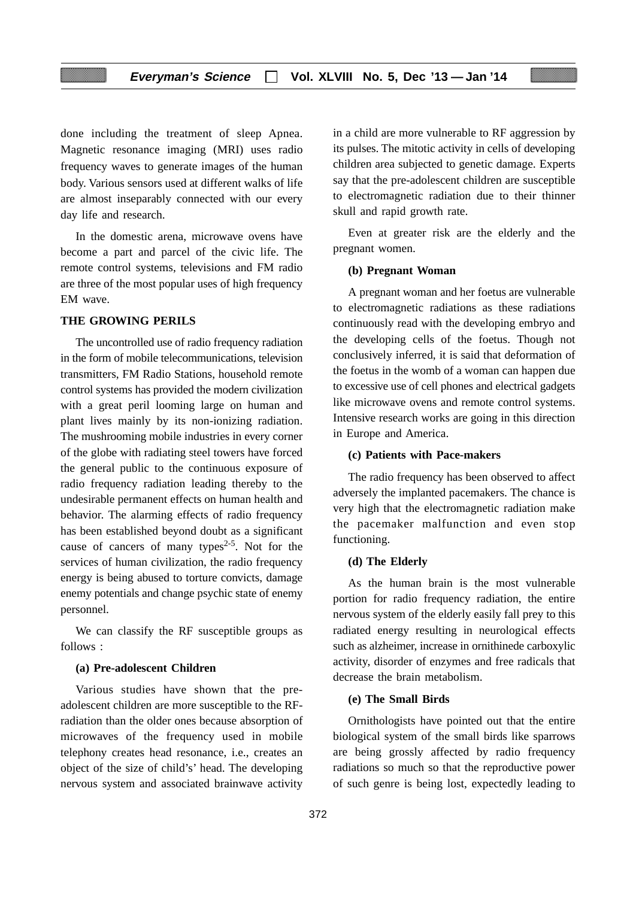done including the treatment of sleep Apnea. Magnetic resonance imaging (MRI) uses radio frequency waves to generate images of the human body. Various sensors used at different walks of life are almost inseparably connected with our every day life and research.

In the domestic arena, microwave ovens have become a part and parcel of the civic life. The remote control systems, televisions and FM radio are three of the most popular uses of high frequency EM wave.

## THE GROWING PERILS

The uncontrolled use of radio frequency radiation in the form of mobile telecommunications, television transmitters, FM Radio Stations, household remote control systems has provided the modern civilization with a great peril looming large on human and plant lives mainly by its non-ionizing radiation. The mushrooming mobile industries in every corner of the globe with radiating steel towers have forced the general public to the continuous exposure of radio frequency radiation leading thereby to the undesirable permanent effects on human health and behavior. The alarming effects of radio frequency has been established beyond doubt as a significant cause of cancers of many types[2-5]. Not for the services of human civilization, the radio frequency energy is being abused to torture convicts, damage enemy potentials and change psychic state of enemy personnel.

We can classify the RF susceptible groups as follows :

### (a) Pre-adolescent Children

Various studies have shown that the pre-adolescent children are more susceptible to the RF-radiation than the older ones because absorption of microwaves of the frequency used in mobile telephony creates head resonance, i.e., creates an object of the size of child's' head. The developing nervous system and associated brainwave activity in a child are more vulnerable to RF aggression by its pulses. The mitotic activity in cells of developing children area subjected to genetic damage. Experts say that the pre-adolescent children are susceptible to electromagnetic radiation due to their thinner skull and rapid growth rate.

Even at greater risk are the elderly and the pregnant women.

### (b) Pregnant Woman

A pregnant woman and her foetus are vulnerable to electromagnetic radiations as these radiations continuously read with the developing embryo and the developing cells of the foetus. Though not conclusively inferred, it is said that deformation of the foetus in the womb of a woman can happen due to excessive use of cell phones and electrical gadgets like microwave ovens and remote control systems. Intensive research works are going in this direction in Europe and America.

### (c) Patients with Pace-makers

The radio frequency has been observed to affect adversely the implanted pacemakers. The chance is very high that the electromagnetic radiation make the pacemaker malfunction and even stop functioning.

### (d) The Elderly

As the human brain is the most vulnerable portion for radio frequency radiation, the entire nervous system of the elderly easily fall prey to this radiated energy resulting in neurological effects such as alzheimer, increase in ornithinede carboxylic activity, disorder of enzymes and free radicals that decrease the brain metabolism.

### (e) The Small Birds

Ornithologists have pointed out that the entire biological system of the small birds like sparrows are being grossly affected by radio frequency radiations so much so that the reproductive power of such genre is being lost, expectedly leading to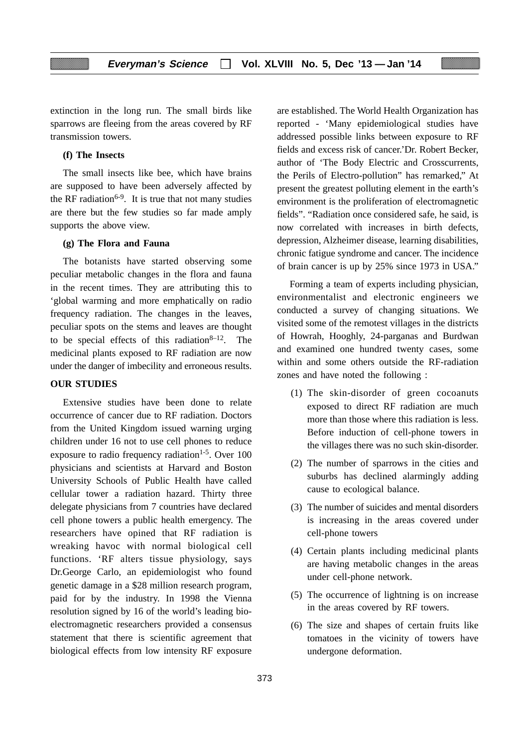extinction in the long run. The small birds like sparrows are fleeing from the areas covered by RF transmission towers.

**(f) The Insects**

The small insects like bee, which have brains are supposed to have been adversely affected by the RF radiation[6-9]. It is true that not many studies are there but the few studies so far made amply supports the above view.

**(g) The Flora and Fauna**

The botanists have started observing some peculiar metabolic changes in the flora and fauna in the recent times. They are attributing this to 'global warming and more emphatically on radio frequency radiation. The changes in the leaves, peculiar spots on the stems and leaves are thought to be special effects of this radiation[8–12]. The medicinal plants exposed to RF radiation are now under the danger of imbecility and erroneous results.

**OUR STUDIES**

Extensive studies have been done to relate occurrence of cancer due to RF radiation. Doctors from the United Kingdom issued warning urging children under 16 not to use cell phones to reduce exposure to radio frequency radiation[1-5]. Over 100 physicians and scientists at Harvard and Boston University Schools of Public Health have called cellular tower a radiation hazard. Thirty three delegate physicians from 7 countries have declared cell phone towers a public health emergency. The researchers have opined that RF radiation is wreaking havoc with normal biological cell functions. 'RF alters tissue physiology, says Dr.George Carlo, an epidemiologist who found genetic damage in a $28 million research program, paid for by the industry. In 1998 the Vienna resolution signed by 16 of the world's leading bio-electromagnetic researchers provided a consensus statement that there is scientific agreement that biological effects from low intensity RF exposure are established. The World Health Organization has reported - 'Many epidemiological studies have addressed possible links between exposure to RF fields and excess risk of cancer.'Dr. Robert Becker, author of 'The Body Electric and Crosscurrents, the Perils of Electro-pollution" has remarked," At present the greatest polluting element in the earth's environment is the proliferation of electromagnetic fields". "Radiation once considered safe, he said, is now correlated with increases in birth defects, depression, Alzheimer disease, learning disabilities, chronic fatigue syndrome and cancer. The incidence of brain cancer is up by 25% since 1973 in USA."

Forming a team of experts including physician, environmentalist and electronic engineers we conducted a survey of changing situations. We visited some of the remotest villages in the districts of Howrah, Hooghly, 24-parganas and Burdwan and examined one hundred twenty cases, some within and some others outside the RF-radiation zones and have noted the following :

(1) The skin-disorder of green cocoanuts exposed to direct RF radiation are much more than those where this radiation is less. Before induction of cell-phone towers in the villages there was no such skin-disorder.

(2) The number of sparrows in the cities and suburbs has declined alarmingly adding cause to ecological balance.

(3) The number of suicides and mental disorders is increasing in the areas covered under cell-phone towers

(4) Certain plants including medicinal plants are having metabolic changes in the areas under cell-phone network.

(5) The occurrence of lightning is on increase in the areas covered by RF towers.

(6) The size and shapes of certain fruits like tomatoes in the vicinity of towers have undergone deformation.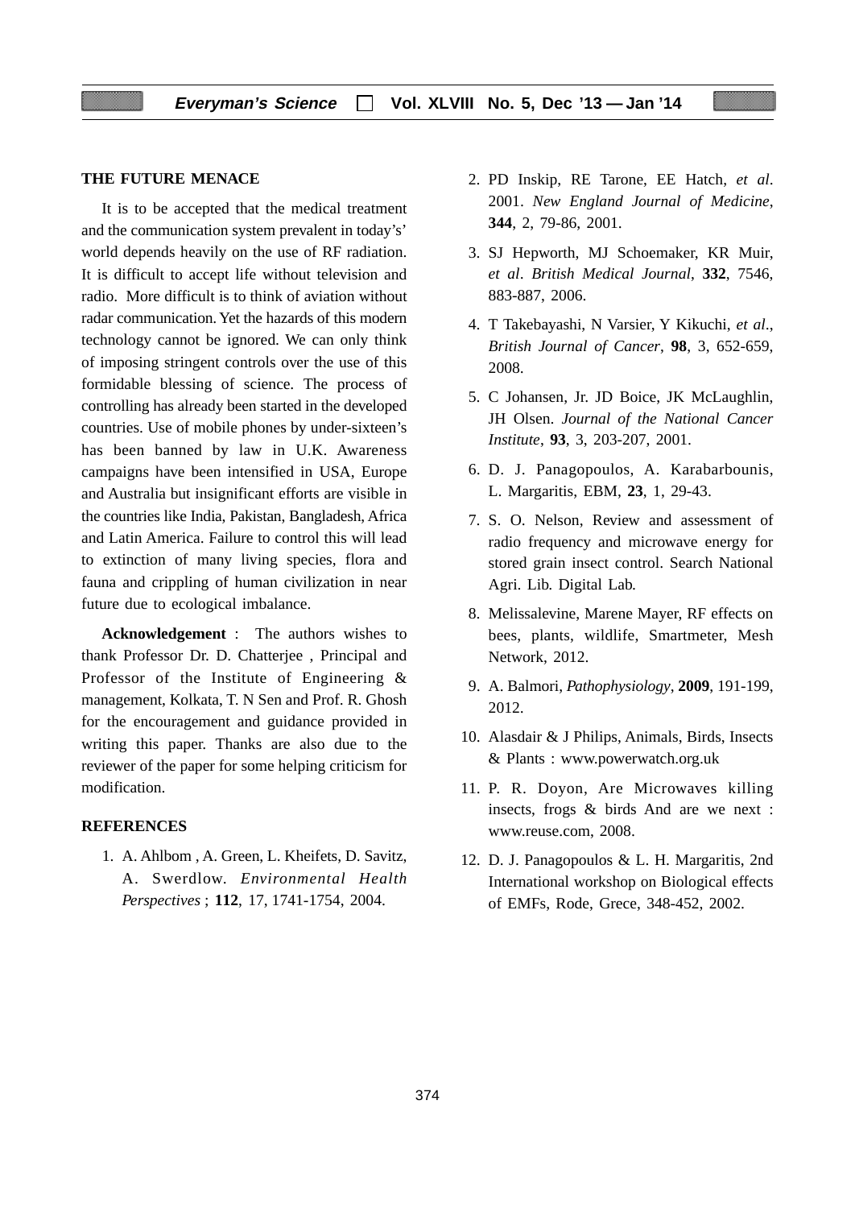## THE FUTURE MENACE

It is to be accepted that the medical treatment and the communication system prevalent in today's' world depends heavily on the use of RF radiation. It is difficult to accept life without television and radio. More difficult is to think of aviation without radar communication. Yet the hazards of this modern technology cannot be ignored. We can only think of imposing stringent controls over the use of this formidable blessing of science. The process of controlling has already been started in the developed countries. Use of mobile phones by under-sixteen's has been banned by law in U.K. Awareness campaigns have been intensified in USA, Europe and Australia but insignificant efforts are visible in the countries like India, Pakistan, Bangladesh, Africa and Latin America. Failure to control this will lead to extinction of many living species, flora and fauna and crippling of human civilization in near future due to ecological imbalance.

**Acknowledgement** : The authors wishes to thank Professor Dr. D. Chatterjee , Principal and Professor of the Institute of Engineering & management, Kolkata, T. N Sen and Prof. R. Ghosh for the encouragement and guidance provided in writing this paper. Thanks are also due to the reviewer of the paper for some helping criticism for modification.

## REFERENCES

1. A. Ahlbom , A. Green, L. Kheifets, D. Savitz, A. Swerdlow. *Environmental Health Perspectives* ; **112**, 17, 1741-1754, 2004.
2. PD Inskip, RE Tarone, EE Hatch, *et al*. 2001. *New England Journal of Medicine*, **344**, 2, 79-86, 2001.
3. SJ Hepworth, MJ Schoemaker, KR Muir, *et al*. *British Medical Journal*, **332**, 7546, 883-887, 2006.
4. T Takebayashi, N Varsier, Y Kikuchi, *et al*., *British Journal of Cancer*, **98**, 3, 652-659, 2008.
5. C Johansen, Jr. JD Boice, JK McLaughlin, JH Olsen. *Journal of the National Cancer Institute*, **93**, 3, 203-207, 2001.
6. D. J. Panagopoulos, A. Karabarbounis, L. Margaritis, EBM, **23**, 1, 29-43.
7. S. O. Nelson, Review and assessment of radio frequency and microwave energy for stored grain insect control. Search National Agri. Lib. Digital Lab.
8. Melissalevine, Marene Mayer, RF effects on bees, plants, wildlife, Smartmeter, Mesh Network, 2012.
9. A. Balmori, *Pathophysiology*, **2009**, 191-199, 2012.
10. Alasdair & J Philips, Animals, Birds, Insects & Plants : www.powerwatch.org.uk
11. P. R. Doyon, Are Microwaves killing insects, frogs & birds And are we next : www.reuse.com, 2008.
12. D. J. Panagopoulos & L. H. Margaritis, 2nd International workshop on Biological effects of EMFs, Rode, Grece, 348-452, 2002.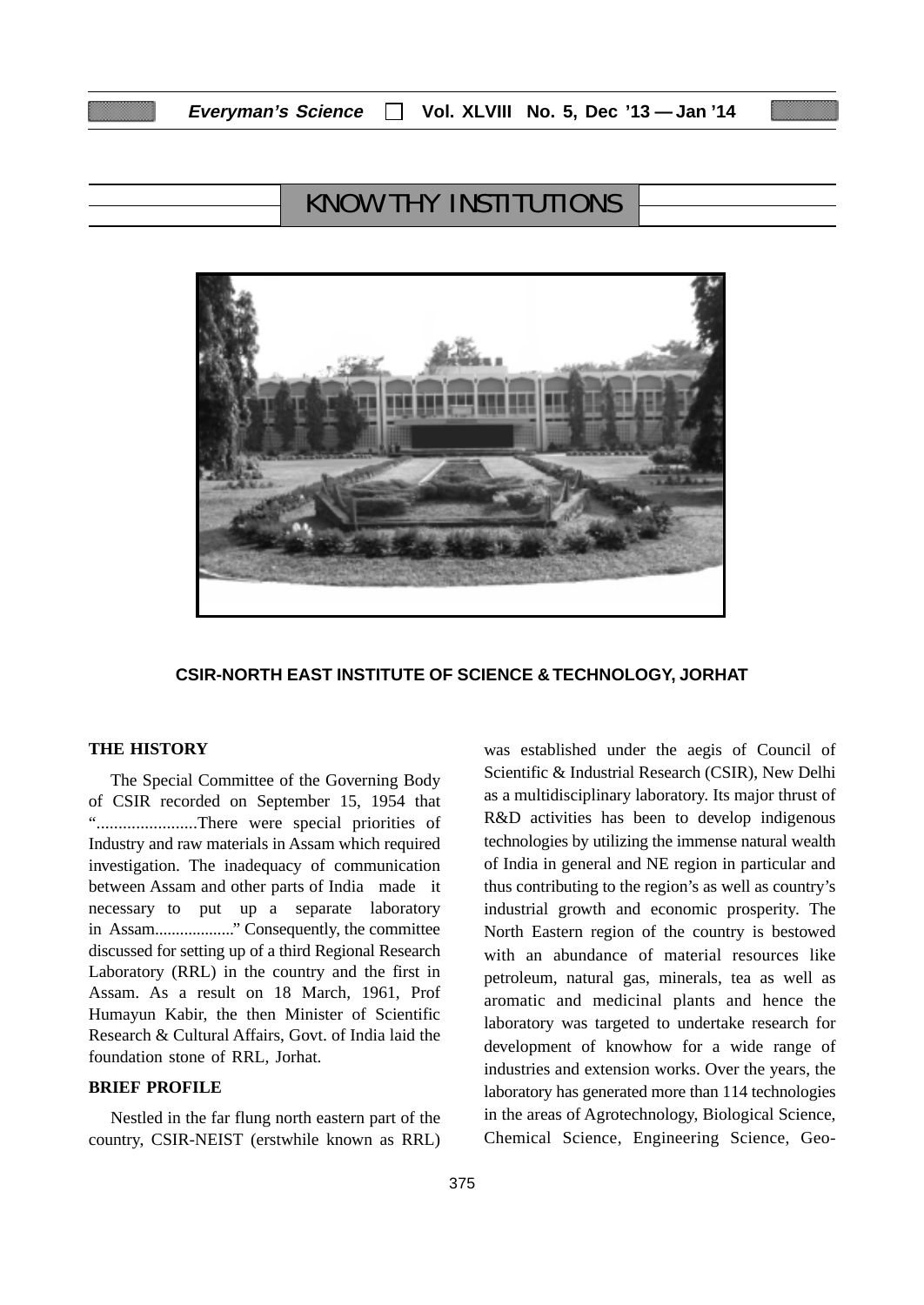# KNOW THY INSTITUTIONS

**CSIR-NORTH EAST INSTITUTE OF SCIENCE & TECHNOLOGY, JORHAT**

## THE HISTORY

The Special Committee of the Governing Body of CSIR recorded on September 15, 1954 that ".......................There were special priorities of Industry and raw materials in Assam which required investigation. The inadequacy of communication between Assam and other parts of India made it necessary to put up a separate laboratory in Assam..................." Consequently, the committee discussed for setting up of a third Regional Research Laboratory (RRL) in the country and the first in Assam. As a result on 18 March, 1961, Prof Humayun Kabir, the then Minister of Scientific Research & Cultural Affairs, Govt. of India laid the foundation stone of RRL, Jorhat.

## BRIEF PROFILE

Nestled in the far flung north eastern part of the country, CSIR-NEIST (erstwhile known as RRL) was established under the aegis of Council of Scientific & Industrial Research (CSIR), New Delhi as a multidisciplinary laboratory. Its major thrust of R&D activities has been to develop indigenous technologies by utilizing the immense natural wealth of India in general and NE region in particular and thus contributing to the region's as well as country's industrial growth and economic prosperity. The North Eastern region of the country is bestowed with an abundance of material resources like petroleum, natural gas, minerals, tea as well as aromatic and medicinal plants and hence the laboratory was targeted to undertake research for development of knowhow for a wide range of industries and extension works. Over the years, the laboratory has generated more than 114 technologies in the areas of Agrotechnology, Biological Science, Chemical Science, Engineering Science, Geo-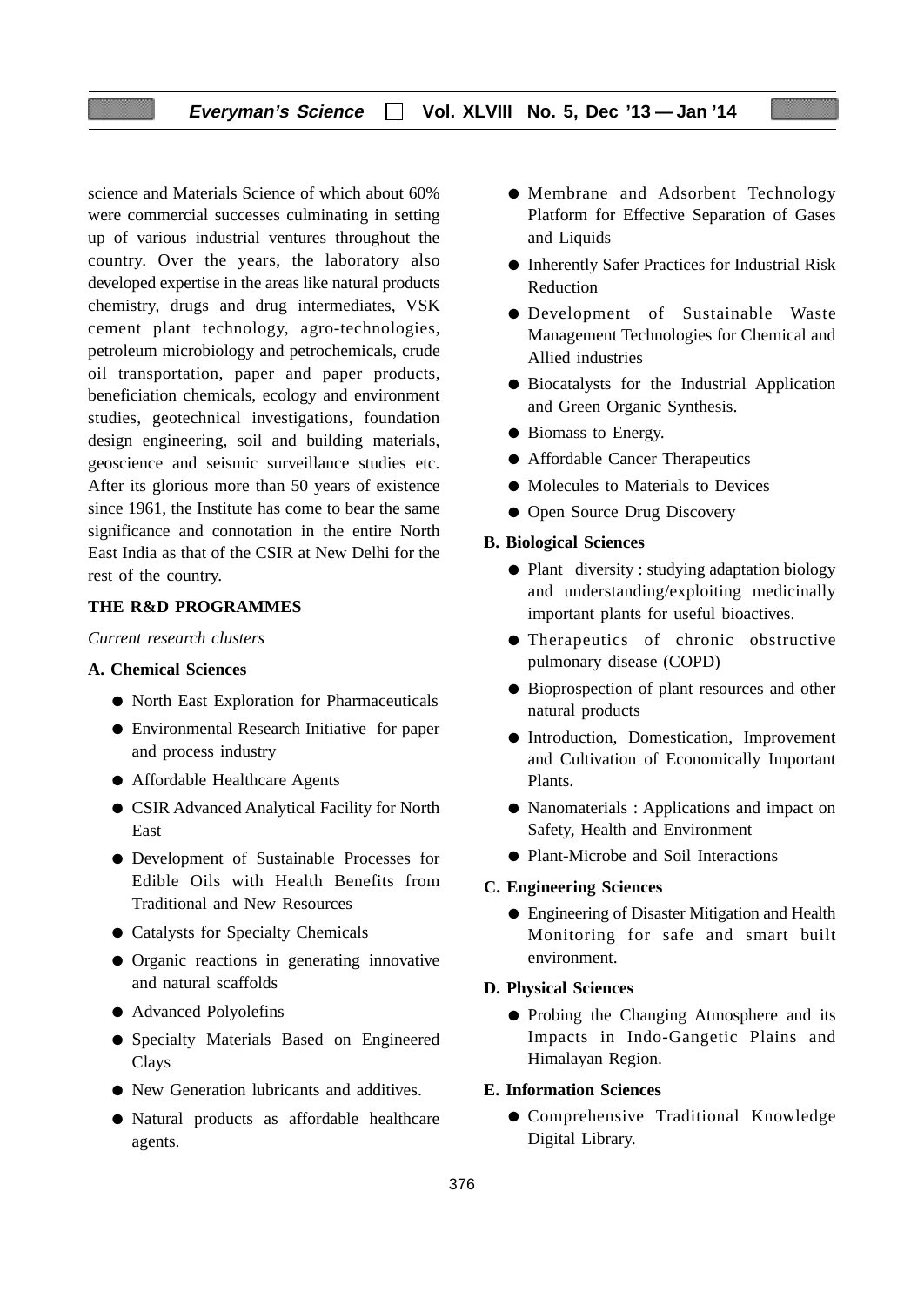science and Materials Science of which about 60% were commercial successes culminating in setting up of various industrial ventures throughout the country. Over the years, the laboratory also developed expertise in the areas like natural products chemistry, drugs and drug intermediates, VSK cement plant technology, agro-technologies, petroleum microbiology and petrochemicals, crude oil transportation, paper and paper products, beneficiation chemicals, ecology and environment studies, geotechnical investigations, foundation design engineering, soil and building materials, geoscience and seismic surveillance studies etc. After its glorious more than 50 years of existence since 1961, the Institute has come to bear the same significance and connotation in the entire North East India as that of the CSIR at New Delhi for the rest of the country.

## THE R&D PROGRAMMES

*Current research clusters*

### A. Chemical Sciences

- North East Exploration for Pharmaceuticals
- Environmental Research Initiative for paper and process industry
- Affordable Healthcare Agents
- CSIR Advanced Analytical Facility for North East
- Development of Sustainable Processes for Edible Oils with Health Benefits from Traditional and New Resources
- Catalysts for Specialty Chemicals
- Organic reactions in generating innovative and natural scaffolds
- Advanced Polyolefins
- Specialty Materials Based on Engineered Clays
- New Generation lubricants and additives.
- Natural products as affordable healthcare agents.
- Membrane and Adsorbent Technology Platform for Effective Separation of Gases and Liquids
- Inherently Safer Practices for Industrial Risk Reduction
- Development of Sustainable Waste Management Technologies for Chemical and Allied industries
- Biocatalysts for the Industrial Application and Green Organic Synthesis.
- Biomass to Energy.
- Affordable Cancer Therapeutics
- Molecules to Materials to Devices
- Open Source Drug Discovery

### B. Biological Sciences

- Plant diversity : studying adaptation biology and understanding/exploiting medicinally important plants for useful bioactives.
- Therapeutics of chronic obstructive pulmonary disease (COPD)
- Bioprospection of plant resources and other natural products
- Introduction, Domestication, Improvement and Cultivation of Economically Important Plants.
- Nanomaterials : Applications and impact on Safety, Health and Environment
- Plant-Microbe and Soil Interactions

### C. Engineering Sciences

- Engineering of Disaster Mitigation and Health Monitoring for safe and smart built environment.

### D. Physical Sciences

- Probing the Changing Atmosphere and its Impacts in Indo-Gangetic Plains and Himalayan Region.

### E. Information Sciences

- Comprehensive Traditional Knowledge Digital Library.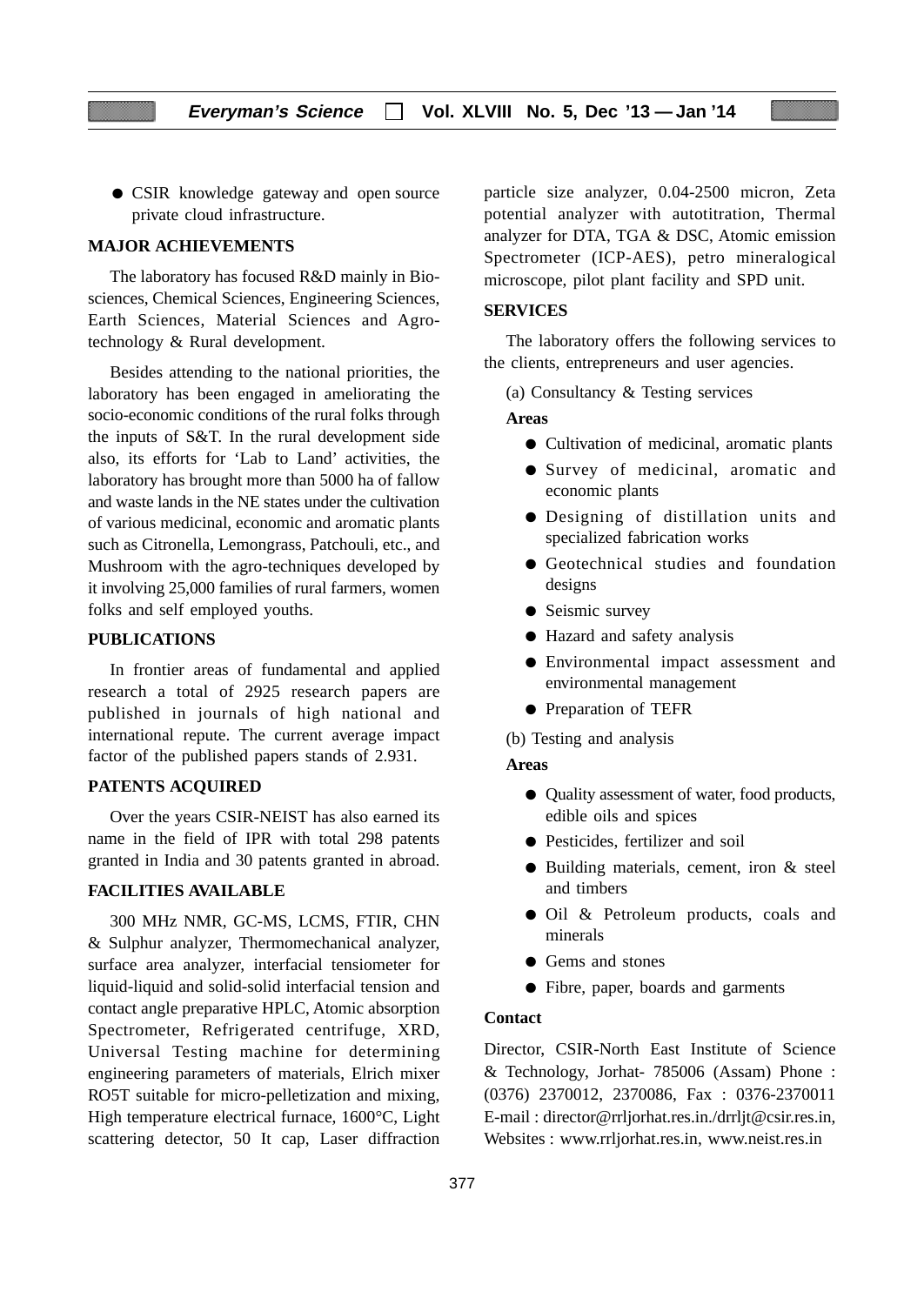- CSIR knowledge gateway and open source private cloud infrastructure.

## MAJOR ACHIEVEMENTS

The laboratory has focused R&D mainly in Bio-sciences, Chemical Sciences, Engineering Sciences, Earth Sciences, Material Sciences and Agro-technology & Rural development.

Besides attending to the national priorities, the laboratory has been engaged in ameliorating the socio-economic conditions of the rural folks through the inputs of S&T. In the rural development side also, its efforts for 'Lab to Land' activities, the laboratory has brought more than 5000 ha of fallow and waste lands in the NE states under the cultivation of various medicinal, economic and aromatic plants such as Citronella, Lemongrass, Patchouli, etc., and Mushroom with the agro-techniques developed by it involving 25,000 families of rural farmers, women folks and self employed youths.

## PUBLICATIONS

In frontier areas of fundamental and applied research a total of 2925 research papers are published in journals of high national and international repute. The current average impact factor of the published papers stands of 2.931.

## PATENTS ACQUIRED

Over the years CSIR-NEIST has also earned its name in the field of IPR with total 298 patents granted in India and 30 patents granted in abroad.

## FACILITIES AVAILABLE

300 MHz NMR, GC-MS, LCMS, FTIR, CHN & Sulphur analyzer, Thermomechanical analyzer, surface area analyzer, interfacial tensiometer for liquid-liquid and solid-solid interfacial tension and contact angle preparative HPLC, Atomic absorption Spectrometer, Refrigerated centrifuge, XRD, Universal Testing machine for determining engineering parameters of materials, Elrich mixer RO5T suitable for micro-pelletization and mixing, High temperature electrical furnace, 1600°C, Light scattering detector, 50 lt cap, Laser diffraction particle size analyzer, 0.04-2500 micron, Zeta potential analyzer with autotitration, Thermal analyzer for DTA, TGA & DSC, Atomic emission Spectrometer (ICP-AES), petro mineralogical microscope, pilot plant facility and SPD unit.

## SERVICES

The laboratory offers the following services to the clients, entrepreneurs and user agencies.

(a) Consultancy & Testing services

**Areas**

- Cultivation of medicinal, aromatic plants
- Survey of medicinal, aromatic and economic plants
- Designing of distillation units and specialized fabrication works
- Geotechnical studies and foundation designs
- Seismic survey
- Hazard and safety analysis
- Environmental impact assessment and environmental management
- Preparation of TEFR

(b) Testing and analysis

**Areas**

- Quality assessment of water, food products, edible oils and spices
- Pesticides, fertilizer and soil
- Building materials, cement, iron & steel and timbers
- Oil & Petroleum products, coals and minerals
- Gems and stones
- Fibre, paper, boards and garments

**Contact**

Director, CSIR-North East Institute of Science & Technology, Jorhat- 785006 (Assam) Phone : (0376) 2370012, 2370086, Fax : 0376-2370011 E-mail : director@rrljorhat.res.in./drrljt@csir.res.in, Websites : www.rrljorhat.res.in, www.neist.res.in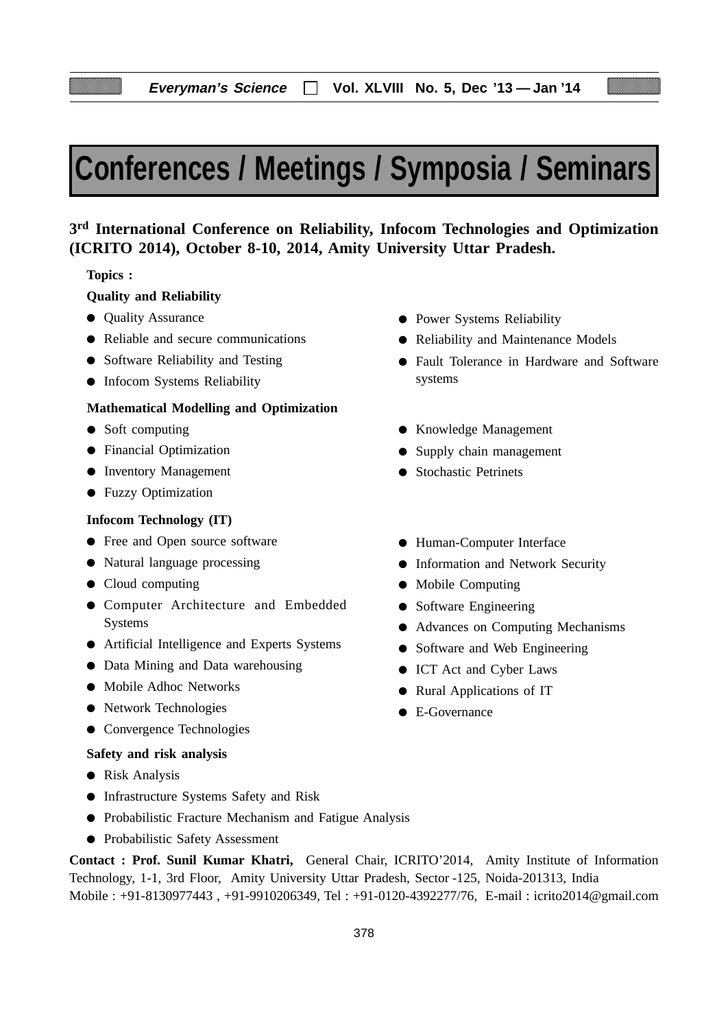# Conferences / Meetings / Symposia / Seminars

## 3rd International Conference on Reliability, Infocom Technologies and Optimization (ICRITO 2014), October 8-10, 2014, Amity University Uttar Pradesh.

**Topics :**

**Quality and Reliability**

- Quality Assurance
- Reliable and secure communications
- Software Reliability and Testing
- Infocom Systems Reliability
- Power Systems Reliability
- Reliability and Maintenance Models
- Fault Tolerance in Hardware and Software systems

**Mathematical Modelling and Optimization**

- Soft computing
- Financial Optimization
- Inventory Management
- Fuzzy Optimization
- Knowledge Management
- Supply chain management
- Stochastic Petrinets

**Infocom Technology (IT)**

- Free and Open source software
- Natural language processing
- Cloud computing
- Computer Architecture and Embedded Systems
- Artificial Intelligence and Experts Systems
- Data Mining and Data warehousing
- Mobile Adhoc Networks
- Network Technologies
- Convergence Technologies
- Human-Computer Interface
- Information and Network Security
- Mobile Computing
- Software Engineering
- Advances on Computing Mechanisms
- Software and Web Engineering
- ICT Act and Cyber Laws
- Rural Applications of IT
- E-Governance

**Safety and risk analysis**

- Risk Analysis
- Infrastructure Systems Safety and Risk
- Probabilistic Fracture Mechanism and Fatigue Analysis
- Probabilistic Safety Assessment

**Contact : Prof. Sunil Kumar Khatri,** General Chair, ICRITO'2014, Amity Institute of Information Technology, 1-1, 3rd Floor, Amity University Uttar Pradesh, Sector -125, Noida-201313, India
Mobile : +91-8130977443 , +91-9910206349, Tel : +91-0120-4392277/76, E-mail : icrito2014@gmail.com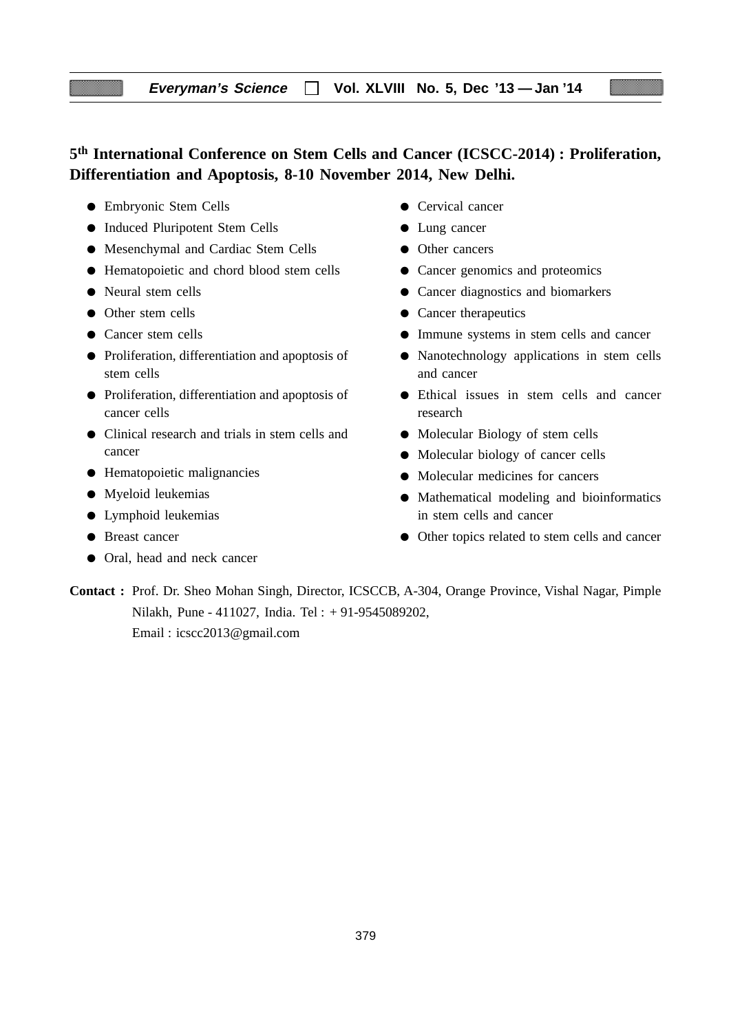**5th International Conference on Stem Cells and Cancer (ICSCC-2014) : Proliferation, Differentiation and Apoptosis, 8-10 November 2014, New Delhi.**

- Embryonic Stem Cells
- Induced Pluripotent Stem Cells
- Mesenchymal and Cardiac Stem Cells
- Hematopoietic and chord blood stem cells
- Neural stem cells
- Other stem cells
- Cancer stem cells
- Proliferation, differentiation and apoptosis of stem cells
- Proliferation, differentiation and apoptosis of cancer cells
- Clinical research and trials in stem cells and cancer
- Hematopoietic malignancies
- Myeloid leukemias
- Lymphoid leukemias
- Breast cancer
- Oral, head and neck cancer
- Cervical cancer
- Lung cancer
- Other cancers
- Cancer genomics and proteomics
- Cancer diagnostics and biomarkers
- Cancer therapeutics
- Immune systems in stem cells and cancer
- Nanotechnology applications in stem cells and cancer
- Ethical issues in stem cells and cancer research
- Molecular Biology of stem cells
- Molecular biology of cancer cells
- Molecular medicines for cancers
- Mathematical modeling and bioinformatics in stem cells and cancer
- Other topics related to stem cells and cancer

**Contact :** Prof. Dr. Sheo Mohan Singh, Director, ICSCCB, A-304, Orange Province, Vishal Nagar, Pimple Nilakh, Pune - 411027, India. Tel : + 91-9545089202,
Email : icscc2013@gmail.com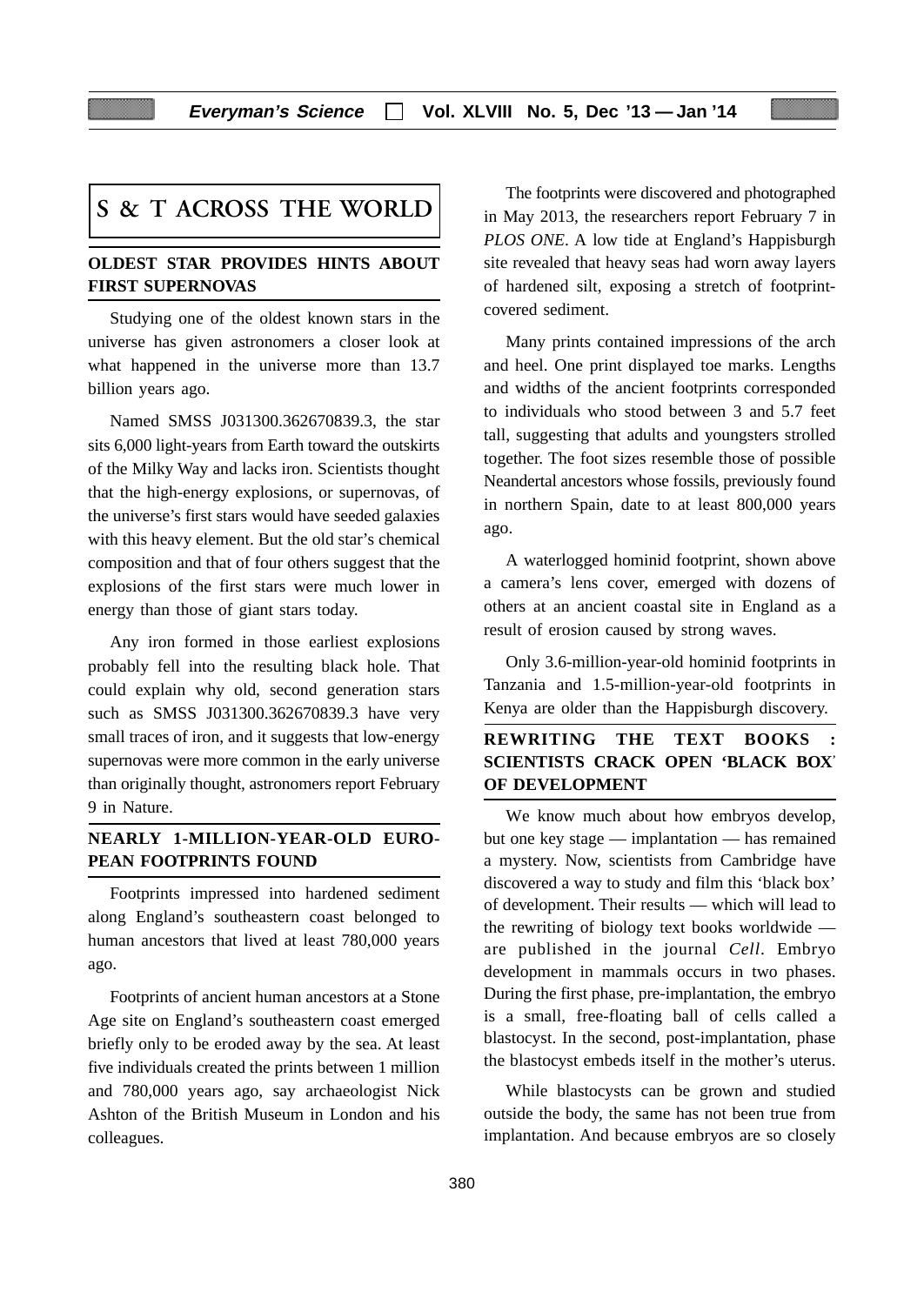# S & T ACROSS THE WORLD

## OLDEST STAR PROVIDES HINTS ABOUT FIRST SUPERNOVAS

Studying one of the oldest known stars in the universe has given astronomers a closer look at what happened in the universe more than 13.7 billion years ago.

Named SMSS J031300.362670839.3, the star sits 6,000 light-years from Earth toward the outskirts of the Milky Way and lacks iron. Scientists thought that the high-energy explosions, or supernovas, of the universe's first stars would have seeded galaxies with this heavy element. But the old star's chemical composition and that of four others suggest that the explosions of the first stars were much lower in energy than those of giant stars today.

Any iron formed in those earliest explosions probably fell into the resulting black hole. That could explain why old, second generation stars such as SMSS J031300.362670839.3 have very small traces of iron, and it suggests that low-energy supernovas were more common in the early universe than originally thought, astronomers report February 9 in Nature.

## NEARLY 1-MILLION-YEAR-OLD EUROPEAN FOOTPRINTS FOUND

Footprints impressed into hardened sediment along England's southeastern coast belonged to human ancestors that lived at least 780,000 years ago.

Footprints of ancient human ancestors at a Stone Age site on England's southeastern coast emerged briefly only to be eroded away by the sea. At least five individuals created the prints between 1 million and 780,000 years ago, say archaeologist Nick Ashton of the British Museum in London and his colleagues.

The footprints were discovered and photographed in May 2013, the researchers report February 7 in *PLOS ONE*. A low tide at England's Happisburgh site revealed that heavy seas had worn away layers of hardened silt, exposing a stretch of footprint-covered sediment.

Many prints contained impressions of the arch and heel. One print displayed toe marks. Lengths and widths of the ancient footprints corresponded to individuals who stood between 3 and 5.7 feet tall, suggesting that adults and youngsters strolled together. The foot sizes resemble those of possible Neandertal ancestors whose fossils, previously found in northern Spain, date to at least 800,000 years ago.

A waterlogged hominid footprint, shown above a camera's lens cover, emerged with dozens of others at an ancient coastal site in England as a result of erosion caused by strong waves.

Only 3.6-million-year-old hominid footprints in Tanzania and 1.5-million-year-old footprints in Kenya are older than the Happisburgh discovery.

## REWRITING THE TEXT BOOKS : SCIENTISTS CRACK OPEN 'BLACK BOX' OF DEVELOPMENT

We know much about how embryos develop, but one key stage — implantation — has remained a mystery. Now, scientists from Cambridge have discovered a way to study and film this 'black box' of development. Their results — which will lead to the rewriting of biology text books worldwide — are published in the journal *Cell*. Embryo development in mammals occurs in two phases. During the first phase, pre-implantation, the embryo is a small, free-floating ball of cells called a blastocyst. In the second, post-implantation, phase the blastocyst embeds itself in the mother's uterus.

While blastocysts can be grown and studied outside the body, the same has not been true from implantation. And because embryos are so closely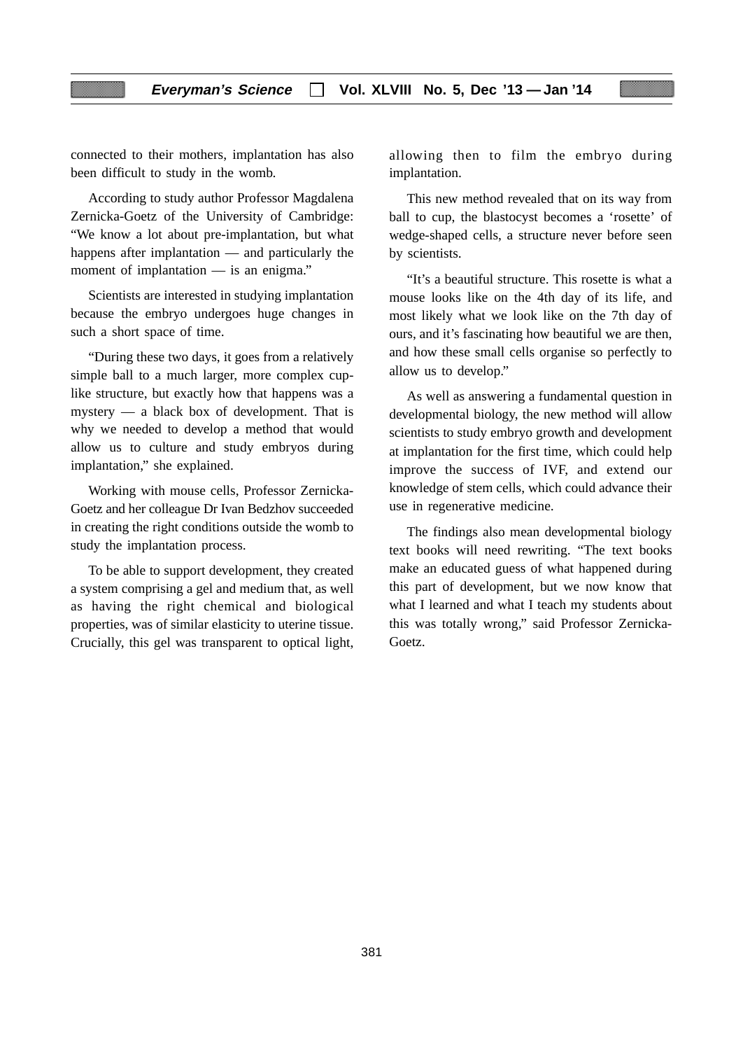connected to their mothers, implantation has also been difficult to study in the womb.

According to study author Professor Magdalena Zernicka-Goetz of the University of Cambridge: "We know a lot about pre-implantation, but what happens after implantation — and particularly the moment of implantation — is an enigma."

Scientists are interested in studying implantation because the embryo undergoes huge changes in such a short space of time.

"During these two days, it goes from a relatively simple ball to a much larger, more complex cup-like structure, but exactly how that happens was a mystery — a black box of development. That is why we needed to develop a method that would allow us to culture and study embryos during implantation," she explained.

Working with mouse cells, Professor Zernicka-Goetz and her colleague Dr Ivan Bedzhov succeeded in creating the right conditions outside the womb to study the implantation process.

To be able to support development, they created a system comprising a gel and medium that, as well as having the right chemical and biological properties, was of similar elasticity to uterine tissue. Crucially, this gel was transparent to optical light, allowing then to film the embryo during implantation.

This new method revealed that on its way from ball to cup, the blastocyst becomes a 'rosette' of wedge-shaped cells, a structure never before seen by scientists.

"It's a beautiful structure. This rosette is what a mouse looks like on the 4th day of its life, and most likely what we look like on the 7th day of ours, and it's fascinating how beautiful we are then, and how these small cells organise so perfectly to allow us to develop."

As well as answering a fundamental question in developmental biology, the new method will allow scientists to study embryo growth and development at implantation for the first time, which could help improve the success of IVF, and extend our knowledge of stem cells, which could advance their use in regenerative medicine.

The findings also mean developmental biology text books will need rewriting. "The text books make an educated guess of what happened during this part of development, but we now know that what I learned and what I teach my students about this was totally wrong," said Professor Zernicka-Goetz.